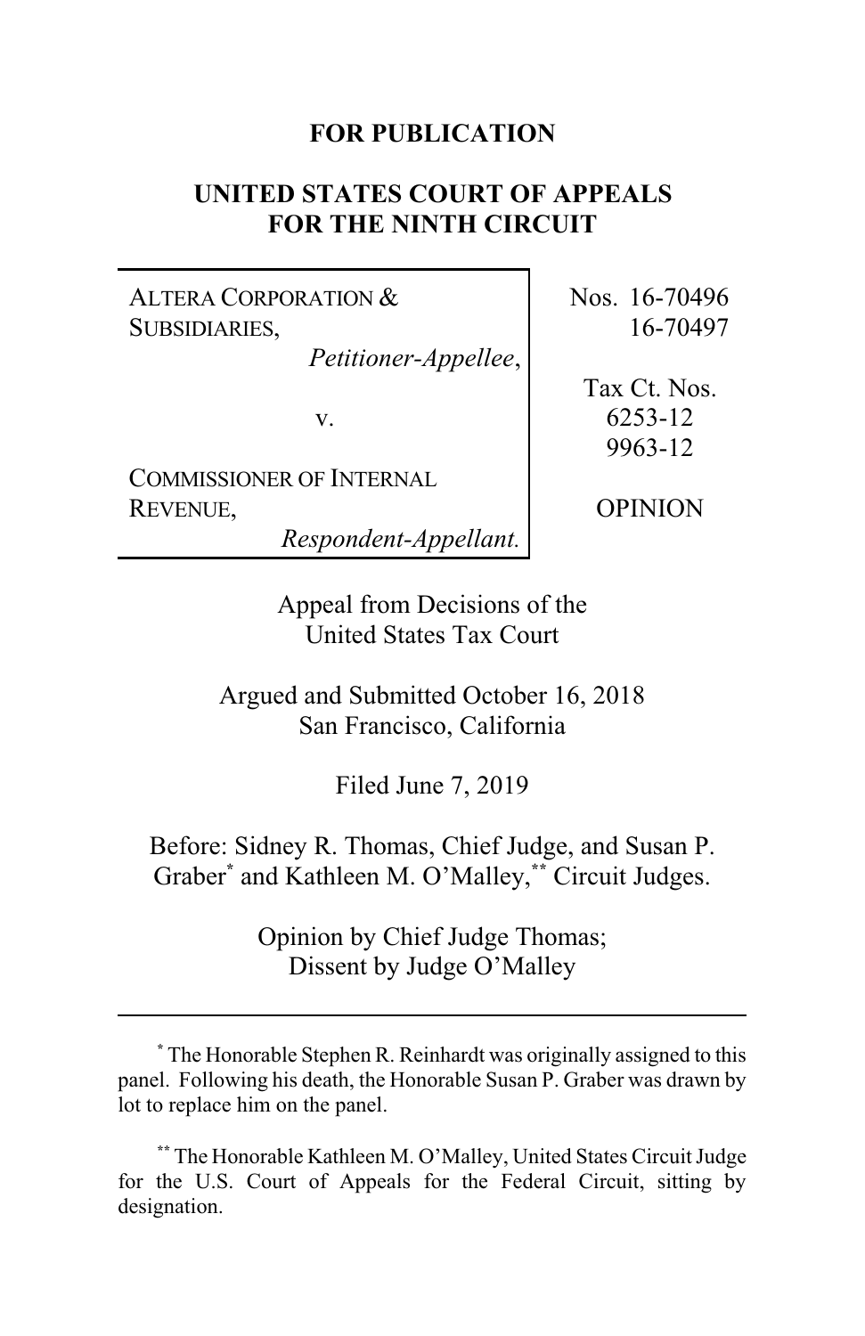**FOR PUBLICATION**

**UNITED STATES COURT OF APPEALS FOR THE NINTH CIRCUIT**

| | |
|---|---|
| ALTERA CORPORATION & SUBSIDIARIES, *Petitioner-Appellee*, | Nos. 16-70496 16-70497 |
| v. | Tax Ct. Nos. 6253-12 9963-12 |
| COMMISSIONER OF INTERNAL REVENUE, *Respondent-Appellant.* | OPINION |

Appeal from Decisions of the United States Tax Court

Argued and Submitted October 16, 2018
San Francisco, California

Filed June 7, 2019

Before: Sidney R. Thomas, Chief Judge, and Susan P. Graber[*] and Kathleen M. O'Malley,[**] Circuit Judges.

Opinion by Chief Judge Thomas;
Dissent by Judge O'Malley

---

[*] The Honorable Stephen R. Reinhardt was originally assigned to this panel. Following his death, the Honorable Susan P. Graber was drawn by lot to replace him on the panel.

[**] The Honorable Kathleen M. O'Malley, United States Circuit Judge for the U.S. Court of Appeals for the Federal Circuit, sitting by designation.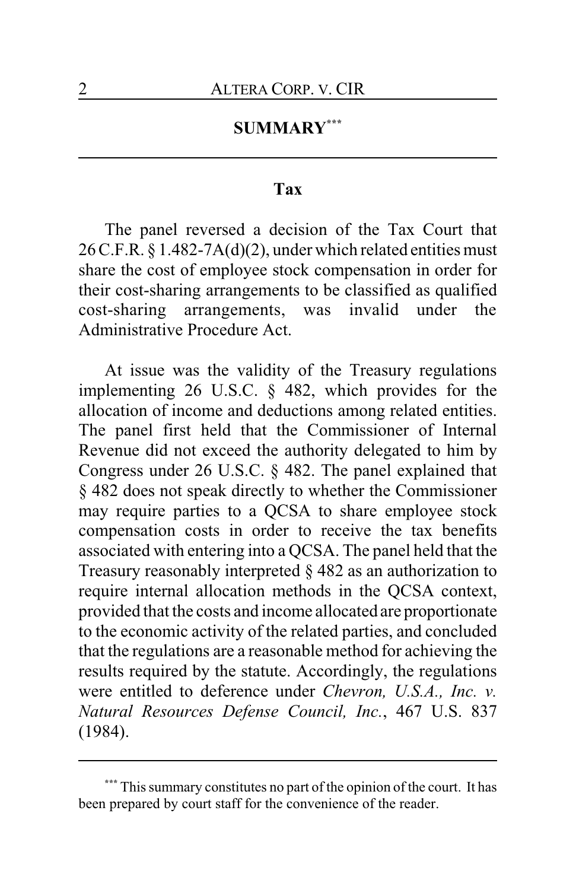## SUMMARY[***]

### Tax

The panel reversed a decision of the Tax Court that 26 C.F.R. § 1.482-7A(d)(2), under which related entities must share the cost of employee stock compensation in order for their cost-sharing arrangements to be classified as qualified cost-sharing arrangements, was invalid under the Administrative Procedure Act.

At issue was the validity of the Treasury regulations implementing 26 U.S.C. § 482, which provides for the allocation of income and deductions among related entities. The panel first held that the Commissioner of Internal Revenue did not exceed the authority delegated to him by Congress under 26 U.S.C. § 482. The panel explained that § 482 does not speak directly to whether the Commissioner may require parties to a QCSA to share employee stock compensation costs in order to receive the tax benefits associated with entering into a QCSA. The panel held that the Treasury reasonably interpreted § 482 as an authorization to require internal allocation methods in the QCSA context, provided that the costs and income allocated are proportionate to the economic activity of the related parties, and concluded that the regulations are a reasonable method for achieving the results required by the statute. Accordingly, the regulations were entitled to deference under *Chevron, U.S.A., Inc. v. Natural Resources Defense Council, Inc.*, 467 U.S. 837 (1984).

---

[***] This summary constitutes no part of the opinion of the court. It has been prepared by court staff for the convenience of the reader.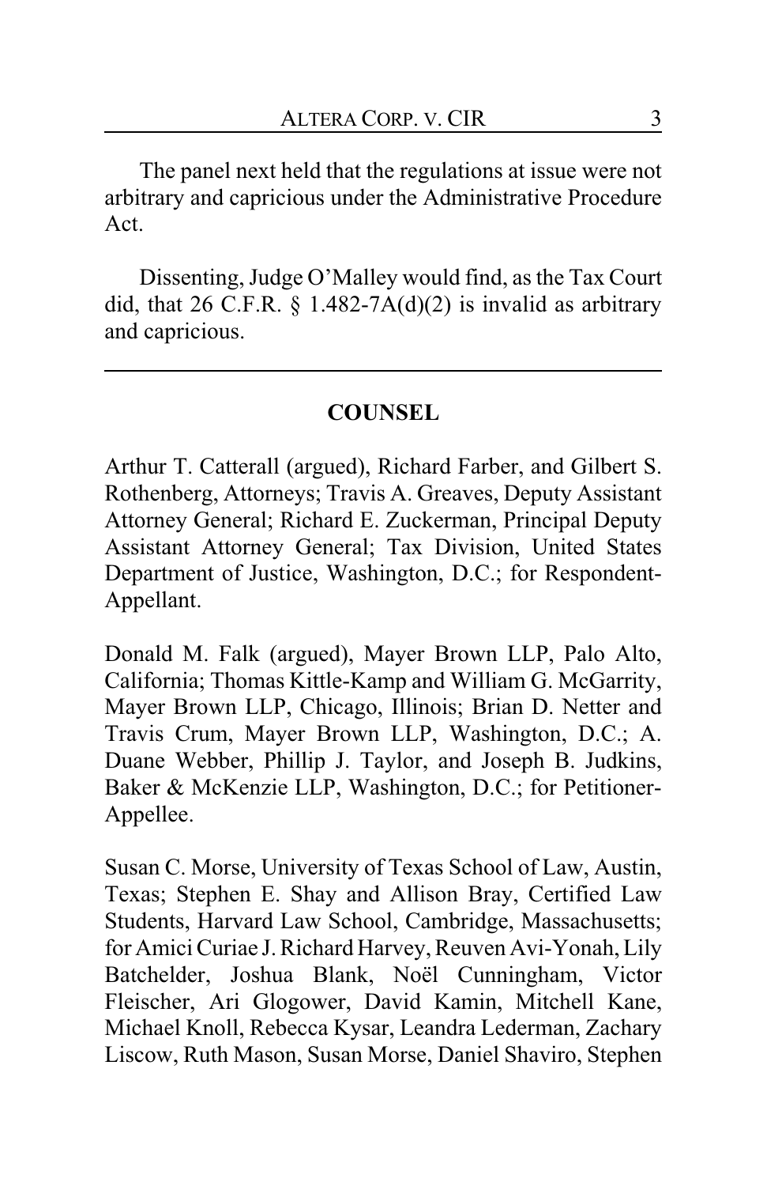The panel next held that the regulations at issue were not arbitrary and capricious under the Administrative Procedure Act.

Dissenting, Judge O'Malley would find, as the Tax Court did, that 26 C.F.R. § 1.482-7A(d)(2) is invalid as arbitrary and capricious.

---

## COUNSEL

Arthur T. Catterall (argued), Richard Farber, and Gilbert S. Rothenberg, Attorneys; Travis A. Greaves, Deputy Assistant Attorney General; Richard E. Zuckerman, Principal Deputy Assistant Attorney General; Tax Division, United States Department of Justice, Washington, D.C.; for Respondent-Appellant.

Donald M. Falk (argued), Mayer Brown LLP, Palo Alto, California; Thomas Kittle-Kamp and William G. McGarrity, Mayer Brown LLP, Chicago, Illinois; Brian D. Netter and Travis Crum, Mayer Brown LLP, Washington, D.C.; A. Duane Webber, Phillip J. Taylor, and Joseph B. Judkins, Baker & McKenzie LLP, Washington, D.C.; for Petitioner-Appellee.

Susan C. Morse, University of Texas School of Law, Austin, Texas; Stephen E. Shay and Allison Bray, Certified Law Students, Harvard Law School, Cambridge, Massachusetts; for Amici Curiae J. Richard Harvey, Reuven Avi-Yonah, Lily Batchelder, Joshua Blank, Noël Cunningham, Victor Fleischer, Ari Glogower, David Kamin, Mitchell Kane, Michael Knoll, Rebecca Kysar, Leandra Lederman, Zachary Liscow, Ruth Mason, Susan Morse, Daniel Shaviro, Stephen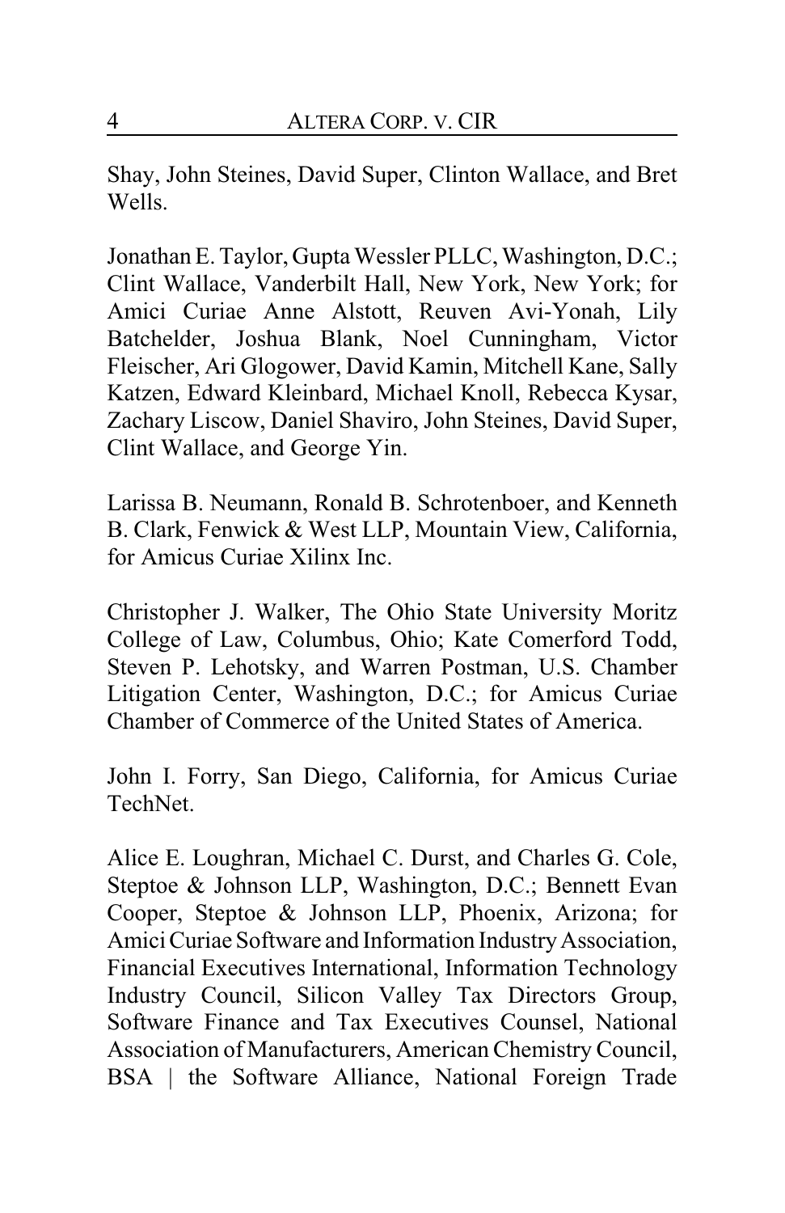Shay, John Steines, David Super, Clinton Wallace, and Bret Wells.

Jonathan E. Taylor, Gupta Wessler PLLC, Washington, D.C.; Clint Wallace, Vanderbilt Hall, New York, New York; for Amici Curiae Anne Alstott, Reuven Avi-Yonah, Lily Batchelder, Joshua Blank, Noel Cunningham, Victor Fleischer, Ari Glogower, David Kamin, Mitchell Kane, Sally Katzen, Edward Kleinbard, Michael Knoll, Rebecca Kysar, Zachary Liscow, Daniel Shaviro, John Steines, David Super, Clint Wallace, and George Yin.

Larissa B. Neumann, Ronald B. Schrotenboer, and Kenneth B. Clark, Fenwick & West LLP, Mountain View, California, for Amicus Curiae Xilinx Inc.

Christopher J. Walker, The Ohio State University Moritz College of Law, Columbus, Ohio; Kate Comerford Todd, Steven P. Lehotsky, and Warren Postman, U.S. Chamber Litigation Center, Washington, D.C.; for Amicus Curiae Chamber of Commerce of the United States of America.

John I. Forry, San Diego, California, for Amicus Curiae TechNet.

Alice E. Loughran, Michael C. Durst, and Charles G. Cole, Steptoe & Johnson LLP, Washington, D.C.; Bennett Evan Cooper, Steptoe & Johnson LLP, Phoenix, Arizona; for Amici Curiae Software and Information Industry Association, Financial Executives International, Information Technology Industry Council, Silicon Valley Tax Directors Group, Software Finance and Tax Executives Counsel, National Association of Manufacturers, American Chemistry Council, BSA | the Software Alliance, National Foreign Trade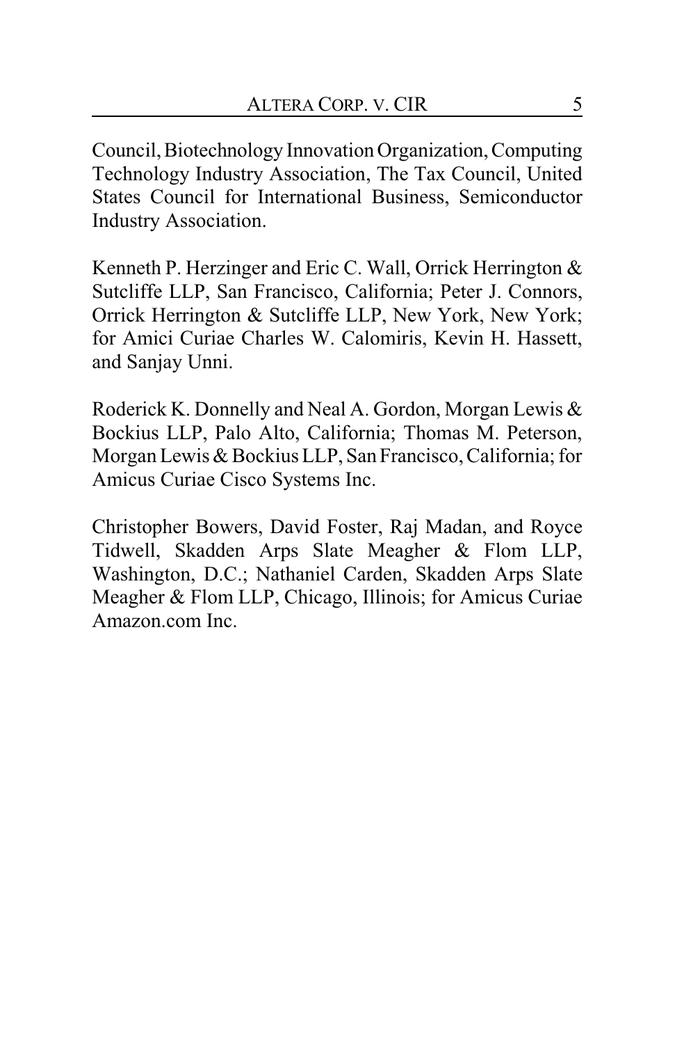Council, Biotechnology Innovation Organization, Computing Technology Industry Association, The Tax Council, United States Council for International Business, Semiconductor Industry Association.

Kenneth P. Herzinger and Eric C. Wall, Orrick Herrington & Sutcliffe LLP, San Francisco, California; Peter J. Connors, Orrick Herrington & Sutcliffe LLP, New York, New York; for Amici Curiae Charles W. Calomiris, Kevin H. Hassett, and Sanjay Unni.

Roderick K. Donnelly and Neal A. Gordon, Morgan Lewis & Bockius LLP, Palo Alto, California; Thomas M. Peterson, Morgan Lewis & Bockius LLP, San Francisco, California; for Amicus Curiae Cisco Systems Inc.

Christopher Bowers, David Foster, Raj Madan, and Royce Tidwell, Skadden Arps Slate Meagher & Flom LLP, Washington, D.C.; Nathaniel Carden, Skadden Arps Slate Meagher & Flom LLP, Chicago, Illinois; for Amicus Curiae Amazon.com Inc.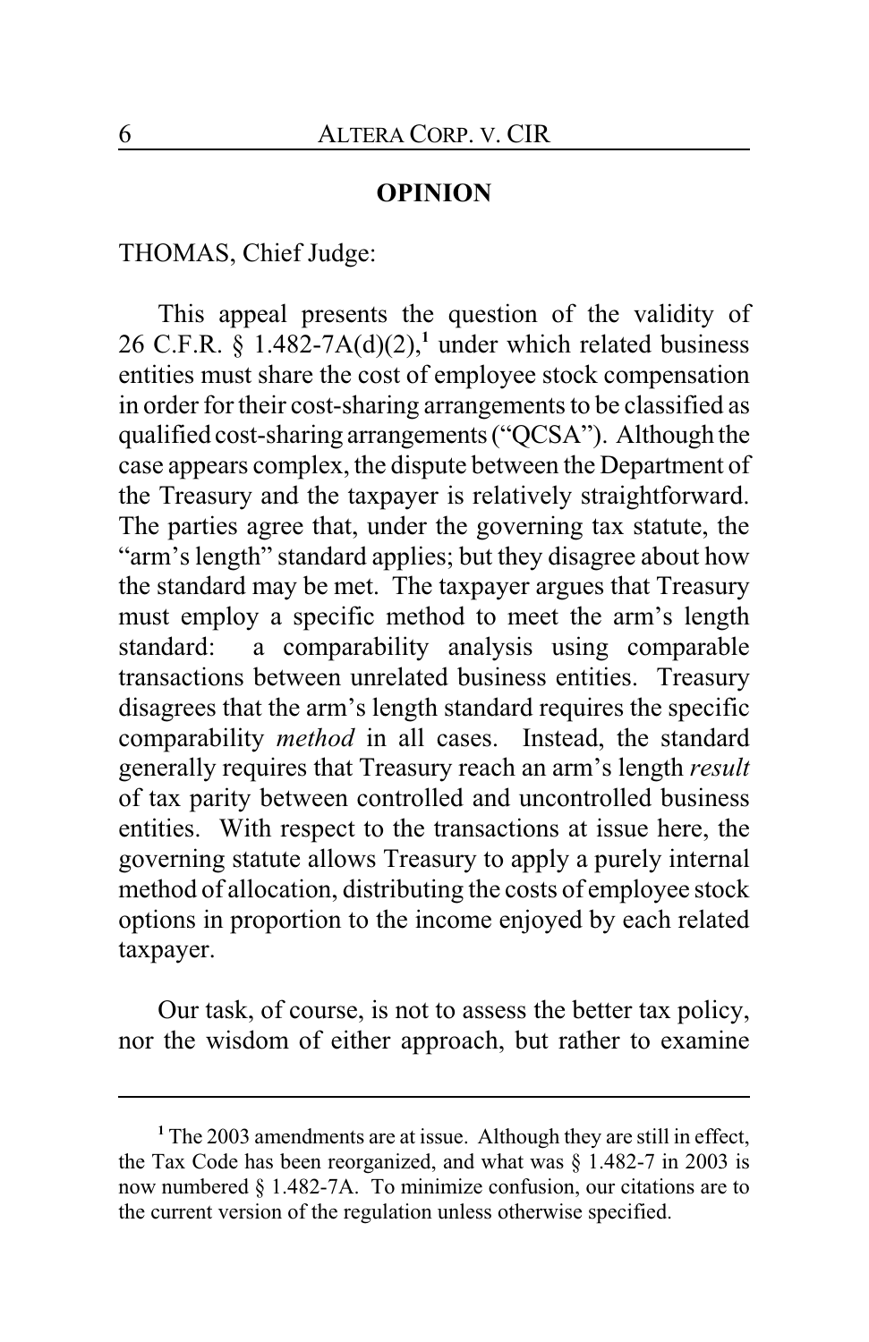## OPINION

THOMAS, Chief Judge:

This appeal presents the question of the validity of 26 C.F.R. § 1.482-7A(d)(2),[1] under which related business entities must share the cost of employee stock compensation in order for their cost-sharing arrangements to be classified as qualified cost-sharing arrangements ("QCSA"). Although the case appears complex, the dispute between the Department of the Treasury and the taxpayer is relatively straightforward. The parties agree that, under the governing tax statute, the "arm's length" standard applies; but they disagree about how the standard may be met. The taxpayer argues that Treasury must employ a specific method to meet the arm's length standard: a comparability analysis using comparable transactions between unrelated business entities. Treasury disagrees that the arm's length standard requires the specific comparability *method* in all cases. Instead, the standard generally requires that Treasury reach an arm's length *result* of tax parity between controlled and uncontrolled business entities. With respect to the transactions at issue here, the governing statute allows Treasury to apply a purely internal method of allocation, distributing the costs of employee stock options in proportion to the income enjoyed by each related taxpayer.

Our task, of course, is not to assess the better tax policy, nor the wisdom of either approach, but rather to examine

---

[1] The 2003 amendments are at issue. Although they are still in effect, the Tax Code has been reorganized, and what was § 1.482-7 in 2003 is now numbered § 1.482-7A. To minimize confusion, our citations are to the current version of the regulation unless otherwise specified.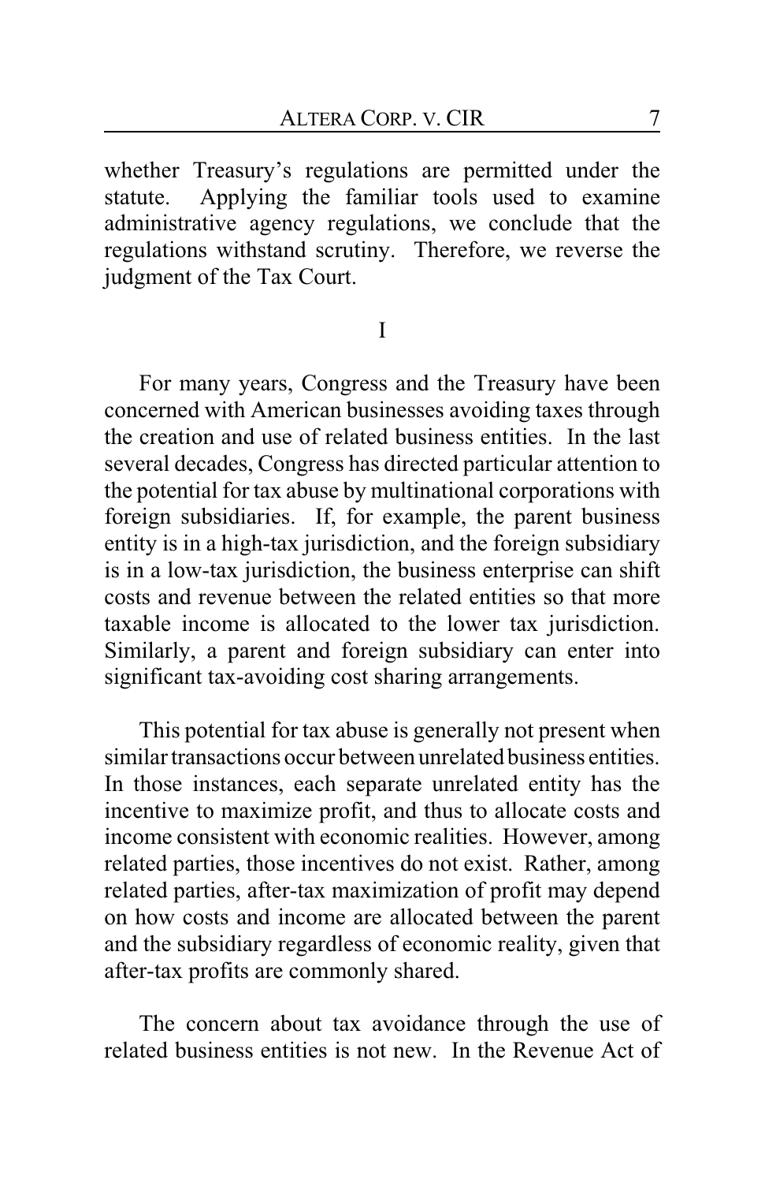whether Treasury's regulations are permitted under the statute. Applying the familiar tools used to examine administrative agency regulations, we conclude that the regulations withstand scrutiny. Therefore, we reverse the judgment of the Tax Court.

## I

For many years, Congress and the Treasury have been concerned with American businesses avoiding taxes through the creation and use of related business entities. In the last several decades, Congress has directed particular attention to the potential for tax abuse by multinational corporations with foreign subsidiaries. If, for example, the parent business entity is in a high-tax jurisdiction, and the foreign subsidiary is in a low-tax jurisdiction, the business enterprise can shift costs and revenue between the related entities so that more taxable income is allocated to the lower tax jurisdiction. Similarly, a parent and foreign subsidiary can enter into significant tax-avoiding cost sharing arrangements.

This potential for tax abuse is generally not present when similar transactions occur between unrelated business entities. In those instances, each separate unrelated entity has the incentive to maximize profit, and thus to allocate costs and income consistent with economic realities. However, among related parties, those incentives do not exist. Rather, among related parties, after-tax maximization of profit may depend on how costs and income are allocated between the parent and the subsidiary regardless of economic reality, given that after-tax profits are commonly shared.

The concern about tax avoidance through the use of related business entities is not new. In the Revenue Act of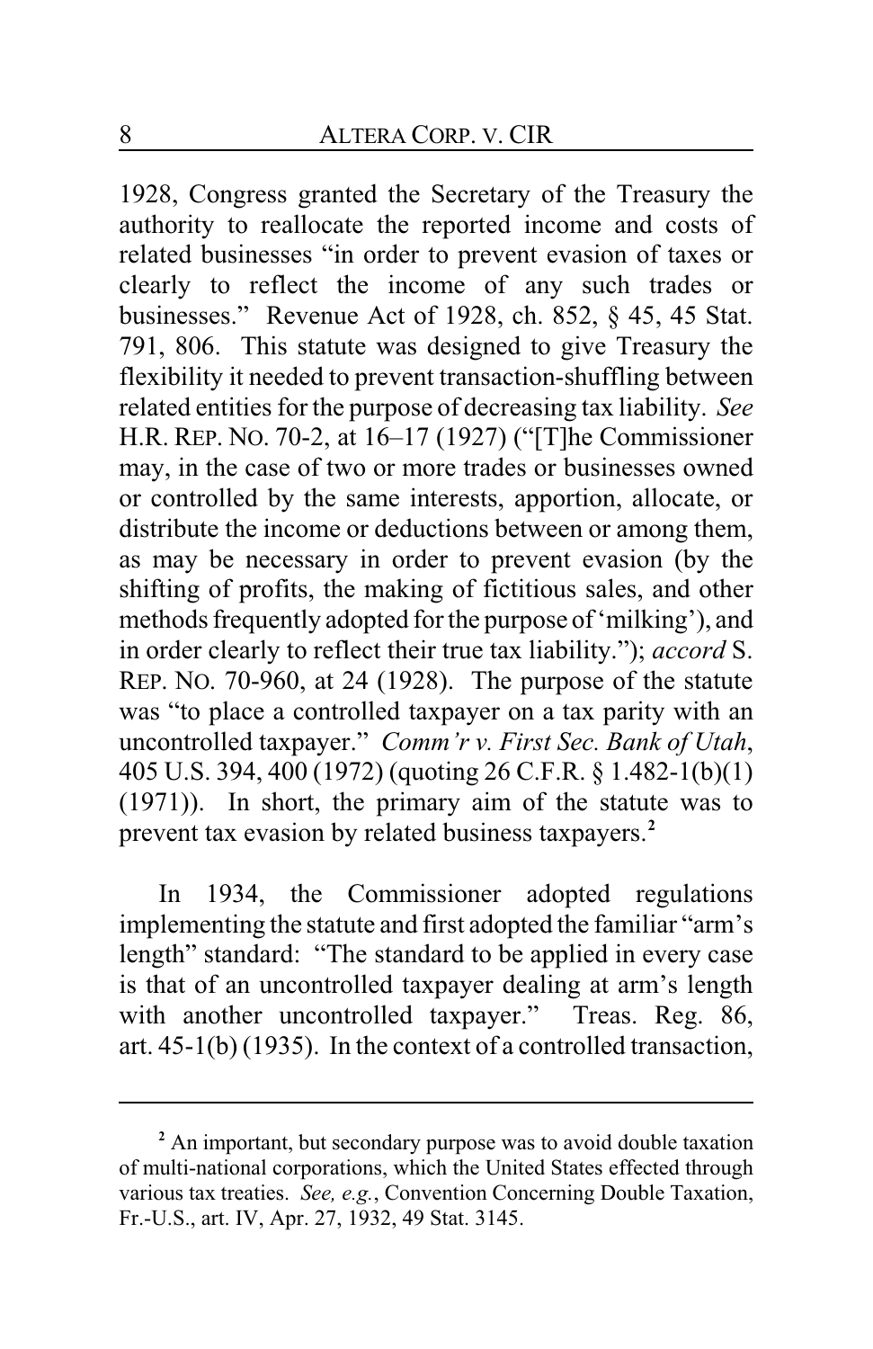1928, Congress granted the Secretary of the Treasury the authority to reallocate the reported income and costs of related businesses "in order to prevent evasion of taxes or clearly to reflect the income of any such trades or businesses." Revenue Act of 1928, ch. 852, § 45, 45 Stat. 791, 806. This statute was designed to give Treasury the flexibility it needed to prevent transaction-shuffling between related entities for the purpose of decreasing tax liability. *See* H.R. REP. NO. 70-2, at 16–17 (1927) ("[T]he Commissioner may, in the case of two or more trades or businesses owned or controlled by the same interests, apportion, allocate, or distribute the income or deductions between or among them, as may be necessary in order to prevent evasion (by the shifting of profits, the making of fictitious sales, and other methods frequently adopted for the purpose of 'milking'), and in order clearly to reflect their true tax liability."); *accord* S. REP. NO. 70-960, at 24 (1928). The purpose of the statute was "to place a controlled taxpayer on a tax parity with an uncontrolled taxpayer." *Comm'r v. First Sec. Bank of Utah*, 405 U.S. 394, 400 (1972) (quoting 26 C.F.R. § 1.482-1(b)(1) (1971)). In short, the primary aim of the statute was to prevent tax evasion by related business taxpayers.[2]

In 1934, the Commissioner adopted regulations implementing the statute and first adopted the familiar "arm's length" standard: "The standard to be applied in every case is that of an uncontrolled taxpayer dealing at arm's length with another uncontrolled taxpayer." Treas. Reg. 86, art. 45-1(b) (1935). In the context of a controlled transaction,

---

[2] An important, but secondary purpose was to avoid double taxation of multi-national corporations, which the United States effected through various tax treaties. *See, e.g.*, Convention Concerning Double Taxation, Fr.-U.S., art. IV, Apr. 27, 1932, 49 Stat. 3145.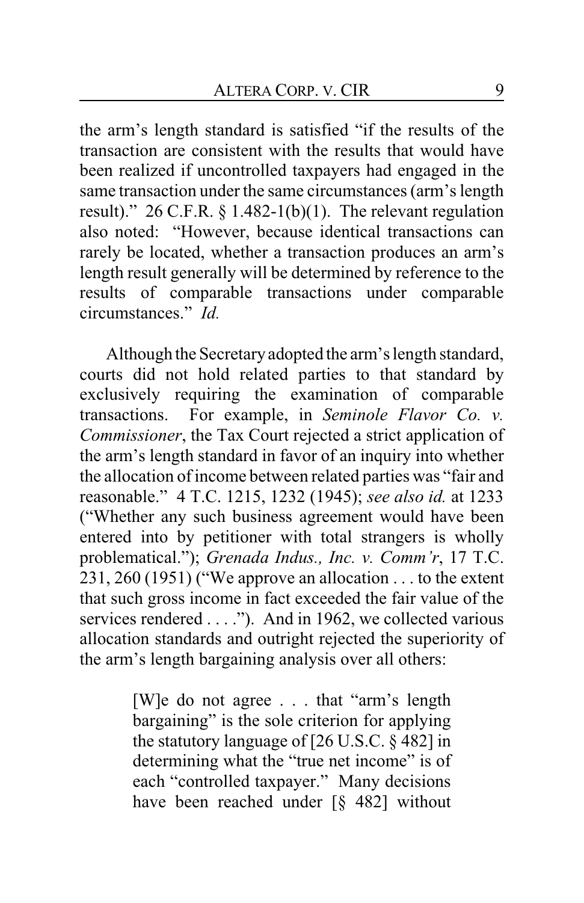the arm's length standard is satisfied "if the results of the transaction are consistent with the results that would have been realized if uncontrolled taxpayers had engaged in the same transaction under the same circumstances (arm's length result)." 26 C.F.R. § 1.482-1(b)(1). The relevant regulation also noted: "However, because identical transactions can rarely be located, whether a transaction produces an arm's length result generally will be determined by reference to the results of comparable transactions under comparable circumstances." *Id.*

Although the Secretary adopted the arm's length standard, courts did not hold related parties to that standard by exclusively requiring the examination of comparable transactions. For example, in *Seminole Flavor Co. v. Commissioner*, the Tax Court rejected a strict application of the arm's length standard in favor of an inquiry into whether the allocation of income between related parties was "fair and reasonable." 4 T.C. 1215, 1232 (1945); *see also id.* at 1233 ("Whether any such business agreement would have been entered into by petitioner with total strangers is wholly problematical."); *Grenada Indus., Inc. v. Comm'r*, 17 T.C. 231, 260 (1951) ("We approve an allocation . . . to the extent that such gross income in fact exceeded the fair value of the services rendered . . . ."). And in 1962, we collected various allocation standards and outright rejected the superiority of the arm's length bargaining analysis over all others:

> [W]e do not agree . . . that "arm's length bargaining" is the sole criterion for applying the statutory language of [26 U.S.C. § 482] in determining what the "true net income" is of each "controlled taxpayer." Many decisions have been reached under [§ 482] without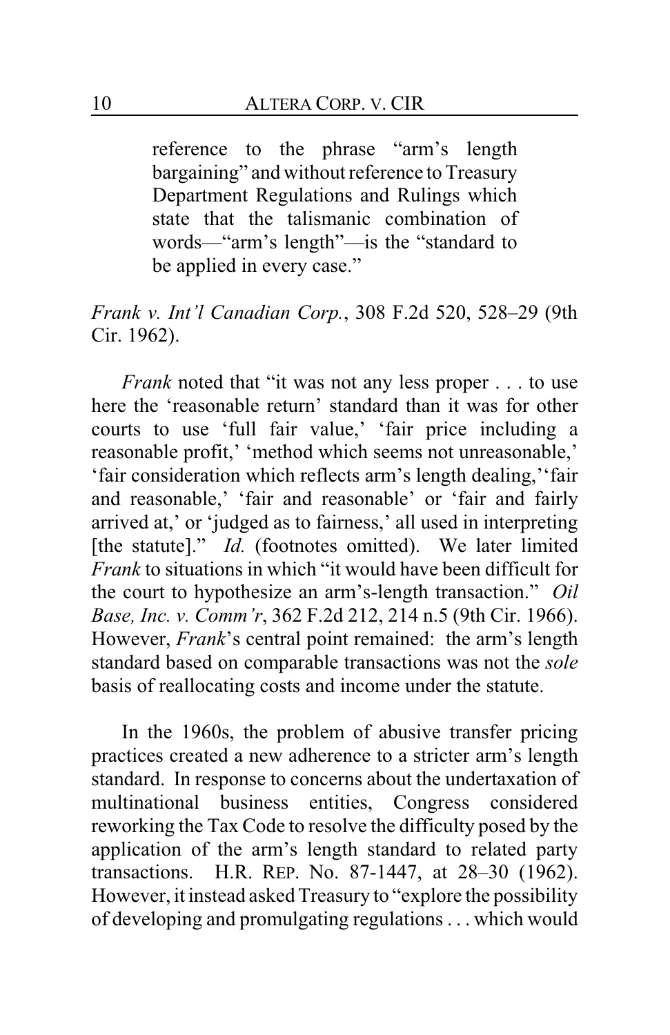> reference to the phrase "arm's length bargaining" and without reference to Treasury Department Regulations and Rulings which state that the talismanic combination of words—"arm's length"—is the "standard to be applied in every case."

*Frank v. Int'l Canadian Corp.*, 308 F.2d 520, 528–29 (9th Cir. 1962).

*Frank* noted that "it was not any less proper . . . to use here the 'reasonable return' standard than it was for other courts to use 'full fair value,' 'fair price including a reasonable profit,' 'method which seems not unreasonable,' 'fair consideration which reflects arm's length dealing,' 'fair and reasonable,' 'fair and reasonable' or 'fair and fairly arrived at,' or 'judged as to fairness,' all used in interpreting [the statute]." *Id.* (footnotes omitted). We later limited *Frank* to situations in which "it would have been difficult for the court to hypothesize an arm's-length transaction." *Oil Base, Inc. v. Comm'r*, 362 F.2d 212, 214 n.5 (9th Cir. 1966). However, *Frank*'s central point remained: the arm's length standard based on comparable transactions was not the *sole* basis of reallocating costs and income under the statute.

In the 1960s, the problem of abusive transfer pricing practices created a new adherence to a stricter arm's length standard. In response to concerns about the undertaxation of multinational business entities, Congress considered reworking the Tax Code to resolve the difficulty posed by the application of the arm's length standard to related party transactions. H.R. REP. No. 87-1447, at 28–30 (1962). However, it instead asked Treasury to "explore the possibility of developing and promulgating regulations . . . which would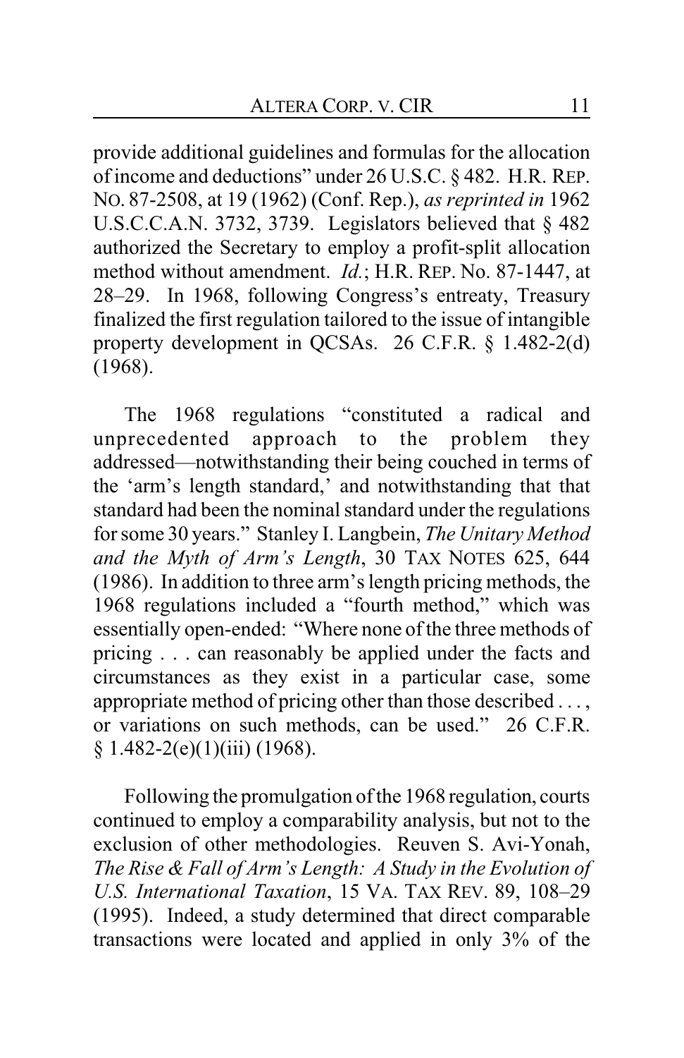provide additional guidelines and formulas for the allocation of income and deductions" under 26 U.S.C. § 482. H.R. REP. NO. 87-2508, at 19 (1962) (Conf. Rep.), *as reprinted in* 1962 U.S.C.C.A.N. 3732, 3739. Legislators believed that § 482 authorized the Secretary to employ a profit-split allocation method without amendment. *Id.*; H.R. REP. No. 87-1447, at 28–29. In 1968, following Congress's entreaty, Treasury finalized the first regulation tailored to the issue of intangible property development in QCSAs. 26 C.F.R. § 1.482-2(d) (1968).

The 1968 regulations "constituted a radical and unprecedented approach to the problem they addressed—notwithstanding their being couched in terms of the 'arm's length standard,' and notwithstanding that that standard had been the nominal standard under the regulations for some 30 years." Stanley I. Langbein, *The Unitary Method and the Myth of Arm's Length*, 30 TAX NOTES 625, 644 (1986). In addition to three arm's length pricing methods, the 1968 regulations included a "fourth method," which was essentially open-ended: "Where none of the three methods of pricing . . . can reasonably be applied under the facts and circumstances as they exist in a particular case, some appropriate method of pricing other than those described . . . , or variations on such methods, can be used." 26 C.F.R. § 1.482-2(e)(1)(iii) (1968).

Following the promulgation of the 1968 regulation, courts continued to employ a comparability analysis, but not to the exclusion of other methodologies. Reuven S. Avi-Yonah, *The Rise & Fall of Arm's Length: A Study in the Evolution of U.S. International Taxation*, 15 VA. TAX REV. 89, 108–29 (1995). Indeed, a study determined that direct comparable transactions were located and applied in only 3% of the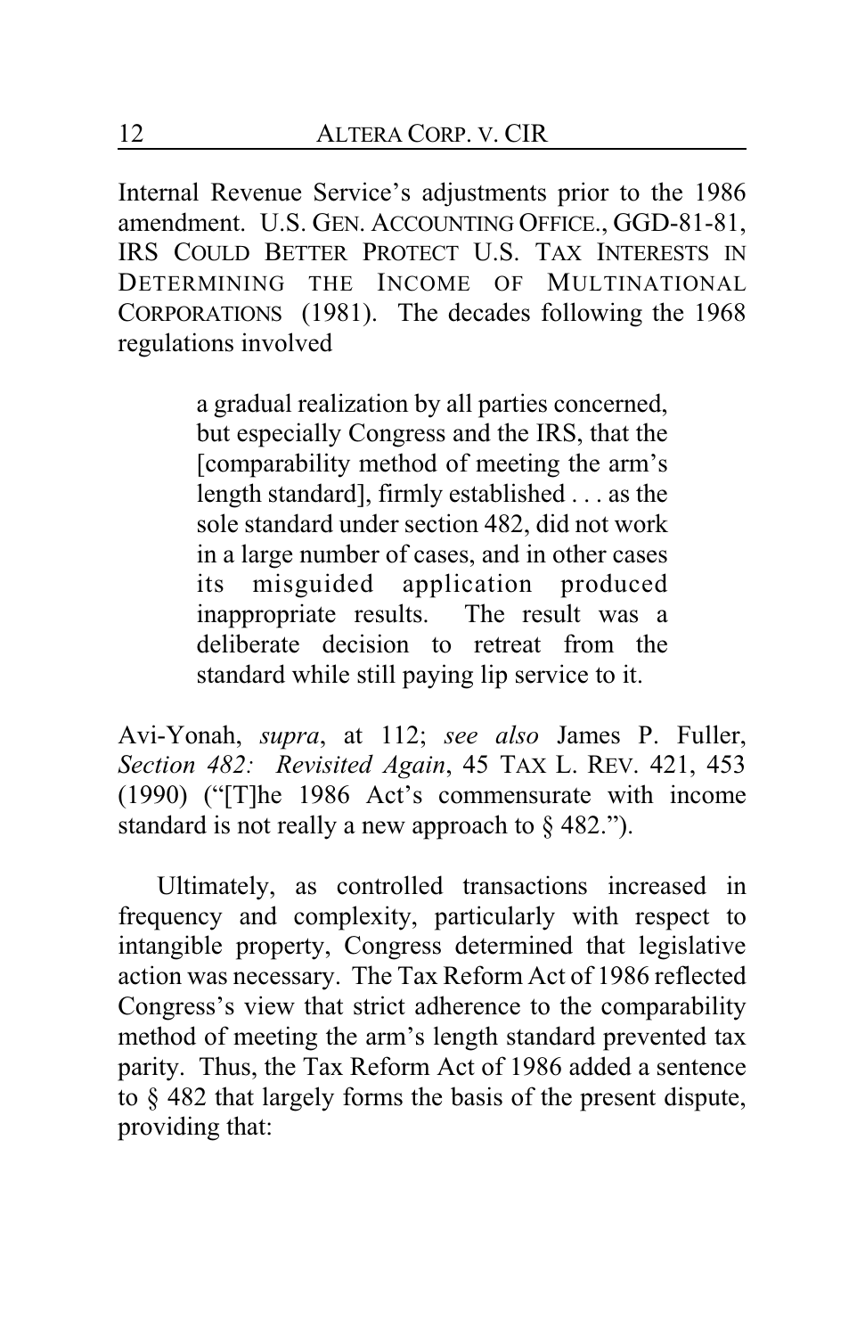Internal Revenue Service's adjustments prior to the 1986 amendment. U.S. GEN. ACCOUNTING OFFICE., GGD-81-81, IRS COULD BETTER PROTECT U.S. TAX INTERESTS IN DETERMINING THE INCOME OF MULTINATIONAL CORPORATIONS (1981). The decades following the 1968 regulations involved

> a gradual realization by all parties concerned, but especially Congress and the IRS, that the [comparability method of meeting the arm's length standard], firmly established . . . as the sole standard under section 482, did not work in a large number of cases, and in other cases its misguided application produced inappropriate results. The result was a deliberate decision to retreat from the standard while still paying lip service to it.

Avi-Yonah, *supra*, at 112; *see also* James P. Fuller, *Section 482: Revisited Again*, 45 TAX L. REV. 421, 453 (1990) ("[T]he 1986 Act's commensurate with income standard is not really a new approach to § 482.").

Ultimately, as controlled transactions increased in frequency and complexity, particularly with respect to intangible property, Congress determined that legislative action was necessary. The Tax Reform Act of 1986 reflected Congress's view that strict adherence to the comparability method of meeting the arm's length standard prevented tax parity. Thus, the Tax Reform Act of 1986 added a sentence to § 482 that largely forms the basis of the present dispute, providing that: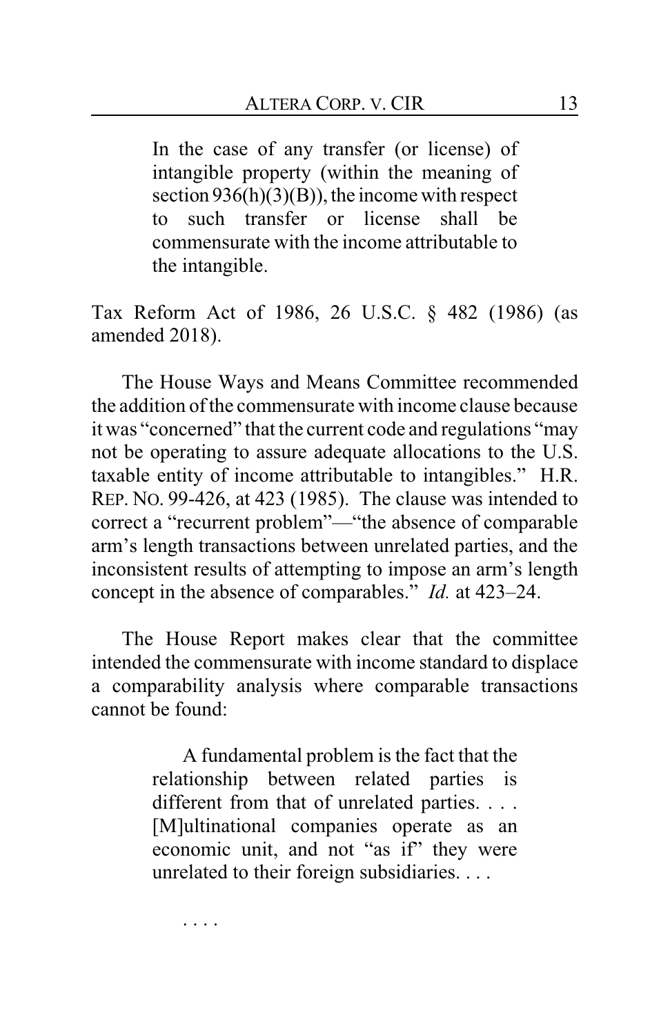> In the case of any transfer (or license) of intangible property (within the meaning of section 936(h)(3)(B)), the income with respect to such transfer or license shall be commensurate with the income attributable to the intangible.

Tax Reform Act of 1986, 26 U.S.C. § 482 (1986) (as amended 2018).

The House Ways and Means Committee recommended the addition of the commensurate with income clause because it was "concerned" that the current code and regulations "may not be operating to assure adequate allocations to the U.S. taxable entity of income attributable to intangibles." H.R. REP. NO. 99-426, at 423 (1985). The clause was intended to correct a "recurrent problem"—"the absence of comparable arm's length transactions between unrelated parties, and the inconsistent results of attempting to impose an arm's length concept in the absence of comparables." *Id.* at 423–24.

The House Report makes clear that the committee intended the commensurate with income standard to displace a comparability analysis where comparable transactions cannot be found:

> A fundamental problem is the fact that the relationship between related parties is different from that of unrelated parties. . . . [M]ultinational companies operate as an economic unit, and not "as if" they were unrelated to their foreign subsidiaries. . . .
>
> . . . .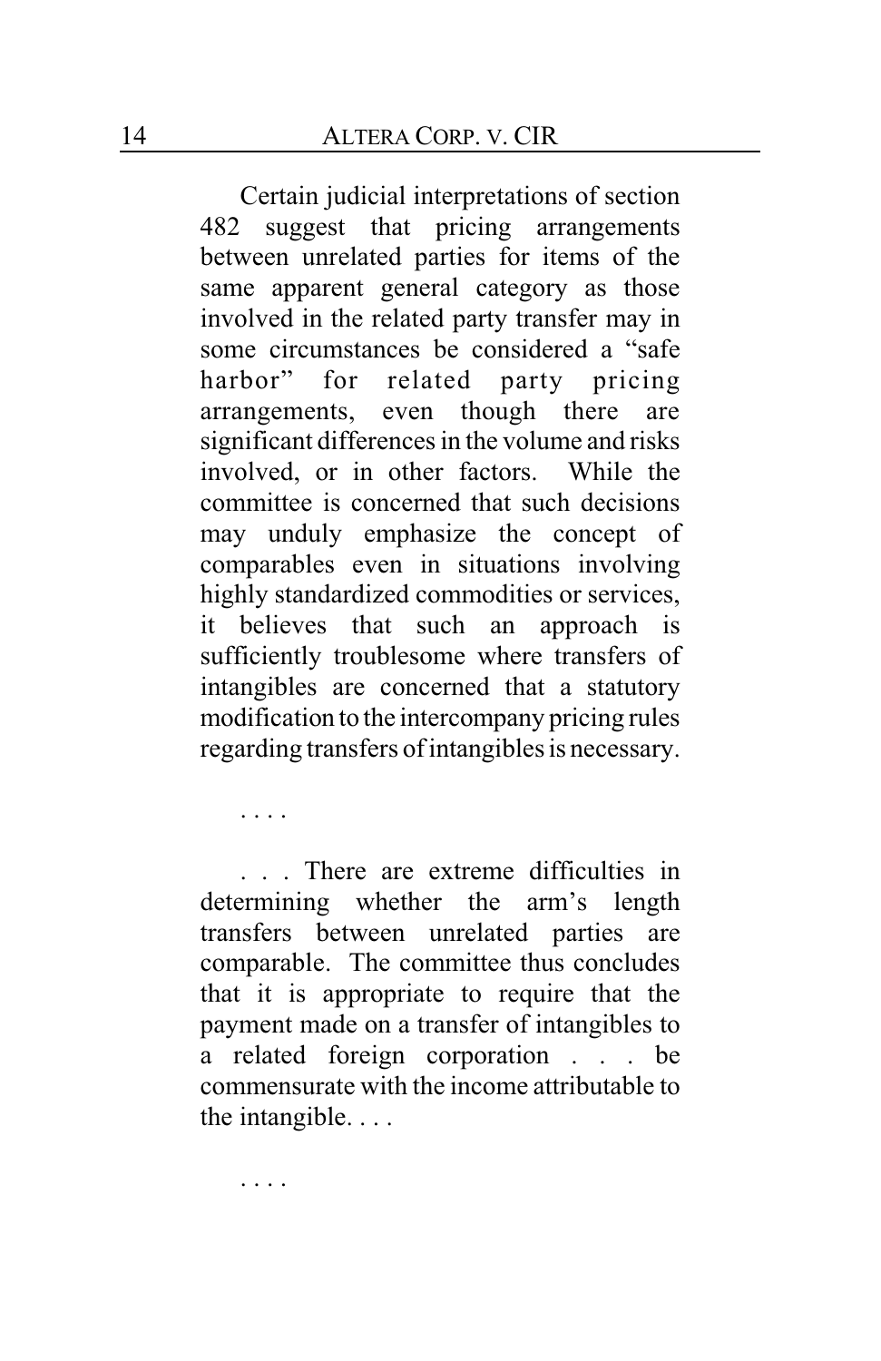> Certain judicial interpretations of section 482 suggest that pricing arrangements between unrelated parties for items of the same apparent general category as those involved in the related party transfer may in some circumstances be considered a "safe harbor" for related party pricing arrangements, even though there are significant differences in the volume and risks involved, or in other factors. While the committee is concerned that such decisions may unduly emphasize the concept of comparables even in situations involving highly standardized commodities or services, it believes that such an approach is sufficiently troublesome where transfers of intangibles are concerned that a statutory modification to the intercompany pricing rules regarding transfers of intangibles is necessary.
>
> . . . .
>
> . . . There are extreme difficulties in determining whether the arm's length transfers between unrelated parties are comparable. The committee thus concludes that it is appropriate to require that the payment made on a transfer of intangibles to a related foreign corporation . . . be commensurate with the income attributable to the intangible. . . .
>
> . . . .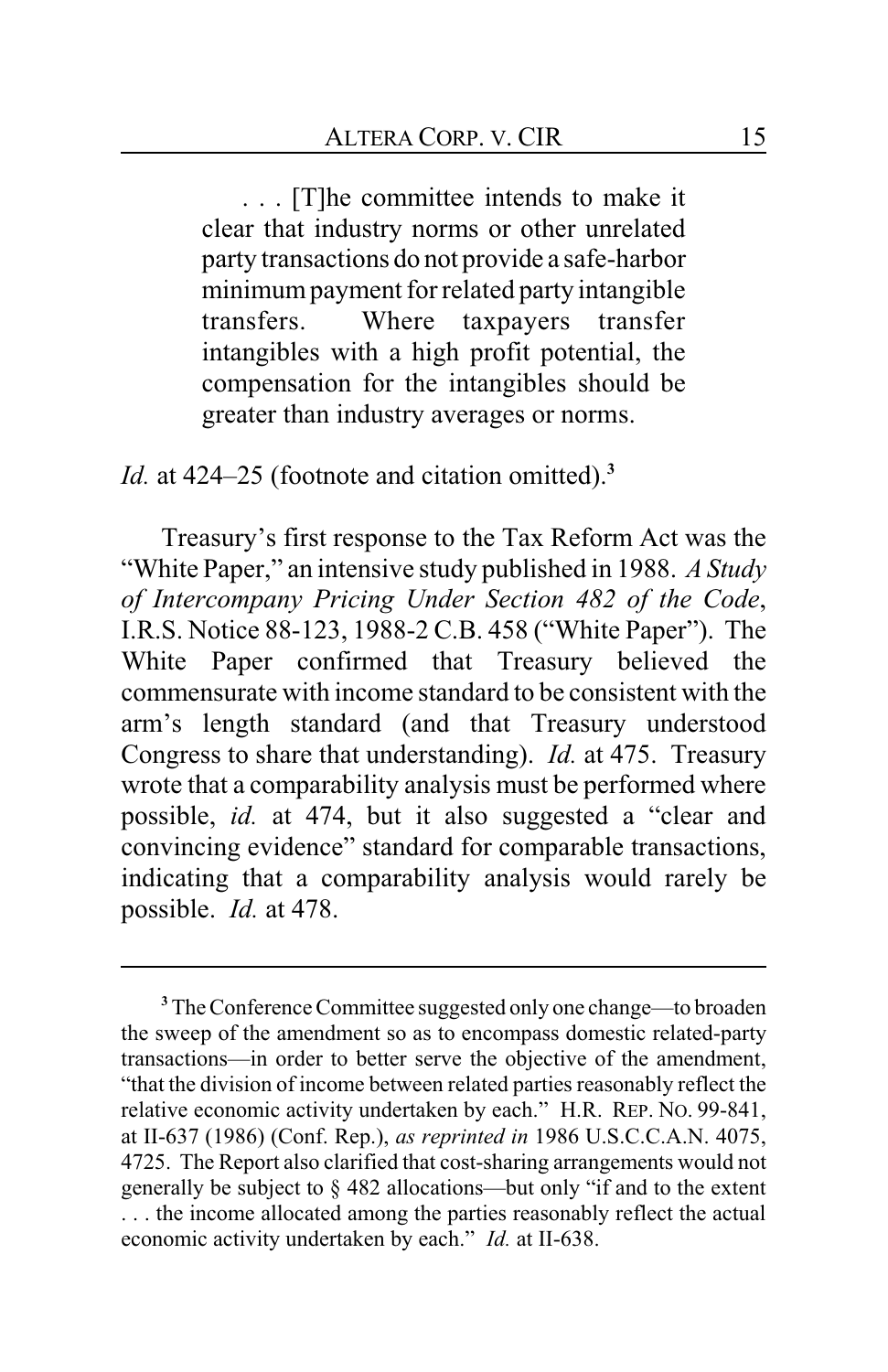> . . . [T]he committee intends to make it clear that industry norms or other unrelated party transactions do not provide a safe-harbor minimum payment for related party intangible transfers. Where taxpayers transfer intangibles with a high profit potential, the compensation for the intangibles should be greater than industry averages or norms.

*Id.* at 424–25 (footnote and citation omitted).[3]

Treasury's first response to the Tax Reform Act was the "White Paper," an intensive study published in 1988. *A Study of Intercompany Pricing Under Section 482 of the Code*, I.R.S. Notice 88-123, 1988-2 C.B. 458 ("White Paper"). The White Paper confirmed that Treasury believed the commensurate with income standard to be consistent with the arm's length standard (and that Treasury understood Congress to share that understanding). *Id.* at 475. Treasury wrote that a comparability analysis must be performed where possible, *id.* at 474, but it also suggested a "clear and convincing evidence" standard for comparable transactions, indicating that a comparability analysis would rarely be possible. *Id.* at 478.

---

[3] The Conference Committee suggested only one change—to broaden the sweep of the amendment so as to encompass domestic related-party transactions—in order to better serve the objective of the amendment, "that the division of income between related parties reasonably reflect the relative economic activity undertaken by each." H.R. REP. NO. 99-841, at II-637 (1986) (Conf. Rep.), *as reprinted in* 1986 U.S.C.C.A.N. 4075, 4725. The Report also clarified that cost-sharing arrangements would not generally be subject to § 482 allocations—but only "if and to the extent . . . the income allocated among the parties reasonably reflect the actual economic activity undertaken by each." *Id.* at II-638.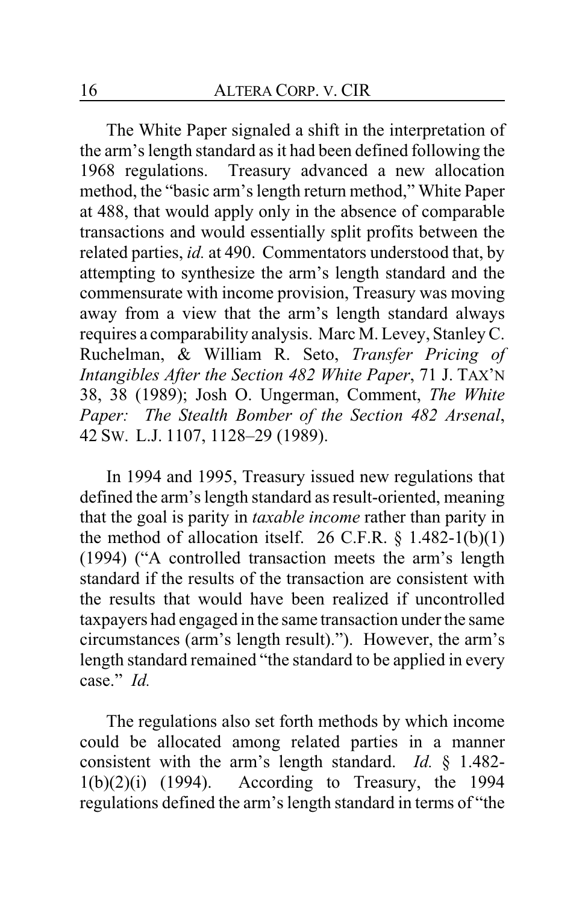The White Paper signaled a shift in the interpretation of the arm's length standard as it had been defined following the 1968 regulations. Treasury advanced a new allocation method, the "basic arm's length return method," White Paper at 488, that would apply only in the absence of comparable transactions and would essentially split profits between the related parties, *id.* at 490. Commentators understood that, by attempting to synthesize the arm's length standard and the commensurate with income provision, Treasury was moving away from a view that the arm's length standard always requires a comparability analysis. Marc M. Levey, Stanley C. Ruchelman, & William R. Seto, *Transfer Pricing of Intangibles After the Section 482 White Paper*, 71 J. TAX'N 38, 38 (1989); Josh O. Ungerman, Comment, *The White Paper: The Stealth Bomber of the Section 482 Arsenal*, 42 SW. L.J. 1107, 1128–29 (1989).

In 1994 and 1995, Treasury issued new regulations that defined the arm's length standard as result-oriented, meaning that the goal is parity in *taxable income* rather than parity in the method of allocation itself. 26 C.F.R. § 1.482-1(b)(1) (1994) ("A controlled transaction meets the arm's length standard if the results of the transaction are consistent with the results that would have been realized if uncontrolled taxpayers had engaged in the same transaction under the same circumstances (arm's length result)."). However, the arm's length standard remained "the standard to be applied in every case." *Id.*

The regulations also set forth methods by which income could be allocated among related parties in a manner consistent with the arm's length standard. *Id.* § 1.482-1(b)(2)(i) (1994). According to Treasury, the 1994 regulations defined the arm's length standard in terms of "the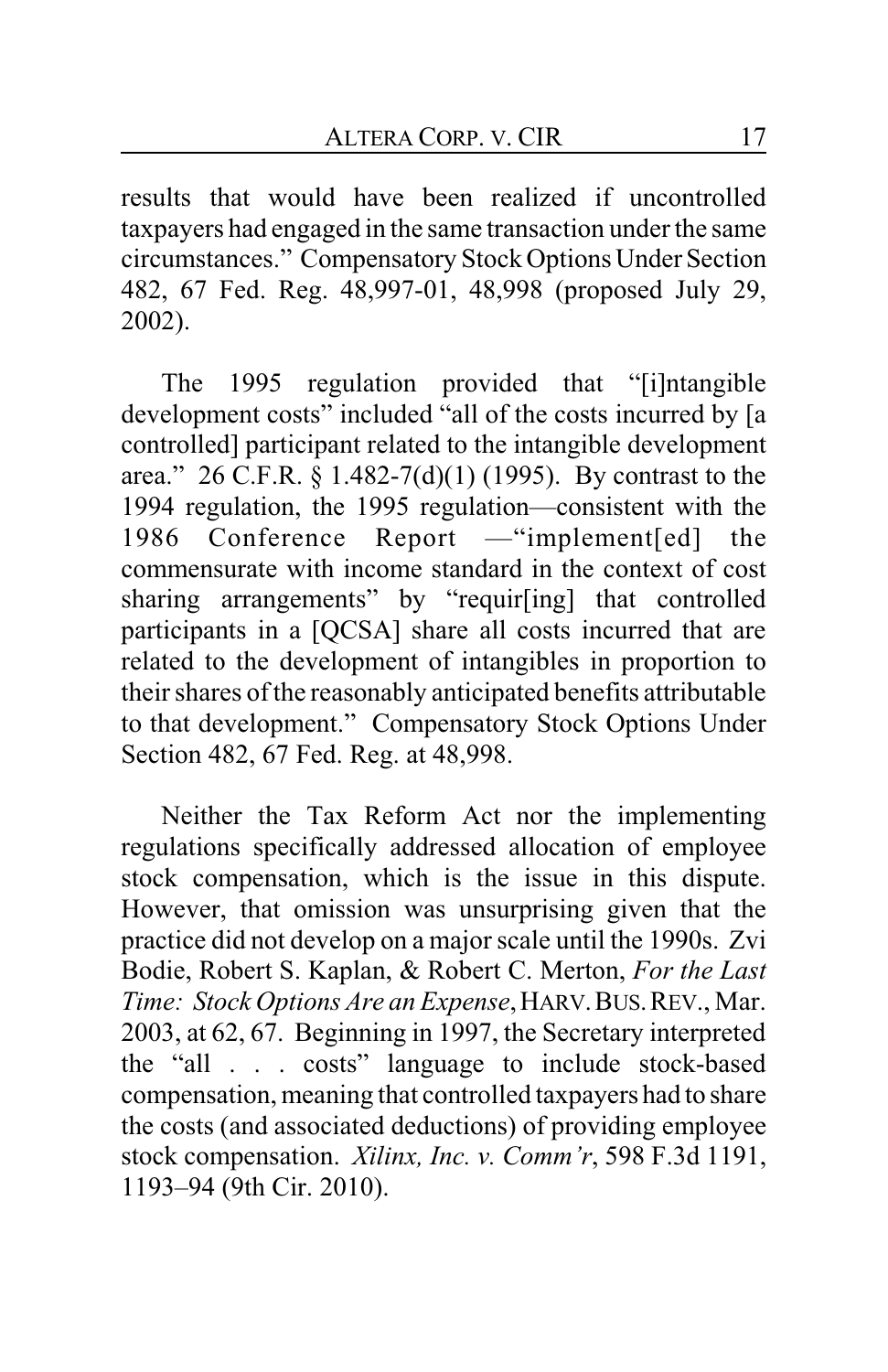results that would have been realized if uncontrolled taxpayers had engaged in the same transaction under the same circumstances." Compensatory Stock Options Under Section 482, 67 Fed. Reg. 48,997-01, 48,998 (proposed July 29, 2002).

The 1995 regulation provided that "[i]ntangible development costs" included "all of the costs incurred by [a controlled] participant related to the intangible development area." 26 C.F.R. § 1.482-7(d)(1) (1995). By contrast to the 1994 regulation, the 1995 regulation—consistent with the 1986 Conference Report —"implement[ed] the commensurate with income standard in the context of cost sharing arrangements" by "requir[ing] that controlled participants in a [QCSA] share all costs incurred that are related to the development of intangibles in proportion to their shares of the reasonably anticipated benefits attributable to that development." Compensatory Stock Options Under Section 482, 67 Fed. Reg. at 48,998.

Neither the Tax Reform Act nor the implementing regulations specifically addressed allocation of employee stock compensation, which is the issue in this dispute. However, that omission was unsurprising given that the practice did not develop on a major scale until the 1990s. Zvi Bodie, Robert S. Kaplan, & Robert C. Merton, *For the Last Time: Stock Options Are an Expense*, HARV. BUS. REV., Mar. 2003, at 62, 67. Beginning in 1997, the Secretary interpreted the "all . . . costs" language to include stock-based compensation, meaning that controlled taxpayers had to share the costs (and associated deductions) of providing employee stock compensation. *Xilinx, Inc. v. Comm'r*, 598 F.3d 1191, 1193–94 (9th Cir. 2010).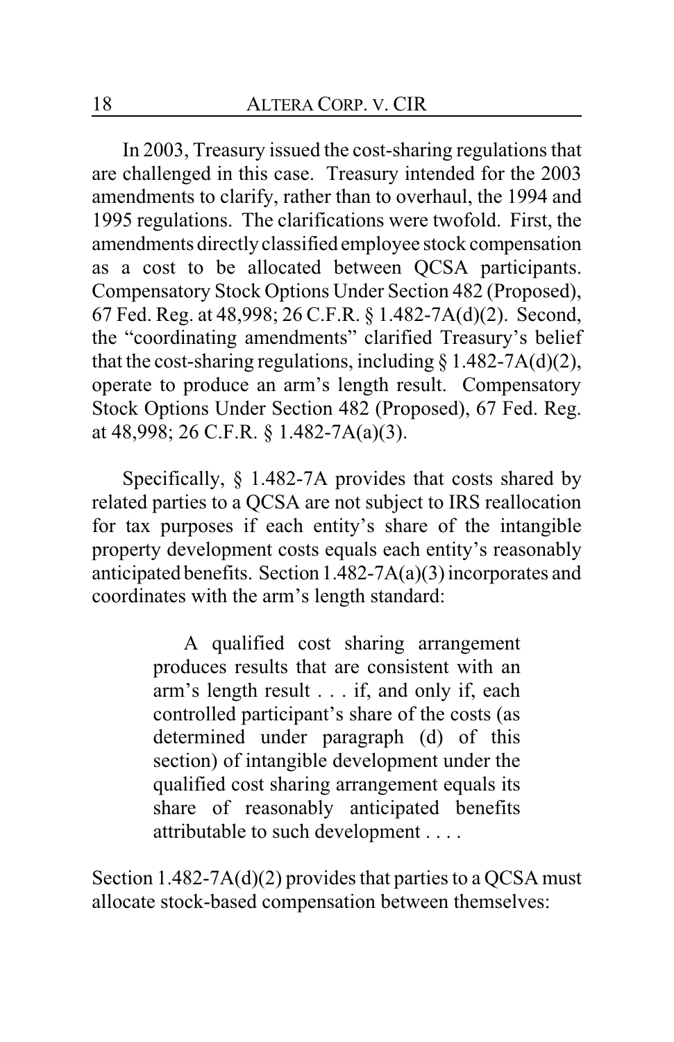In 2003, Treasury issued the cost-sharing regulations that are challenged in this case. Treasury intended for the 2003 amendments to clarify, rather than to overhaul, the 1994 and 1995 regulations. The clarifications were twofold. First, the amendments directly classified employee stock compensation as a cost to be allocated between QCSA participants. Compensatory Stock Options Under Section 482 (Proposed), 67 Fed. Reg. at 48,998; 26 C.F.R. § 1.482-7A(d)(2). Second, the "coordinating amendments" clarified Treasury's belief that the cost-sharing regulations, including § 1.482-7A(d)(2), operate to produce an arm's length result. Compensatory Stock Options Under Section 482 (Proposed), 67 Fed. Reg. at 48,998; 26 C.F.R. § 1.482-7A(a)(3).

Specifically, § 1.482-7A provides that costs shared by related parties to a QCSA are not subject to IRS reallocation for tax purposes if each entity's share of the intangible property development costs equals each entity's reasonably anticipated benefits. Section 1.482-7A(a)(3) incorporates and coordinates with the arm's length standard:

> A qualified cost sharing arrangement produces results that are consistent with an arm's length result . . . if, and only if, each controlled participant's share of the costs (as determined under paragraph (d) of this section) of intangible development under the qualified cost sharing arrangement equals its share of reasonably anticipated benefits attributable to such development . . . .

Section 1.482-7A(d)(2) provides that parties to a QCSA must allocate stock-based compensation between themselves: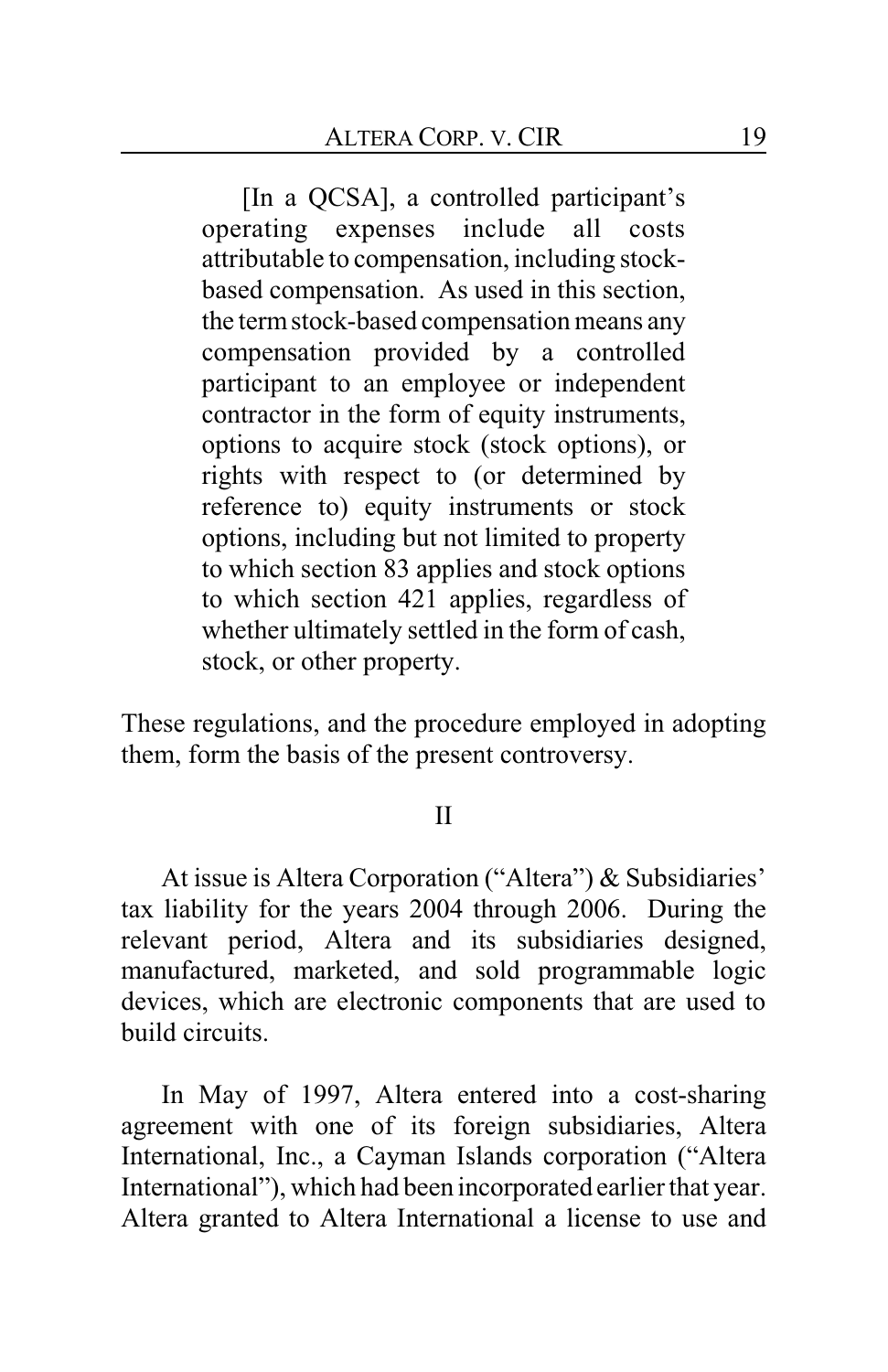> [In a QCSA], a controlled participant's operating expenses include all costs attributable to compensation, including stock-based compensation. As used in this section, the term stock-based compensation means any compensation provided by a controlled participant to an employee or independent contractor in the form of equity instruments, options to acquire stock (stock options), or rights with respect to (or determined by reference to) equity instruments or stock options, including but not limited to property to which section 83 applies and stock options to which section 421 applies, regardless of whether ultimately settled in the form of cash, stock, or other property.

These regulations, and the procedure employed in adopting them, form the basis of the present controversy.

## II

At issue is Altera Corporation ("Altera") & Subsidiaries' tax liability for the years 2004 through 2006. During the relevant period, Altera and its subsidiaries designed, manufactured, marketed, and sold programmable logic devices, which are electronic components that are used to build circuits.

In May of 1997, Altera entered into a cost-sharing agreement with one of its foreign subsidiaries, Altera International, Inc., a Cayman Islands corporation ("Altera International"), which had been incorporated earlier that year. Altera granted to Altera International a license to use and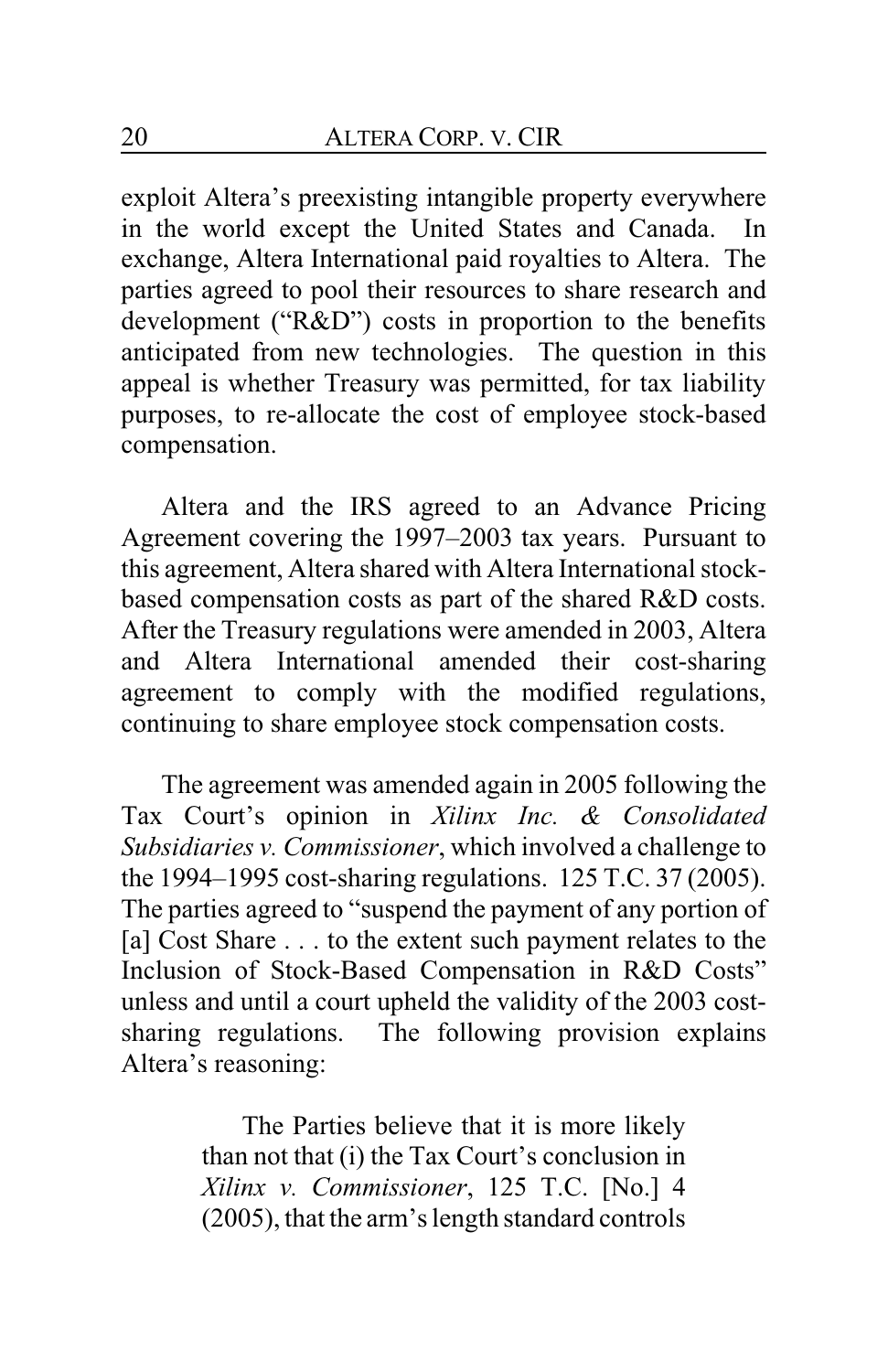exploit Altera's preexisting intangible property everywhere in the world except the United States and Canada. In exchange, Altera International paid royalties to Altera. The parties agreed to pool their resources to share research and development ("R&D") costs in proportion to the benefits anticipated from new technologies. The question in this appeal is whether Treasury was permitted, for tax liability purposes, to re-allocate the cost of employee stock-based compensation.

Altera and the IRS agreed to an Advance Pricing Agreement covering the 1997–2003 tax years. Pursuant to this agreement, Altera shared with Altera International stock-based compensation costs as part of the shared R&D costs. After the Treasury regulations were amended in 2003, Altera and Altera International amended their cost-sharing agreement to comply with the modified regulations, continuing to share employee stock compensation costs.

The agreement was amended again in 2005 following the Tax Court's opinion in *Xilinx Inc. & Consolidated Subsidiaries v. Commissioner*, which involved a challenge to the 1994–1995 cost-sharing regulations. 125 T.C. 37 (2005). The parties agreed to "suspend the payment of any portion of [a] Cost Share . . . to the extent such payment relates to the Inclusion of Stock-Based Compensation in R&D Costs" unless and until a court upheld the validity of the 2003 cost-sharing regulations. The following provision explains Altera's reasoning:

> The Parties believe that it is more likely than not that (i) the Tax Court's conclusion in *Xilinx v. Commissioner*, 125 T.C. [No.] 4 (2005), that the arm's length standard controls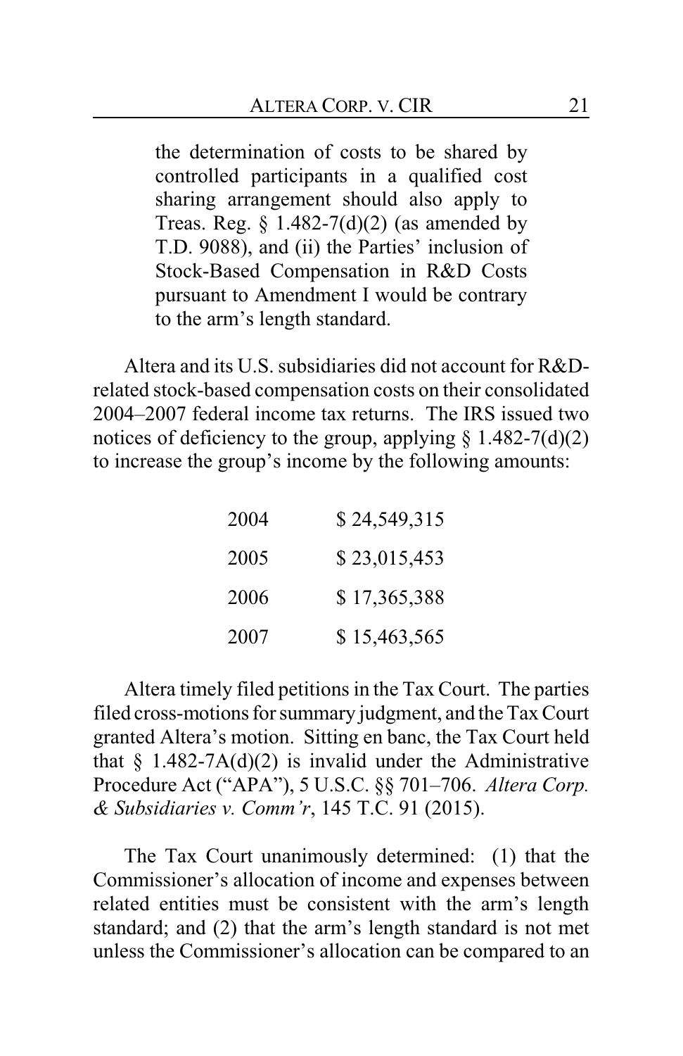> the determination of costs to be shared by controlled participants in a qualified cost sharing arrangement should also apply to Treas. Reg. § 1.482-7(d)(2) (as amended by T.D. 9088), and (ii) the Parties' inclusion of Stock-Based Compensation in R&D Costs pursuant to Amendment I would be contrary to the arm's length standard.

Altera and its U.S. subsidiaries did not account for R&D-related stock-based compensation costs on their consolidated 2004–2007 federal income tax returns. The IRS issued two notices of deficiency to the group, applying § 1.482-7(d)(2) to increase the group's income by the following amounts:

| | |
|---|---|
| 2004 | $ 24,549,315 |
| 2005 | $ 23,015,453 |
| 2006 | $ 17,365,388 |
| 2007 | $ 15,463,565 |

Altera timely filed petitions in the Tax Court. The parties filed cross-motions for summary judgment, and the Tax Court granted Altera's motion. Sitting en banc, the Tax Court held that § 1.482-7A(d)(2) is invalid under the Administrative Procedure Act ("APA"), 5 U.S.C. §§ 701–706. *Altera Corp. & Subsidiaries v. Comm'r*, 145 T.C. 91 (2015).

The Tax Court unanimously determined: (1) that the Commissioner's allocation of income and expenses between related entities must be consistent with the arm's length standard; and (2) that the arm's length standard is not met unless the Commissioner's allocation can be compared to an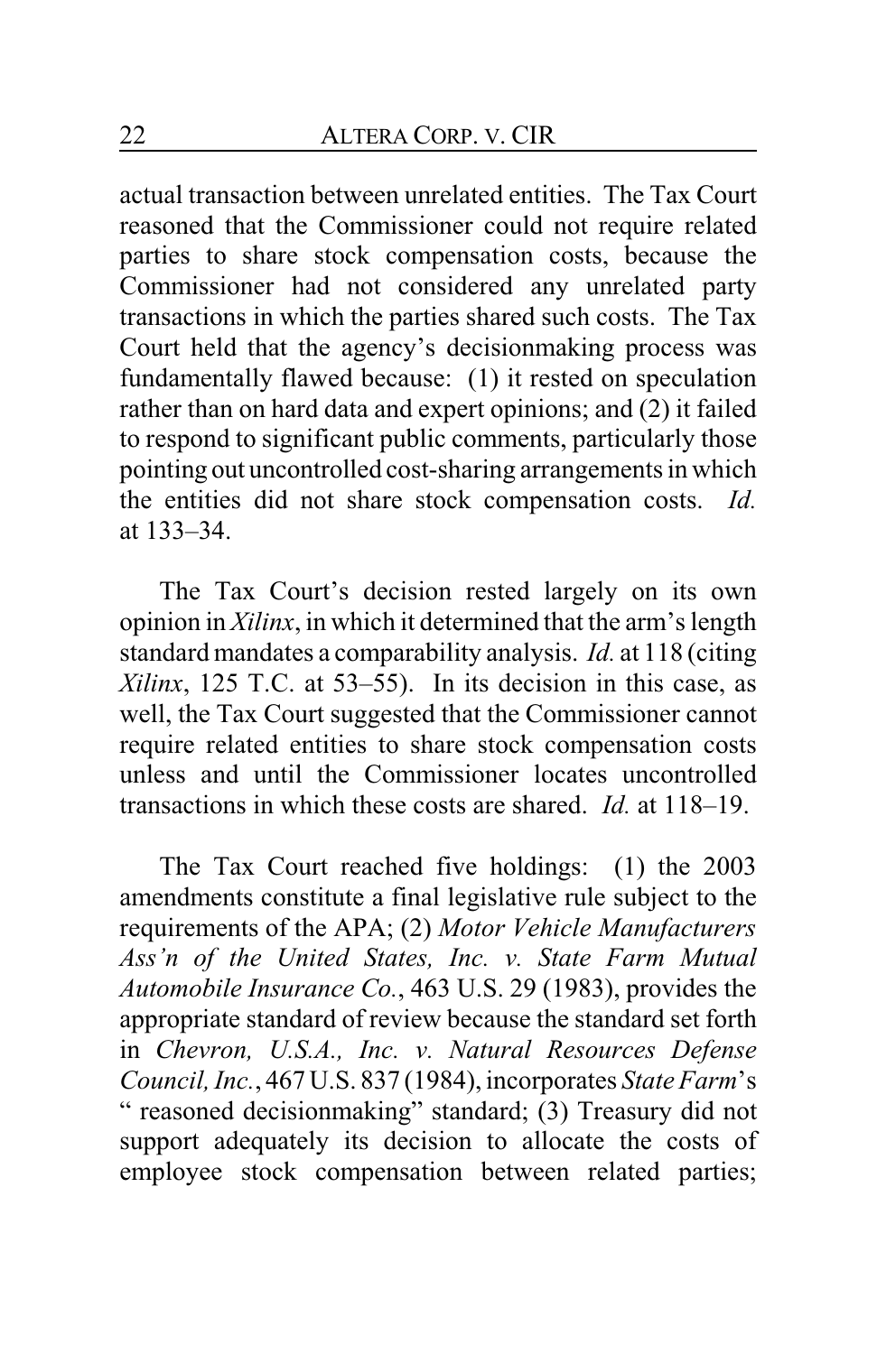actual transaction between unrelated entities. The Tax Court reasoned that the Commissioner could not require related parties to share stock compensation costs, because the Commissioner had not considered any unrelated party transactions in which the parties shared such costs. The Tax Court held that the agency's decisionmaking process was fundamentally flawed because: (1) it rested on speculation rather than on hard data and expert opinions; and (2) it failed to respond to significant public comments, particularly those pointing out uncontrolled cost-sharing arrangements in which the entities did not share stock compensation costs. *Id.* at 133–34.

The Tax Court's decision rested largely on its own opinion in *Xilinx*, in which it determined that the arm's length standard mandates a comparability analysis. *Id.* at 118 (citing *Xilinx*, 125 T.C. at 53–55). In its decision in this case, as well, the Tax Court suggested that the Commissioner cannot require related entities to share stock compensation costs unless and until the Commissioner locates uncontrolled transactions in which these costs are shared. *Id.* at 118–19.

The Tax Court reached five holdings: (1) the 2003 amendments constitute a final legislative rule subject to the requirements of the APA; (2) *Motor Vehicle Manufacturers Ass'n of the United States, Inc. v. State Farm Mutual Automobile Insurance Co.*, 463 U.S. 29 (1983), provides the appropriate standard of review because the standard set forth in *Chevron, U.S.A., Inc. v. Natural Resources Defense Council, Inc.*, 467 U.S. 837 (1984), incorporates *State Farm*'s " reasoned decisionmaking" standard; (3) Treasury did not support adequately its decision to allocate the costs of employee stock compensation between related parties;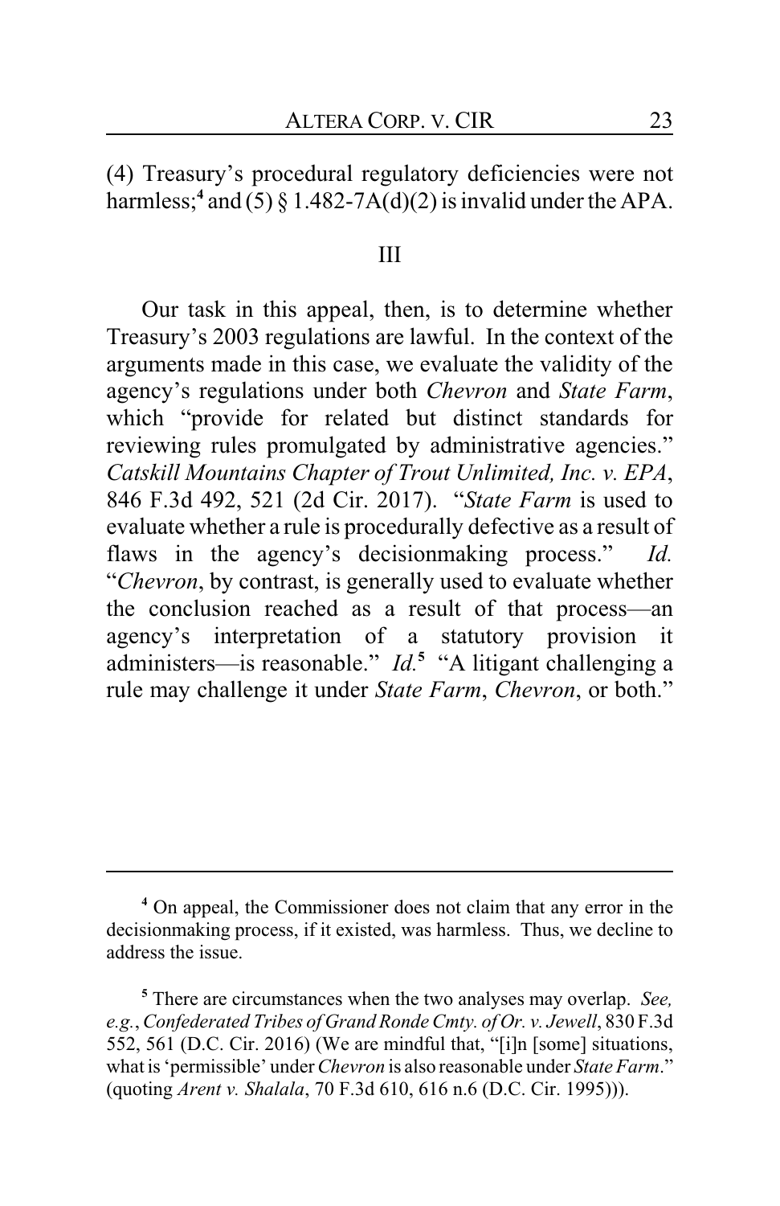(4) Treasury's procedural regulatory deficiencies were not harmless;[4] and (5) § 1.482-7A(d)(2) is invalid under the APA.

## III

Our task in this appeal, then, is to determine whether Treasury's 2003 regulations are lawful. In the context of the arguments made in this case, we evaluate the validity of the agency's regulations under both *Chevron* and *State Farm*, which "provide for related but distinct standards for reviewing rules promulgated by administrative agencies." *Catskill Mountains Chapter of Trout Unlimited, Inc. v. EPA*, 846 F.3d 492, 521 (2d Cir. 2017). "*State Farm* is used to evaluate whether a rule is procedurally defective as a result of flaws in the agency's decisionmaking process." *Id.* "*Chevron*, by contrast, is generally used to evaluate whether the conclusion reached as a result of that process—an agency's interpretation of a statutory provision it administers—is reasonable." *Id.*[5] "A litigant challenging a rule may challenge it under *State Farm*, *Chevron*, or both."

---

[4] On appeal, the Commissioner does not claim that any error in the decisionmaking process, if it existed, was harmless. Thus, we decline to address the issue.

[5] There are circumstances when the two analyses may overlap. *See, e.g.*, *Confederated Tribes of Grand Ronde Cmty. of Or. v. Jewell*, 830 F.3d 552, 561 (D.C. Cir. 2016) (We are mindful that, "[i]n [some] situations, what is 'permissible' under *Chevron* is also reasonable under *State Farm*." (quoting *Arent v. Shalala*, 70 F.3d 610, 616 n.6 (D.C. Cir. 1995))).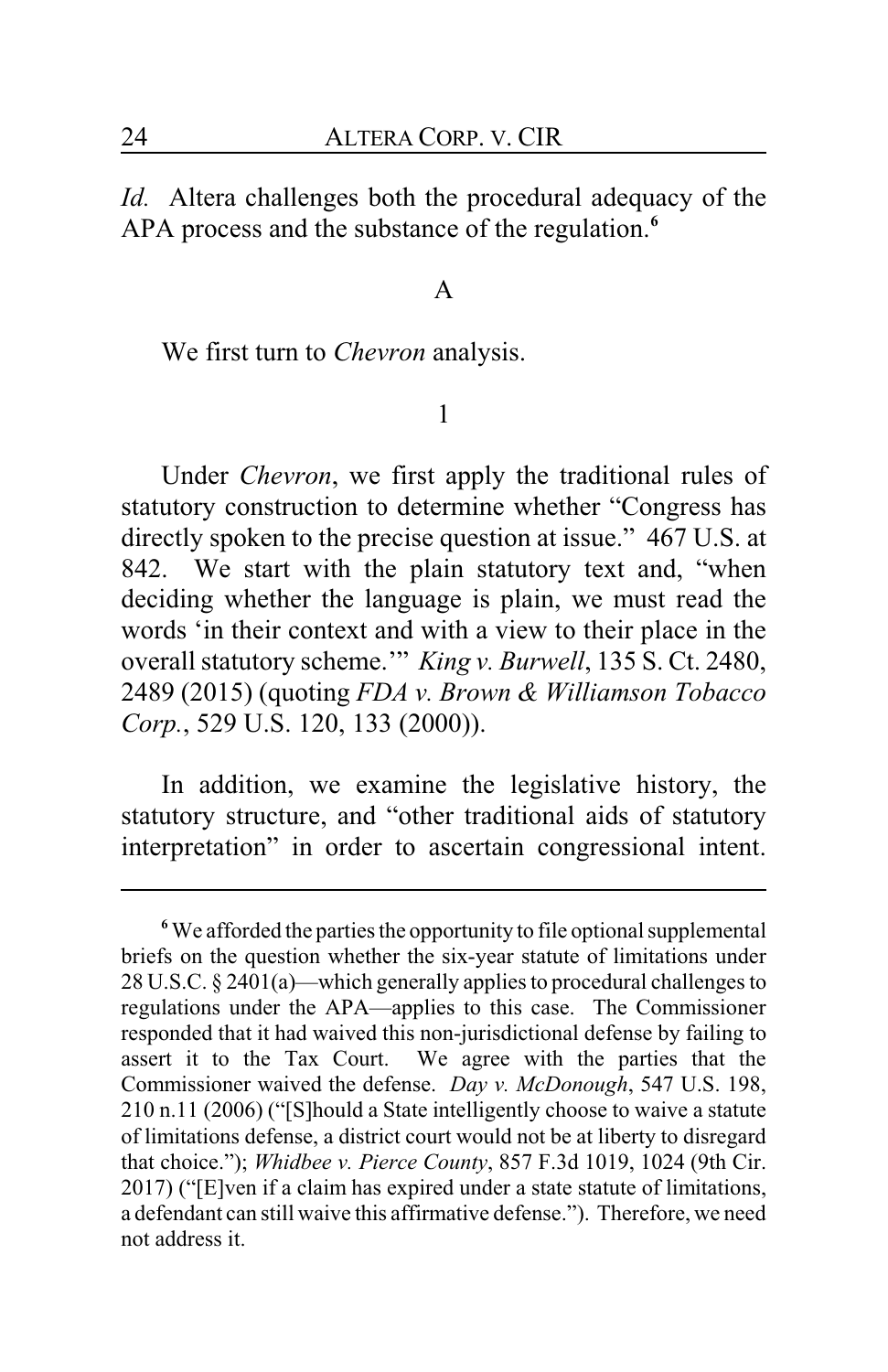*Id.* Altera challenges both the procedural adequacy of the APA process and the substance of the regulation.[6]

### A

We first turn to *Chevron* analysis.

#### 1

Under *Chevron*, we first apply the traditional rules of statutory construction to determine whether "Congress has directly spoken to the precise question at issue." 467 U.S. at 842. We start with the plain statutory text and, "when deciding whether the language is plain, we must read the words 'in their context and with a view to their place in the overall statutory scheme.'" *King v. Burwell*, 135 S. Ct. 2480, 2489 (2015) (quoting *FDA v. Brown & Williamson Tobacco Corp.*, 529 U.S. 120, 133 (2000)).

In addition, we examine the legislative history, the statutory structure, and "other traditional aids of statutory interpretation" in order to ascertain congressional intent.

---

[6] We afforded the parties the opportunity to file optional supplemental briefs on the question whether the six-year statute of limitations under 28 U.S.C. § 2401(a)—which generally applies to procedural challenges to regulations under the APA—applies to this case. The Commissioner responded that it had waived this non-jurisdictional defense by failing to assert it to the Tax Court. We agree with the parties that the Commissioner waived the defense. *Day v. McDonough*, 547 U.S. 198, 210 n.11 (2006) ("[S]hould a State intelligently choose to waive a statute of limitations defense, a district court would not be at liberty to disregard that choice."); *Whidbee v. Pierce County*, 857 F.3d 1019, 1024 (9th Cir. 2017) ("[E]ven if a claim has expired under a state statute of limitations, a defendant can still waive this affirmative defense."). Therefore, we need not address it.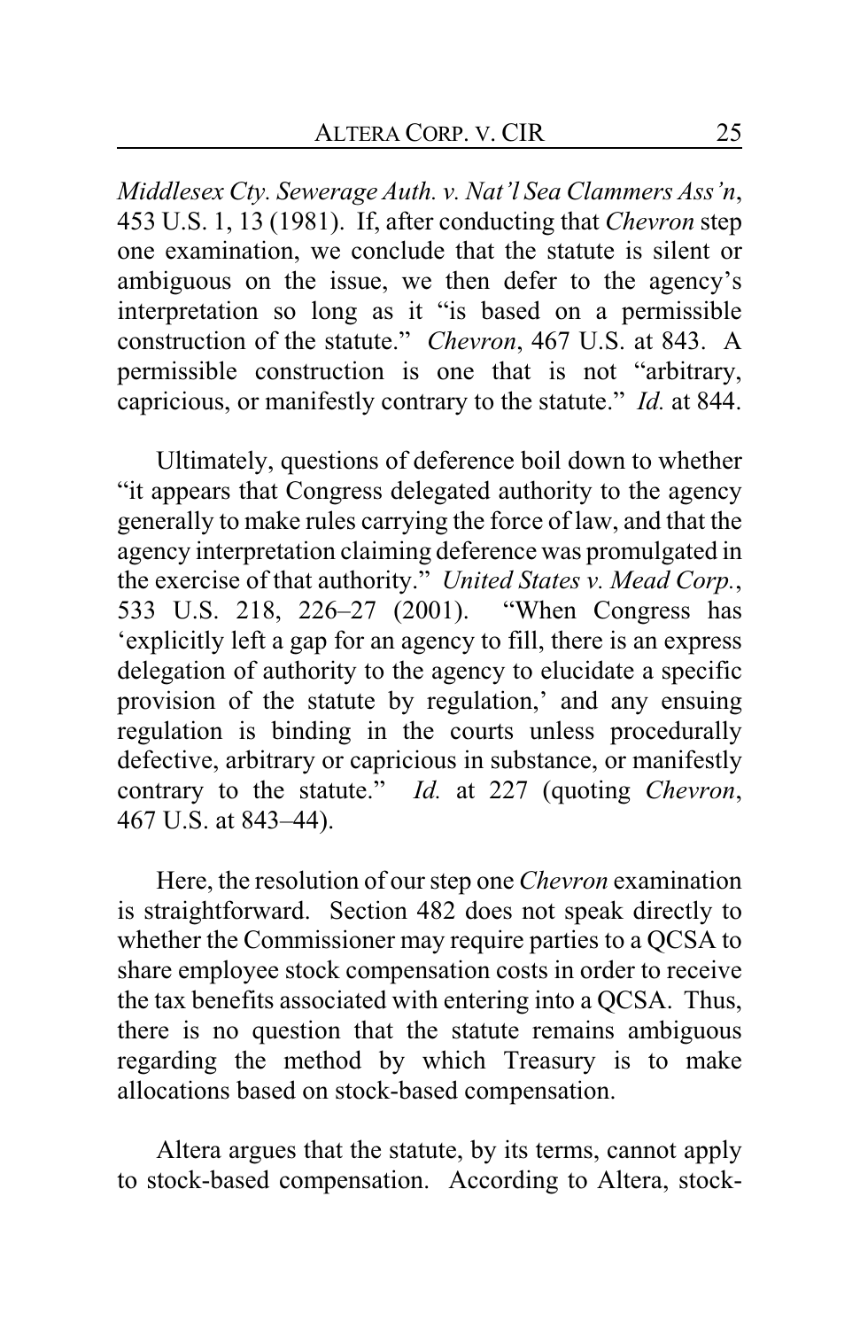*Middlesex Cty. Sewerage Auth. v. Nat'l Sea Clammers Ass'n*, 453 U.S. 1, 13 (1981). If, after conducting that *Chevron* step one examination, we conclude that the statute is silent or ambiguous on the issue, we then defer to the agency's interpretation so long as it "is based on a permissible construction of the statute." *Chevron*, 467 U.S. at 843. A permissible construction is one that is not "arbitrary, capricious, or manifestly contrary to the statute." *Id.* at 844.

Ultimately, questions of deference boil down to whether "it appears that Congress delegated authority to the agency generally to make rules carrying the force of law, and that the agency interpretation claiming deference was promulgated in the exercise of that authority." *United States v. Mead Corp.*, 533 U.S. 218, 226–27 (2001). "When Congress has 'explicitly left a gap for an agency to fill, there is an express delegation of authority to the agency to elucidate a specific provision of the statute by regulation,' and any ensuing regulation is binding in the courts unless procedurally defective, arbitrary or capricious in substance, or manifestly contrary to the statute." *Id.* at 227 (quoting *Chevron*, 467 U.S. at 843–44).

Here, the resolution of our step one *Chevron* examination is straightforward. Section 482 does not speak directly to whether the Commissioner may require parties to a QCSA to share employee stock compensation costs in order to receive the tax benefits associated with entering into a QCSA. Thus, there is no question that the statute remains ambiguous regarding the method by which Treasury is to make allocations based on stock-based compensation.

Altera argues that the statute, by its terms, cannot apply to stock-based compensation. According to Altera, stock-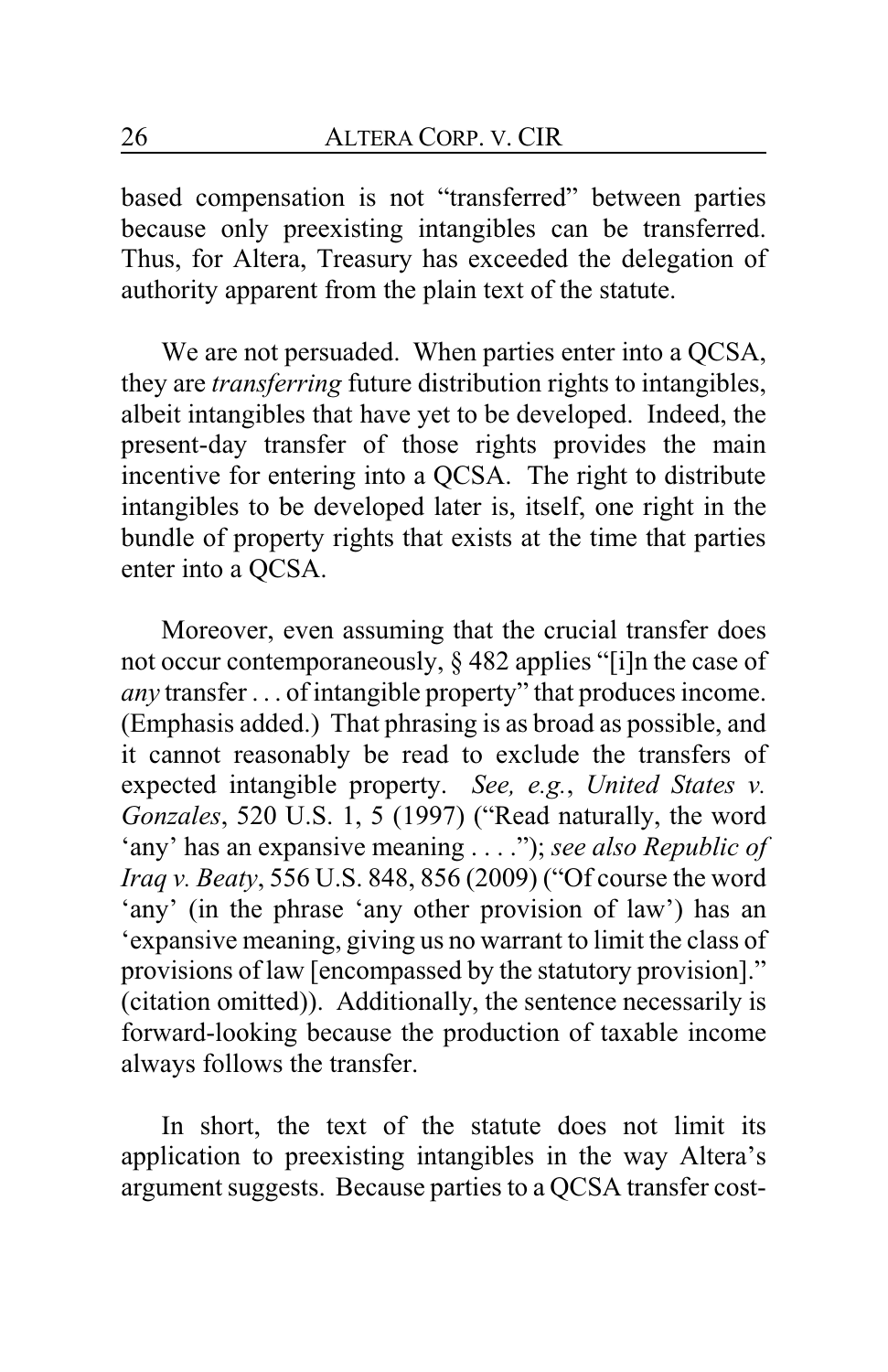based compensation is not "transferred" between parties because only preexisting intangibles can be transferred. Thus, for Altera, Treasury has exceeded the delegation of authority apparent from the plain text of the statute.

We are not persuaded. When parties enter into a QCSA, they are *transferring* future distribution rights to intangibles, albeit intangibles that have yet to be developed. Indeed, the present-day transfer of those rights provides the main incentive for entering into a QCSA. The right to distribute intangibles to be developed later is, itself, one right in the bundle of property rights that exists at the time that parties enter into a QCSA.

Moreover, even assuming that the crucial transfer does not occur contemporaneously, § 482 applies "[i]n the case of *any* transfer . . . of intangible property" that produces income. (Emphasis added.) That phrasing is as broad as possible, and it cannot reasonably be read to exclude the transfers of expected intangible property. *See, e.g.*, *United States v. Gonzales*, 520 U.S. 1, 5 (1997) ("Read naturally, the word 'any' has an expansive meaning . . . ."); *see also Republic of Iraq v. Beaty*, 556 U.S. 848, 856 (2009) ("Of course the word 'any' (in the phrase 'any other provision of law') has an 'expansive meaning, giving us no warrant to limit the class of provisions of law [encompassed by the statutory provision]." (citation omitted)). Additionally, the sentence necessarily is forward-looking because the production of taxable income always follows the transfer.

In short, the text of the statute does not limit its application to preexisting intangibles in the way Altera's argument suggests. Because parties to a QCSA transfer cost-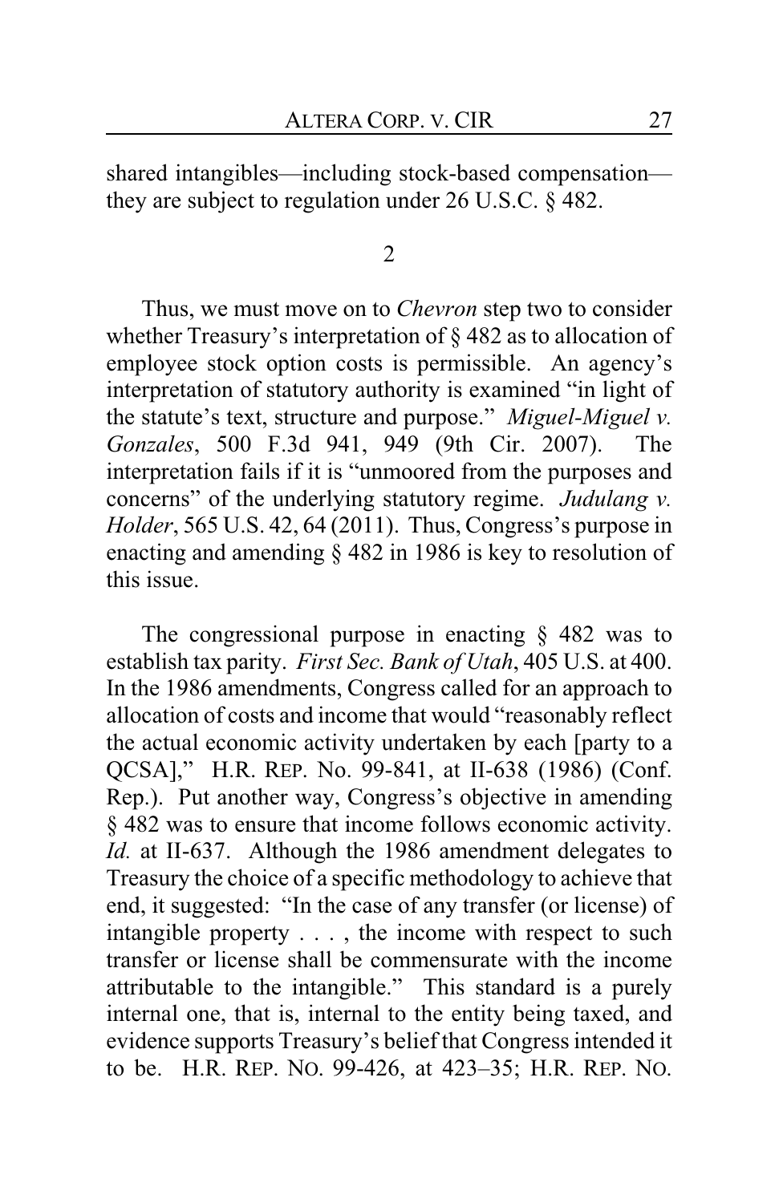shared intangibles—including stock-based compensation—they are subject to regulation under 26 U.S.C. § 482.

2

Thus, we must move on to *Chevron* step two to consider whether Treasury's interpretation of § 482 as to allocation of employee stock option costs is permissible. An agency's interpretation of statutory authority is examined "in light of the statute's text, structure and purpose." *Miguel-Miguel v. Gonzales*, 500 F.3d 941, 949 (9th Cir. 2007). The interpretation fails if it is "unmoored from the purposes and concerns" of the underlying statutory regime. *Judulang v. Holder*, 565 U.S. 42, 64 (2011). Thus, Congress's purpose in enacting and amending § 482 in 1986 is key to resolution of this issue.

The congressional purpose in enacting § 482 was to establish tax parity. *First Sec. Bank of Utah*, 405 U.S. at 400. In the 1986 amendments, Congress called for an approach to allocation of costs and income that would "reasonably reflect the actual economic activity undertaken by each [party to a QCSA]," H.R. REP. No. 99-841, at II-638 (1986) (Conf. Rep.). Put another way, Congress's objective in amending § 482 was to ensure that income follows economic activity. *Id.* at II-637. Although the 1986 amendment delegates to Treasury the choice of a specific methodology to achieve that end, it suggested: "In the case of any transfer (or license) of intangible property . . . , the income with respect to such transfer or license shall be commensurate with the income attributable to the intangible." This standard is a purely internal one, that is, internal to the entity being taxed, and evidence supports Treasury's belief that Congress intended it to be. H.R. REP. NO. 99-426, at 423–35; H.R. REP. NO.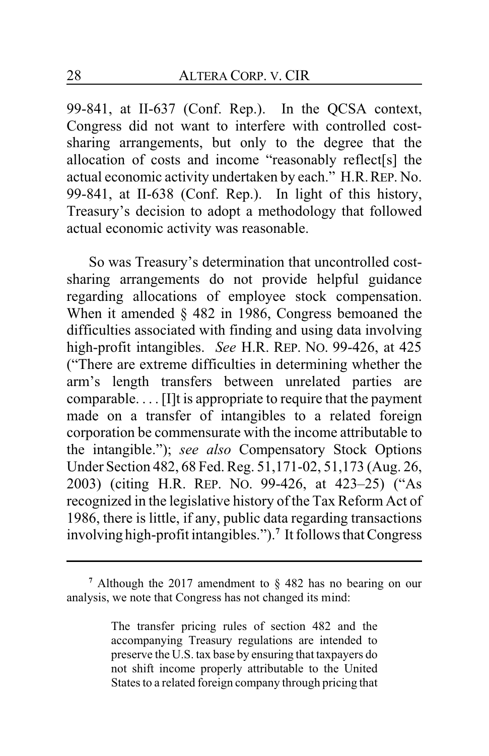99-841, at II-637 (Conf. Rep.). In the QCSA context, Congress did not want to interfere with controlled cost-sharing arrangements, but only to the degree that the allocation of costs and income "reasonably reflect[s] the actual economic activity undertaken by each." H.R. REP. No. 99-841, at II-638 (Conf. Rep.). In light of this history, Treasury's decision to adopt a methodology that followed actual economic activity was reasonable.

So was Treasury's determination that uncontrolled cost-sharing arrangements do not provide helpful guidance regarding allocations of employee stock compensation. When it amended § 482 in 1986, Congress bemoaned the difficulties associated with finding and using data involving high-profit intangibles. *See* H.R. REP. NO. 99-426, at 425 ("There are extreme difficulties in determining whether the arm's length transfers between unrelated parties are comparable. . . . [I]t is appropriate to require that the payment made on a transfer of intangibles to a related foreign corporation be commensurate with the income attributable to the intangible."); *see also* Compensatory Stock Options Under Section 482, 68 Fed. Reg. 51,171-02, 51,173 (Aug. 26, 2003) (citing H.R. REP. NO. 99-426, at 423–25) ("As recognized in the legislative history of the Tax Reform Act of 1986, there is little, if any, public data regarding transactions involving high-profit intangibles.").[7] It follows that Congress

---

[7] Although the 2017 amendment to § 482 has no bearing on our analysis, we note that Congress has not changed its mind:

> The transfer pricing rules of section 482 and the accompanying Treasury regulations are intended to preserve the U.S. tax base by ensuring that taxpayers do not shift income properly attributable to the United States to a related foreign company through pricing that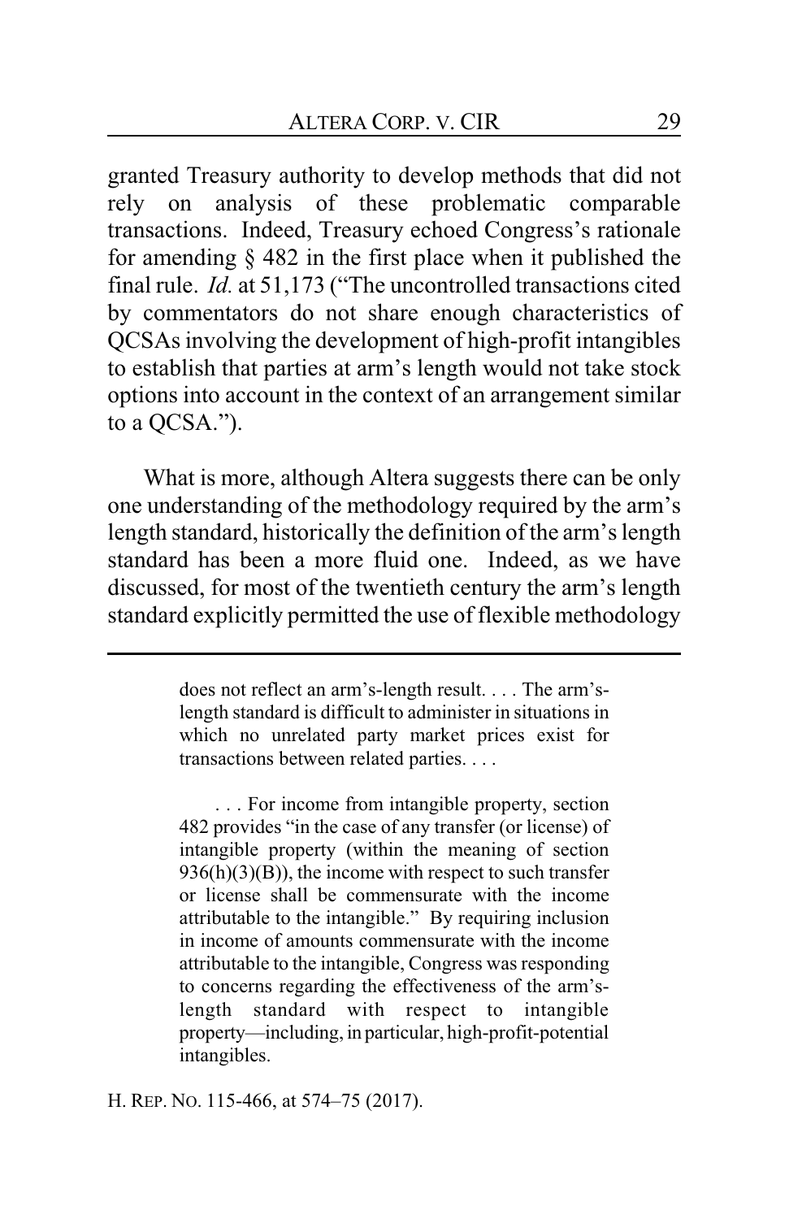granted Treasury authority to develop methods that did not rely on analysis of these problematic comparable transactions. Indeed, Treasury echoed Congress's rationale for amending § 482 in the first place when it published the final rule. *Id.* at 51,173 ("The uncontrolled transactions cited by commentators do not share enough characteristics of QCSAs involving the development of high-profit intangibles to establish that parties at arm's length would not take stock options into account in the context of an arrangement similar to a QCSA.").

What is more, although Altera suggests there can be only one understanding of the methodology required by the arm's length standard, historically the definition of the arm's length standard has been a more fluid one. Indeed, as we have discussed, for most of the twentieth century the arm's length standard explicitly permitted the use of flexible methodology

---

> does not reflect an arm's-length result. . . . The arm's-length standard is difficult to administer in situations in which no unrelated party market prices exist for transactions between related parties. . . .
>
> . . . For income from intangible property, section 482 provides "in the case of any transfer (or license) of intangible property (within the meaning of section 936(h)(3)(B)), the income with respect to such transfer or license shall be commensurate with the income attributable to the intangible." By requiring inclusion in income of amounts commensurate with the income attributable to the intangible, Congress was responding to concerns regarding the effectiveness of the arm's-length standard with respect to intangible property—including, in particular, high-profit-potential intangibles.

H. REP. NO. 115-466, at 574–75 (2017).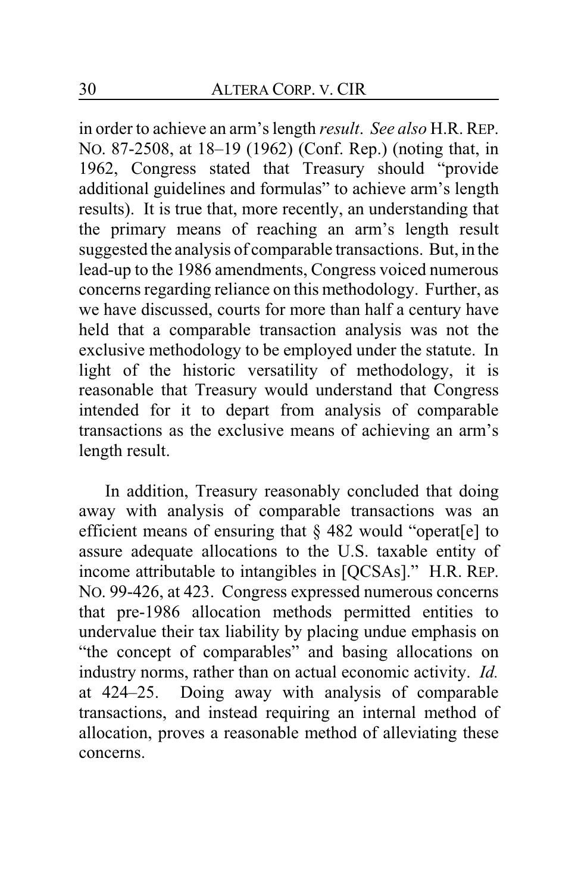in order to achieve an arm's length *result*. *See also* H.R. REP. NO. 87-2508, at 18–19 (1962) (Conf. Rep.) (noting that, in 1962, Congress stated that Treasury should "provide additional guidelines and formulas" to achieve arm's length results). It is true that, more recently, an understanding that the primary means of reaching an arm's length result suggested the analysis of comparable transactions. But, in the lead-up to the 1986 amendments, Congress voiced numerous concerns regarding reliance on this methodology. Further, as we have discussed, courts for more than half a century have held that a comparable transaction analysis was not the exclusive methodology to be employed under the statute. In light of the historic versatility of methodology, it is reasonable that Treasury would understand that Congress intended for it to depart from analysis of comparable transactions as the exclusive means of achieving an arm's length result.

In addition, Treasury reasonably concluded that doing away with analysis of comparable transactions was an efficient means of ensuring that § 482 would "operat[e] to assure adequate allocations to the U.S. taxable entity of income attributable to intangibles in [QCSAs]." H.R. REP. NO. 99-426, at 423. Congress expressed numerous concerns that pre-1986 allocation methods permitted entities to undervalue their tax liability by placing undue emphasis on "the concept of comparables" and basing allocations on industry norms, rather than on actual economic activity. *Id.* at 424–25. Doing away with analysis of comparable transactions, and instead requiring an internal method of allocation, proves a reasonable method of alleviating these concerns.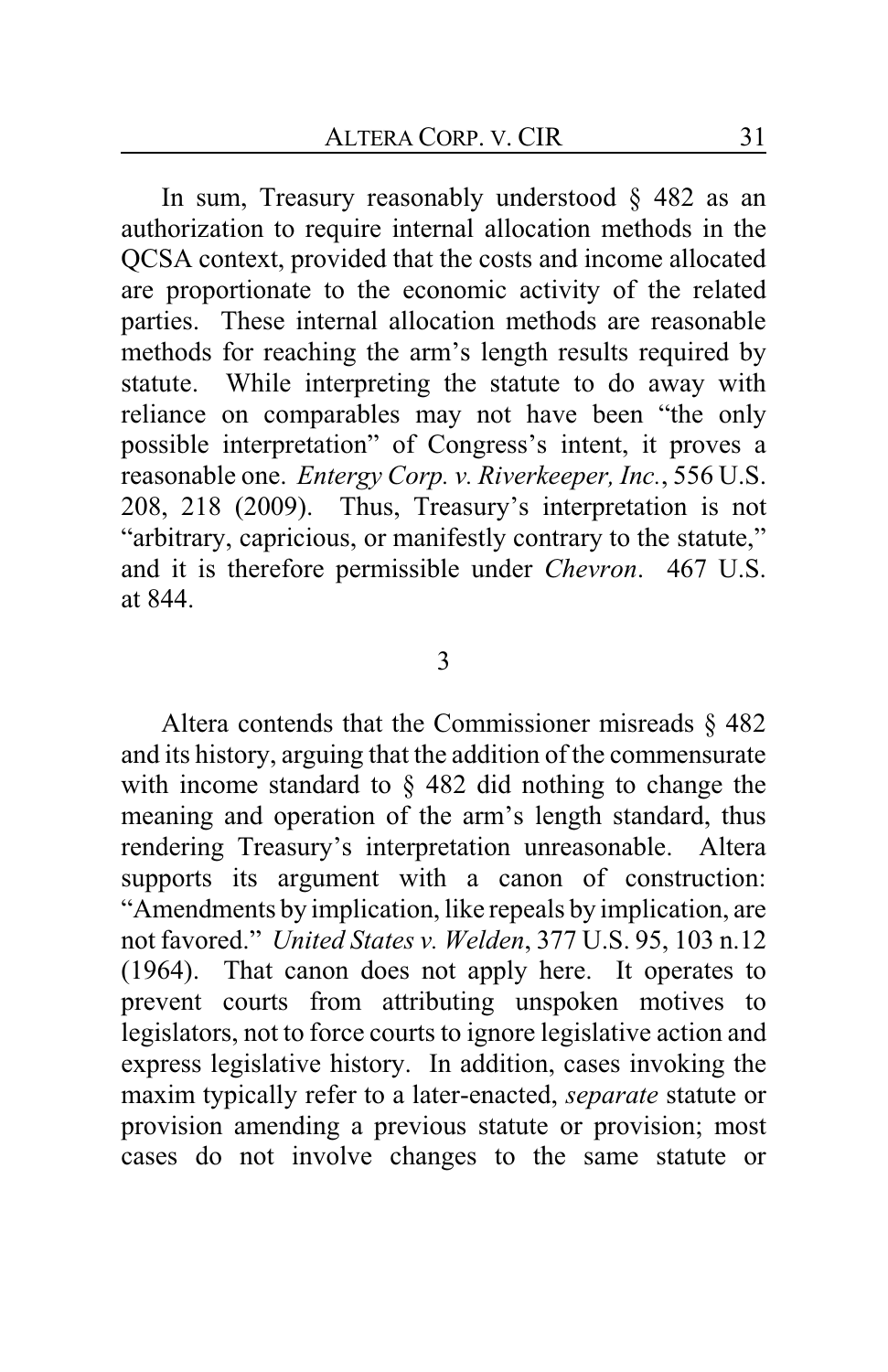In sum, Treasury reasonably understood § 482 as an authorization to require internal allocation methods in the QCSA context, provided that the costs and income allocated are proportionate to the economic activity of the related parties. These internal allocation methods are reasonable methods for reaching the arm's length results required by statute. While interpreting the statute to do away with reliance on comparables may not have been "the only possible interpretation" of Congress's intent, it proves a reasonable one. *Entergy Corp. v. Riverkeeper, Inc.*, 556 U.S. 208, 218 (2009). Thus, Treasury's interpretation is not "arbitrary, capricious, or manifestly contrary to the statute," and it is therefore permissible under *Chevron*. 467 U.S. at 844.

3

Altera contends that the Commissioner misreads § 482 and its history, arguing that the addition of the commensurate with income standard to § 482 did nothing to change the meaning and operation of the arm's length standard, thus rendering Treasury's interpretation unreasonable. Altera supports its argument with a canon of construction: "Amendments by implication, like repeals by implication, are not favored." *United States v. Welden*, 377 U.S. 95, 103 n.12 (1964). That canon does not apply here. It operates to prevent courts from attributing unspoken motives to legislators, not to force courts to ignore legislative action and express legislative history. In addition, cases invoking the maxim typically refer to a later-enacted, *separate* statute or provision amending a previous statute or provision; most cases do not involve changes to the same statute or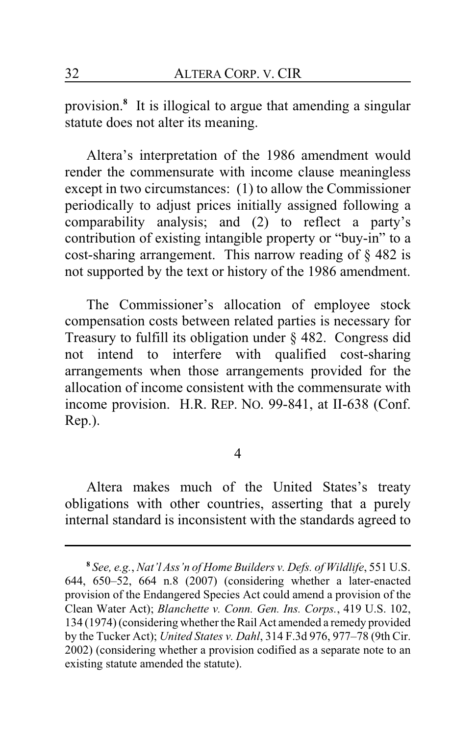provision.[8] It is illogical to argue that amending a singular statute does not alter its meaning.

Altera's interpretation of the 1986 amendment would render the commensurate with income clause meaningless except in two circumstances: (1) to allow the Commissioner periodically to adjust prices initially assigned following a comparability analysis; and (2) to reflect a party's contribution of existing intangible property or "buy-in" to a cost-sharing arrangement. This narrow reading of § 482 is not supported by the text or history of the 1986 amendment.

The Commissioner's allocation of employee stock compensation costs between related parties is necessary for Treasury to fulfill its obligation under § 482. Congress did not intend to interfere with qualified cost-sharing arrangements when those arrangements provided for the allocation of income consistent with the commensurate with income provision. H.R. REP. NO. 99-841, at II-638 (Conf. Rep.).

4

Altera makes much of the United States's treaty obligations with other countries, asserting that a purely internal standard is inconsistent with the standards agreed to

---

[8] *See, e.g.*, *Nat'l Ass'n of Home Builders v. Defs. of Wildlife*, 551 U.S. 644, 650–52, 664 n.8 (2007) (considering whether a later-enacted provision of the Endangered Species Act could amend a provision of the Clean Water Act); *Blanchette v. Conn. Gen. Ins. Corps.*, 419 U.S. 102, 134 (1974) (considering whether the Rail Act amended a remedy provided by the Tucker Act); *United States v. Dahl*, 314 F.3d 976, 977–78 (9th Cir. 2002) (considering whether a provision codified as a separate note to an existing statute amended the statute).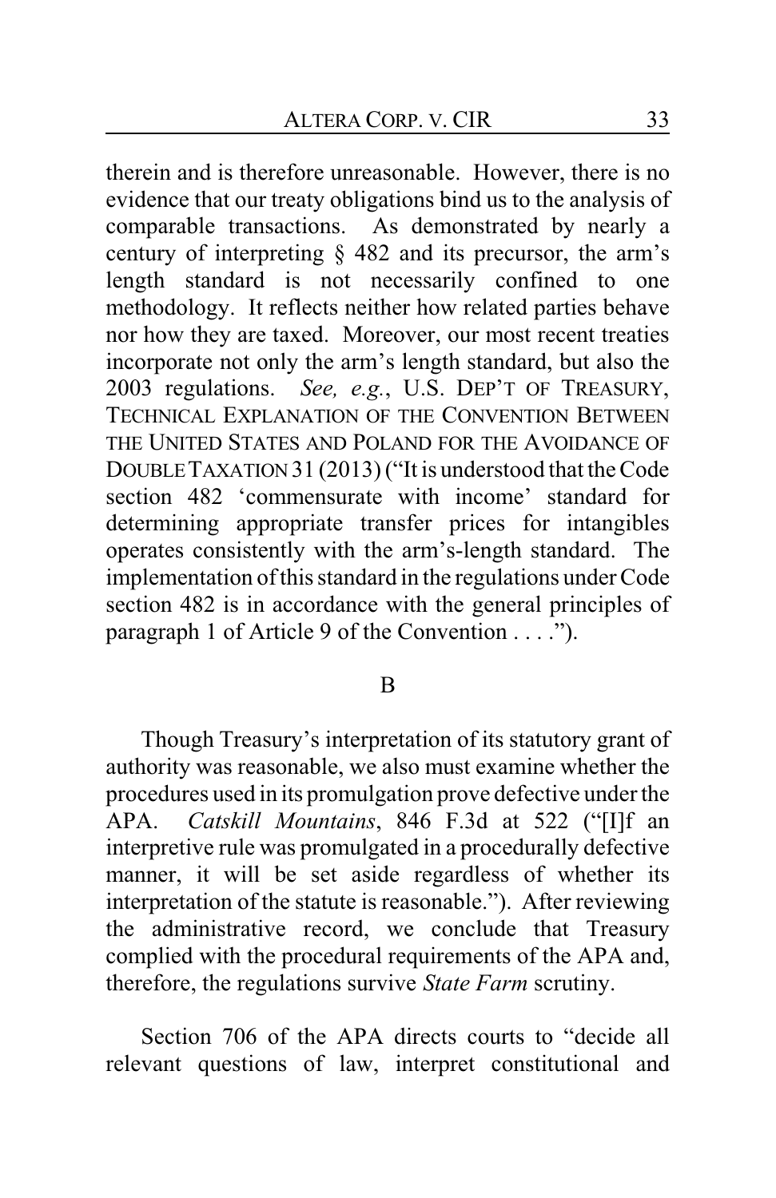therein and is therefore unreasonable. However, there is no evidence that our treaty obligations bind us to the analysis of comparable transactions. As demonstrated by nearly a century of interpreting § 482 and its precursor, the arm's length standard is not necessarily confined to one methodology. It reflects neither how related parties behave nor how they are taxed. Moreover, our most recent treaties incorporate not only the arm's length standard, but also the 2003 regulations. *See, e.g.*, U.S. DEP'T OF TREASURY, TECHNICAL EXPLANATION OF THE CONVENTION BETWEEN THE UNITED STATES AND POLAND FOR THE AVOIDANCE OF DOUBLE TAXATION 31 (2013) ("It is understood that the Code section 482 'commensurate with income' standard for determining appropriate transfer prices for intangibles operates consistently with the arm's-length standard. The implementation of this standard in the regulations under Code section 482 is in accordance with the general principles of paragraph 1 of Article 9 of the Convention . . . .").

## B

Though Treasury's interpretation of its statutory grant of authority was reasonable, we also must examine whether the procedures used in its promulgation prove defective under the APA. *Catskill Mountains*, 846 F.3d at 522 ("[I]f an interpretive rule was promulgated in a procedurally defective manner, it will be set aside regardless of whether its interpretation of the statute is reasonable."). After reviewing the administrative record, we conclude that Treasury complied with the procedural requirements of the APA and, therefore, the regulations survive *State Farm* scrutiny.

Section 706 of the APA directs courts to "decide all relevant questions of law, interpret constitutional and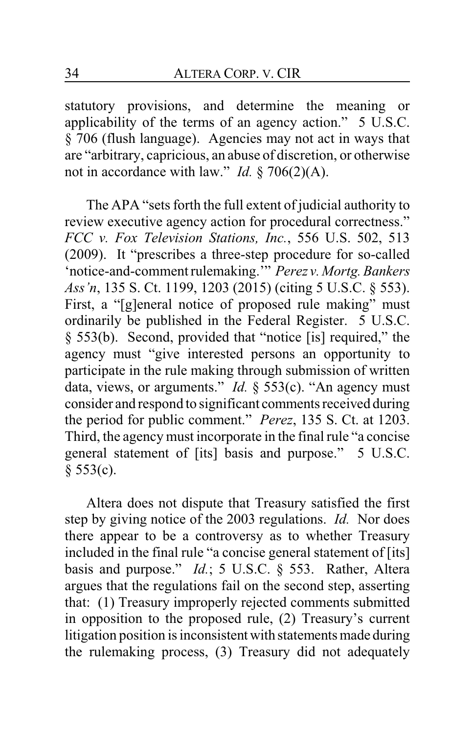statutory provisions, and determine the meaning or applicability of the terms of an agency action." 5 U.S.C. § 706 (flush language). Agencies may not act in ways that are "arbitrary, capricious, an abuse of discretion, or otherwise not in accordance with law." *Id.* § 706(2)(A).

The APA "sets forth the full extent of judicial authority to review executive agency action for procedural correctness." *FCC v. Fox Television Stations, Inc.*, 556 U.S. 502, 513 (2009). It "prescribes a three-step procedure for so-called 'notice-and-comment rulemaking.'" *Perez v. Mortg. Bankers Ass'n*, 135 S. Ct. 1199, 1203 (2015) (citing 5 U.S.C. § 553). First, a "[g]eneral notice of proposed rule making" must ordinarily be published in the Federal Register. 5 U.S.C. § 553(b). Second, provided that "notice [is] required," the agency must "give interested persons an opportunity to participate in the rule making through submission of written data, views, or arguments." *Id.* § 553(c). "An agency must consider and respond to significant comments received during the period for public comment." *Perez*, 135 S. Ct. at 1203. Third, the agency must incorporate in the final rule "a concise general statement of [its] basis and purpose." 5 U.S.C. § 553(c).

Altera does not dispute that Treasury satisfied the first step by giving notice of the 2003 regulations. *Id.* Nor does there appear to be a controversy as to whether Treasury included in the final rule "a concise general statement of [its] basis and purpose." *Id.*; 5 U.S.C. § 553. Rather, Altera argues that the regulations fail on the second step, asserting that: (1) Treasury improperly rejected comments submitted in opposition to the proposed rule, (2) Treasury's current litigation position is inconsistent with statements made during the rulemaking process, (3) Treasury did not adequately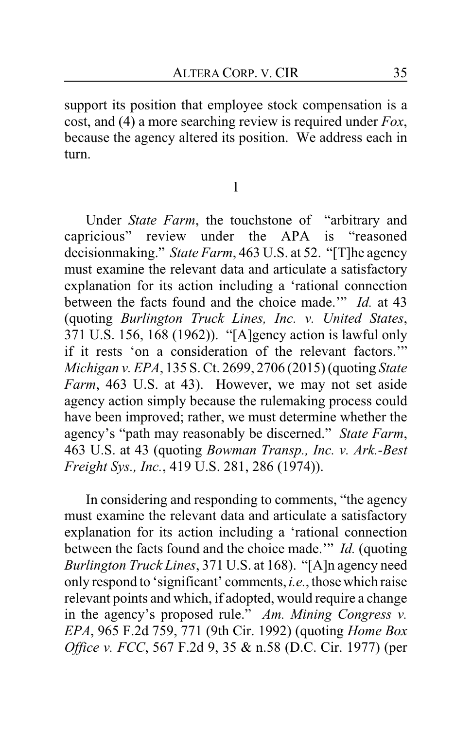support its position that employee stock compensation is a cost, and (4) a more searching review is required under *Fox*, because the agency altered its position. We address each in turn.

1

Under *State Farm*, the touchstone of "arbitrary and capricious" review under the APA is "reasoned decisionmaking." *State Farm*, 463 U.S. at 52. "[T]he agency must examine the relevant data and articulate a satisfactory explanation for its action including a 'rational connection between the facts found and the choice made.'" *Id.* at 43 (quoting *Burlington Truck Lines, Inc. v. United States*, 371 U.S. 156, 168 (1962)). "[A]gency action is lawful only if it rests 'on a consideration of the relevant factors.'" *Michigan v. EPA*, 135 S. Ct. 2699, 2706 (2015) (quoting *State Farm*, 463 U.S. at 43). However, we may not set aside agency action simply because the rulemaking process could have been improved; rather, we must determine whether the agency's "path may reasonably be discerned." *State Farm*, 463 U.S. at 43 (quoting *Bowman Transp., Inc. v. Ark.-Best Freight Sys., Inc.*, 419 U.S. 281, 286 (1974)).

In considering and responding to comments, "the agency must examine the relevant data and articulate a satisfactory explanation for its action including a 'rational connection between the facts found and the choice made.'" *Id.* (quoting *Burlington Truck Lines*, 371 U.S. at 168). "[A]n agency need only respond to 'significant' comments, *i.e.*, those which raise relevant points and which, if adopted, would require a change in the agency's proposed rule." *Am. Mining Congress v. EPA*, 965 F.2d 759, 771 (9th Cir. 1992) (quoting *Home Box Office v. FCC*, 567 F.2d 9, 35 & n.58 (D.C. Cir. 1977) (per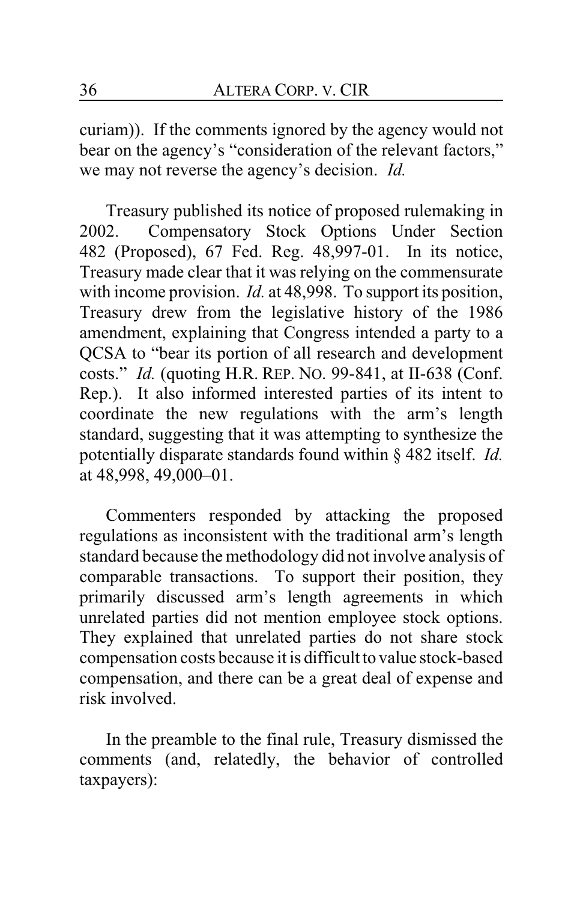curiam)). If the comments ignored by the agency would not bear on the agency's "consideration of the relevant factors," we may not reverse the agency's decision. *Id.*

Treasury published its notice of proposed rulemaking in 2002. Compensatory Stock Options Under Section 482 (Proposed), 67 Fed. Reg. 48,997-01. In its notice, Treasury made clear that it was relying on the commensurate with income provision. *Id.* at 48,998. To support its position, Treasury drew from the legislative history of the 1986 amendment, explaining that Congress intended a party to a QCSA to "bear its portion of all research and development costs." *Id.* (quoting H.R. REP. NO. 99-841, at II-638 (Conf. Rep.). It also informed interested parties of its intent to coordinate the new regulations with the arm's length standard, suggesting that it was attempting to synthesize the potentially disparate standards found within § 482 itself. *Id.* at 48,998, 49,000–01.

Commenters responded by attacking the proposed regulations as inconsistent with the traditional arm's length standard because the methodology did not involve analysis of comparable transactions. To support their position, they primarily discussed arm's length agreements in which unrelated parties did not mention employee stock options. They explained that unrelated parties do not share stock compensation costs because it is difficult to value stock-based compensation, and there can be a great deal of expense and risk involved.

In the preamble to the final rule, Treasury dismissed the comments (and, relatedly, the behavior of controlled taxpayers):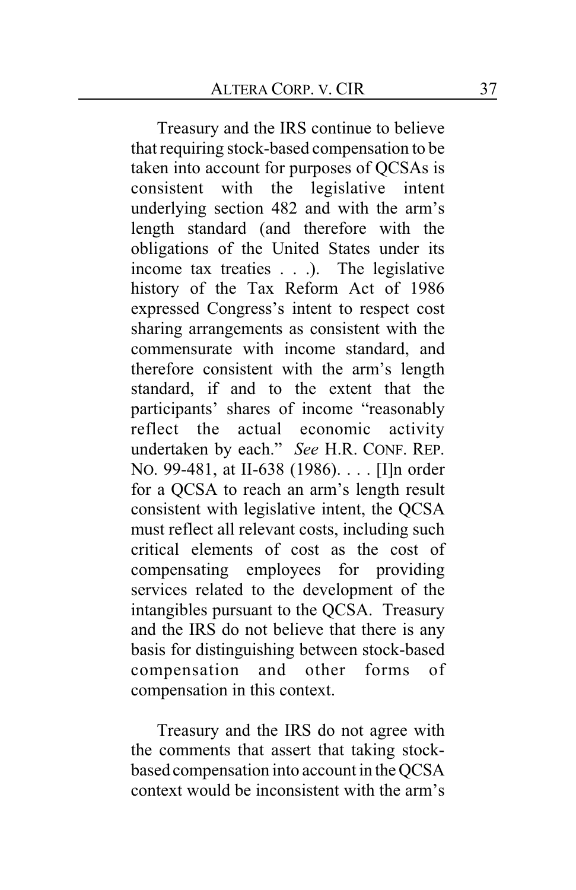Treasury and the IRS continue to believe that requiring stock-based compensation to be taken into account for purposes of QCSAs is consistent with the legislative intent underlying section 482 and with the arm's length standard (and therefore with the obligations of the United States under its income tax treaties . . .). The legislative history of the Tax Reform Act of 1986 expressed Congress's intent to respect cost sharing arrangements as consistent with the commensurate with income standard, and therefore consistent with the arm's length standard, if and to the extent that the participants' shares of income "reasonably reflect the actual economic activity undertaken by each." *See* H.R. CONF. REP. NO. 99-481, at II-638 (1986). . . . [I]n order for a QCSA to reach an arm's length result consistent with legislative intent, the QCSA must reflect all relevant costs, including such critical elements of cost as the cost of compensating employees for providing services related to the development of the intangibles pursuant to the QCSA. Treasury and the IRS do not believe that there is any basis for distinguishing between stock-based compensation and other forms of compensation in this context.

Treasury and the IRS do not agree with the comments that assert that taking stock-based compensation into account in the QCSA context would be inconsistent with the arm's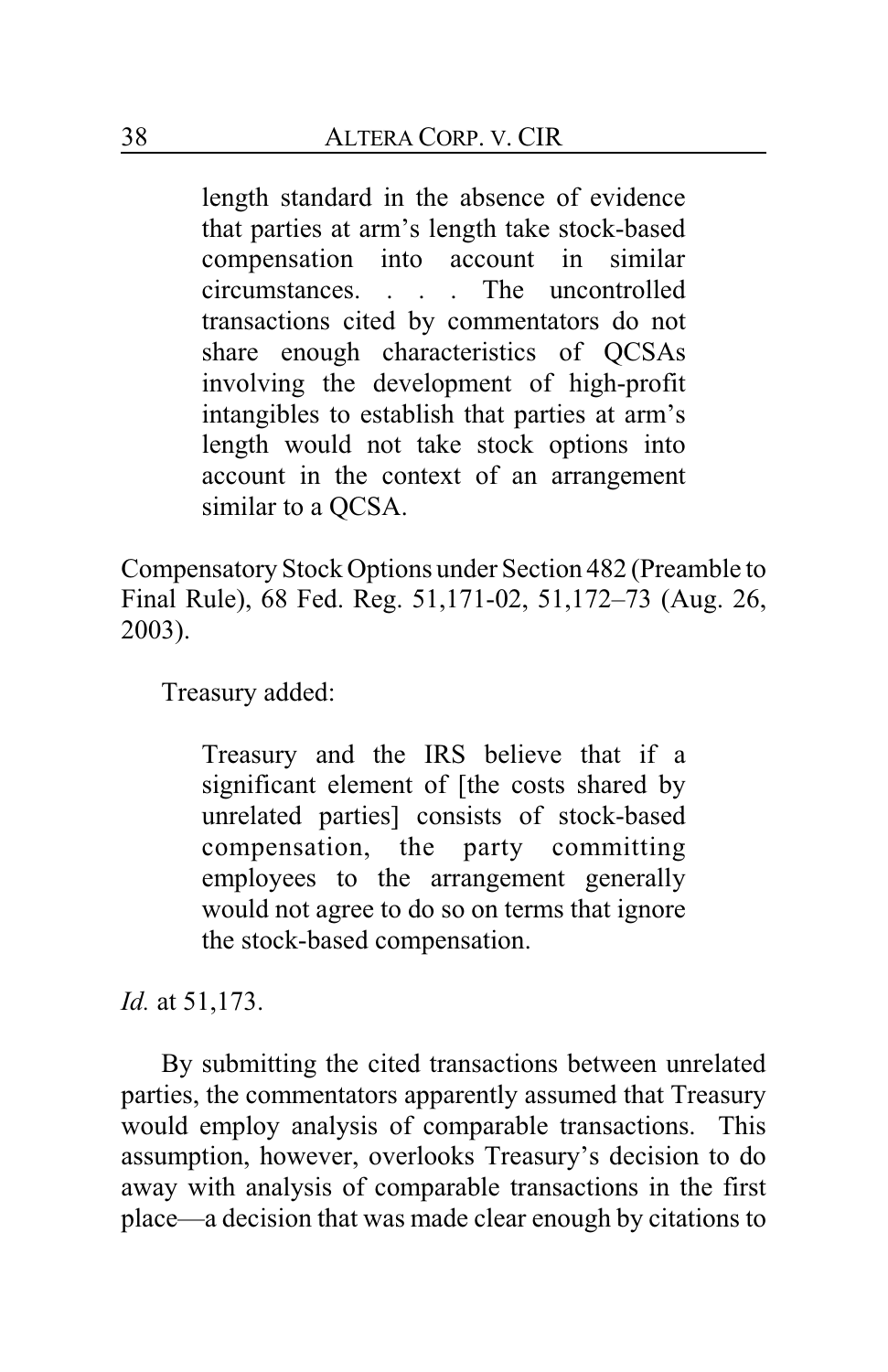> length standard in the absence of evidence that parties at arm's length take stock-based compensation into account in similar circumstances. . . . The uncontrolled transactions cited by commentators do not share enough characteristics of QCSAs involving the development of high-profit intangibles to establish that parties at arm's length would not take stock options into account in the context of an arrangement similar to a QCSA.

Compensatory Stock Options under Section 482 (Preamble to Final Rule), 68 Fed. Reg. 51,171-02, 51,172–73 (Aug. 26, 2003).

Treasury added:

> Treasury and the IRS believe that if a significant element of [the costs shared by unrelated parties] consists of stock-based compensation, the party committing employees to the arrangement generally would not agree to do so on terms that ignore the stock-based compensation.

*Id.* at 51,173.

By submitting the cited transactions between unrelated parties, the commentators apparently assumed that Treasury would employ analysis of comparable transactions. This assumption, however, overlooks Treasury's decision to do away with analysis of comparable transactions in the first place—a decision that was made clear enough by citations to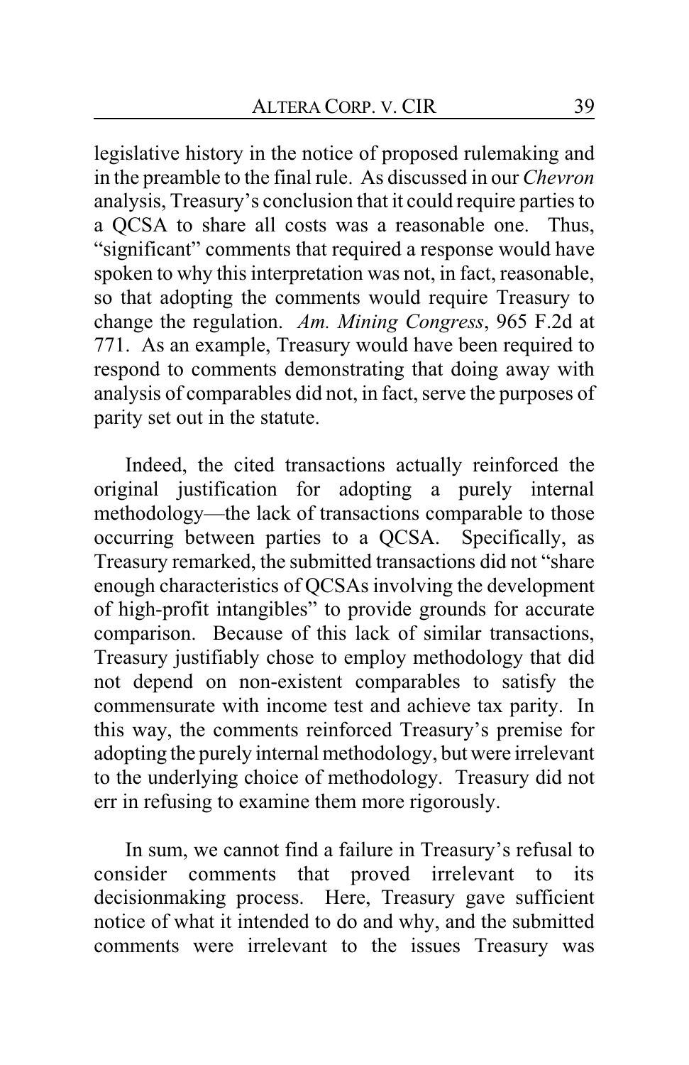legislative history in the notice of proposed rulemaking and in the preamble to the final rule. As discussed in our *Chevron* analysis, Treasury's conclusion that it could require parties to a QCSA to share all costs was a reasonable one. Thus, "significant" comments that required a response would have spoken to why this interpretation was not, in fact, reasonable, so that adopting the comments would require Treasury to change the regulation. *Am. Mining Congress*, 965 F.2d at 771. As an example, Treasury would have been required to respond to comments demonstrating that doing away with analysis of comparables did not, in fact, serve the purposes of parity set out in the statute.

Indeed, the cited transactions actually reinforced the original justification for adopting a purely internal methodology—the lack of transactions comparable to those occurring between parties to a QCSA. Specifically, as Treasury remarked, the submitted transactions did not "share enough characteristics of QCSAs involving the development of high-profit intangibles" to provide grounds for accurate comparison. Because of this lack of similar transactions, Treasury justifiably chose to employ methodology that did not depend on non-existent comparables to satisfy the commensurate with income test and achieve tax parity. In this way, the comments reinforced Treasury's premise for adopting the purely internal methodology, but were irrelevant to the underlying choice of methodology. Treasury did not err in refusing to examine them more rigorously.

In sum, we cannot find a failure in Treasury's refusal to consider comments that proved irrelevant to its decisionmaking process. Here, Treasury gave sufficient notice of what it intended to do and why, and the submitted comments were irrelevant to the issues Treasury was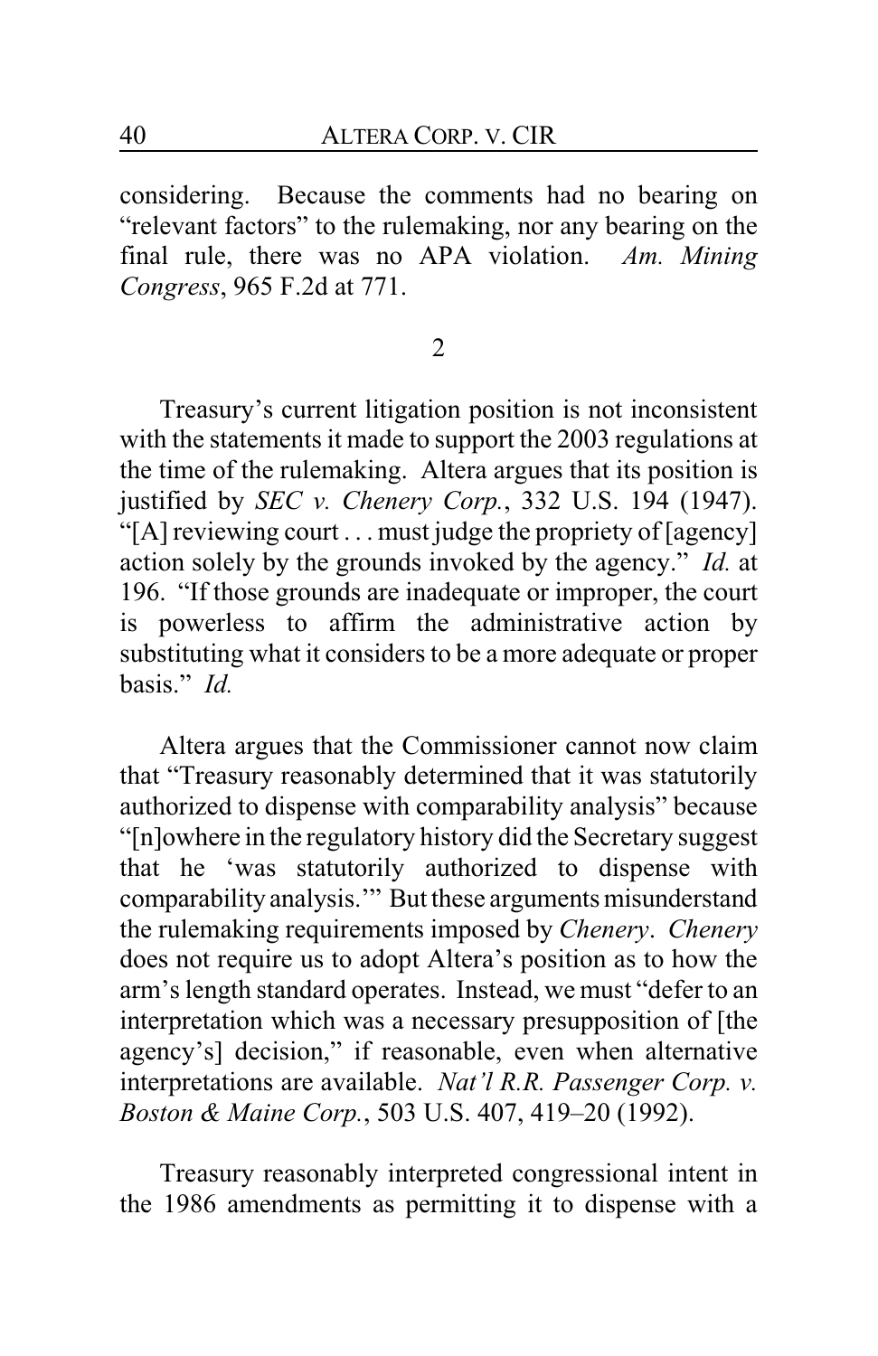considering. Because the comments had no bearing on "relevant factors" to the rulemaking, nor any bearing on the final rule, there was no APA violation. *Am. Mining Congress*, 965 F.2d at 771.

2

Treasury's current litigation position is not inconsistent with the statements it made to support the 2003 regulations at the time of the rulemaking. Altera argues that its position is justified by *SEC v. Chenery Corp.*, 332 U.S. 194 (1947). "[A] reviewing court . . . must judge the propriety of [agency] action solely by the grounds invoked by the agency." *Id.* at 196. "If those grounds are inadequate or improper, the court is powerless to affirm the administrative action by substituting what it considers to be a more adequate or proper basis." *Id.*

Altera argues that the Commissioner cannot now claim that "Treasury reasonably determined that it was statutorily authorized to dispense with comparability analysis" because "[n]owhere in the regulatory history did the Secretary suggest that he 'was statutorily authorized to dispense with comparability analysis.'" But these arguments misunderstand the rulemaking requirements imposed by *Chenery*. *Chenery* does not require us to adopt Altera's position as to how the arm's length standard operates. Instead, we must "defer to an interpretation which was a necessary presupposition of [the agency's] decision," if reasonable, even when alternative interpretations are available. *Nat'l R.R. Passenger Corp. v. Boston & Maine Corp.*, 503 U.S. 407, 419–20 (1992).

Treasury reasonably interpreted congressional intent in the 1986 amendments as permitting it to dispense with a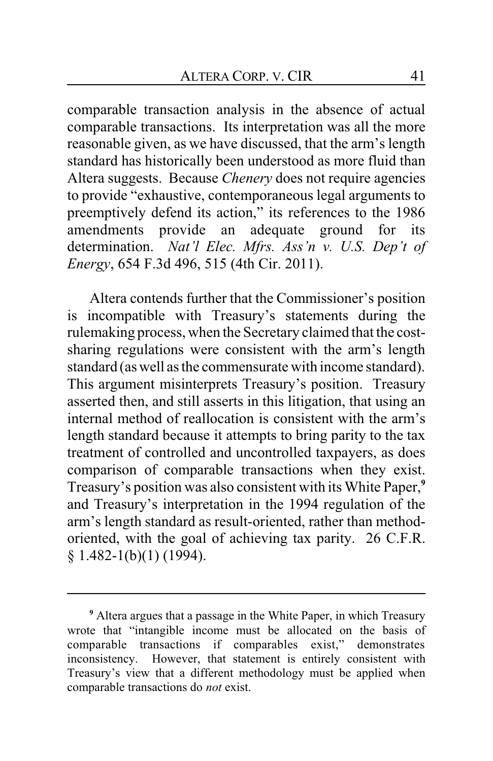comparable transaction analysis in the absence of actual comparable transactions. Its interpretation was all the more reasonable given, as we have discussed, that the arm's length standard has historically been understood as more fluid than Altera suggests. Because *Chenery* does not require agencies to provide "exhaustive, contemporaneous legal arguments to preemptively defend its action," its references to the 1986 amendments provide an adequate ground for its determination. *Nat'l Elec. Mfrs. Ass'n v. U.S. Dep't of Energy*, 654 F.3d 496, 515 (4th Cir. 2011).

Altera contends further that the Commissioner's position is incompatible with Treasury's statements during the rulemaking process, when the Secretary claimed that the cost-sharing regulations were consistent with the arm's length standard (as well as the commensurate with income standard). This argument misinterprets Treasury's position. Treasury asserted then, and still asserts in this litigation, that using an internal method of reallocation is consistent with the arm's length standard because it attempts to bring parity to the tax treatment of controlled and uncontrolled taxpayers, as does comparison of comparable transactions when they exist. Treasury's position was also consistent with its White Paper,[9] and Treasury's interpretation in the 1994 regulation of the arm's length standard as result-oriented, rather than method-oriented, with the goal of achieving tax parity. 26 C.F.R. § 1.482-1(b)(1) (1994).

---

[9] Altera argues that a passage in the White Paper, in which Treasury wrote that "intangible income must be allocated on the basis of comparable transactions if comparables exist," demonstrates inconsistency. However, that statement is entirely consistent with Treasury's view that a different methodology must be applied when comparable transactions do *not* exist.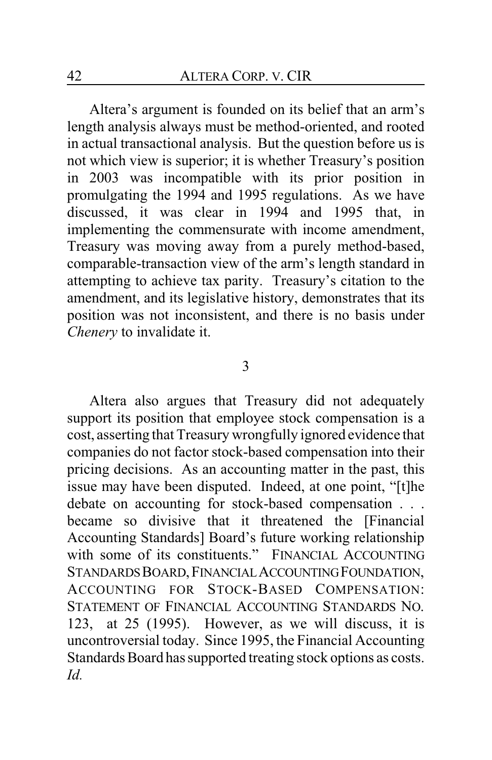Altera's argument is founded on its belief that an arm's length analysis always must be method-oriented, and rooted in actual transactional analysis. But the question before us is not which view is superior; it is whether Treasury's position in 2003 was incompatible with its prior position in promulgating the 1994 and 1995 regulations. As we have discussed, it was clear in 1994 and 1995 that, in implementing the commensurate with income amendment, Treasury was moving away from a purely method-based, comparable-transaction view of the arm's length standard in attempting to achieve tax parity. Treasury's citation to the amendment, and its legislative history, demonstrates that its position was not inconsistent, and there is no basis under *Chenery* to invalidate it.

3

Altera also argues that Treasury did not adequately support its position that employee stock compensation is a cost, asserting that Treasury wrongfully ignored evidence that companies do not factor stock-based compensation into their pricing decisions. As an accounting matter in the past, this issue may have been disputed. Indeed, at one point, "[t]he debate on accounting for stock-based compensation . . . became so divisive that it threatened the [Financial Accounting Standards] Board's future working relationship with some of its constituents." FINANCIAL ACCOUNTING STANDARDS BOARD, FINANCIAL ACCOUNTING FOUNDATION, ACCOUNTING FOR STOCK-BASED COMPENSATION: STATEMENT OF FINANCIAL ACCOUNTING STANDARDS NO. 123, at 25 (1995). However, as we will discuss, it is uncontroversial today. Since 1995, the Financial Accounting Standards Board has supported treating stock options as costs. *Id.*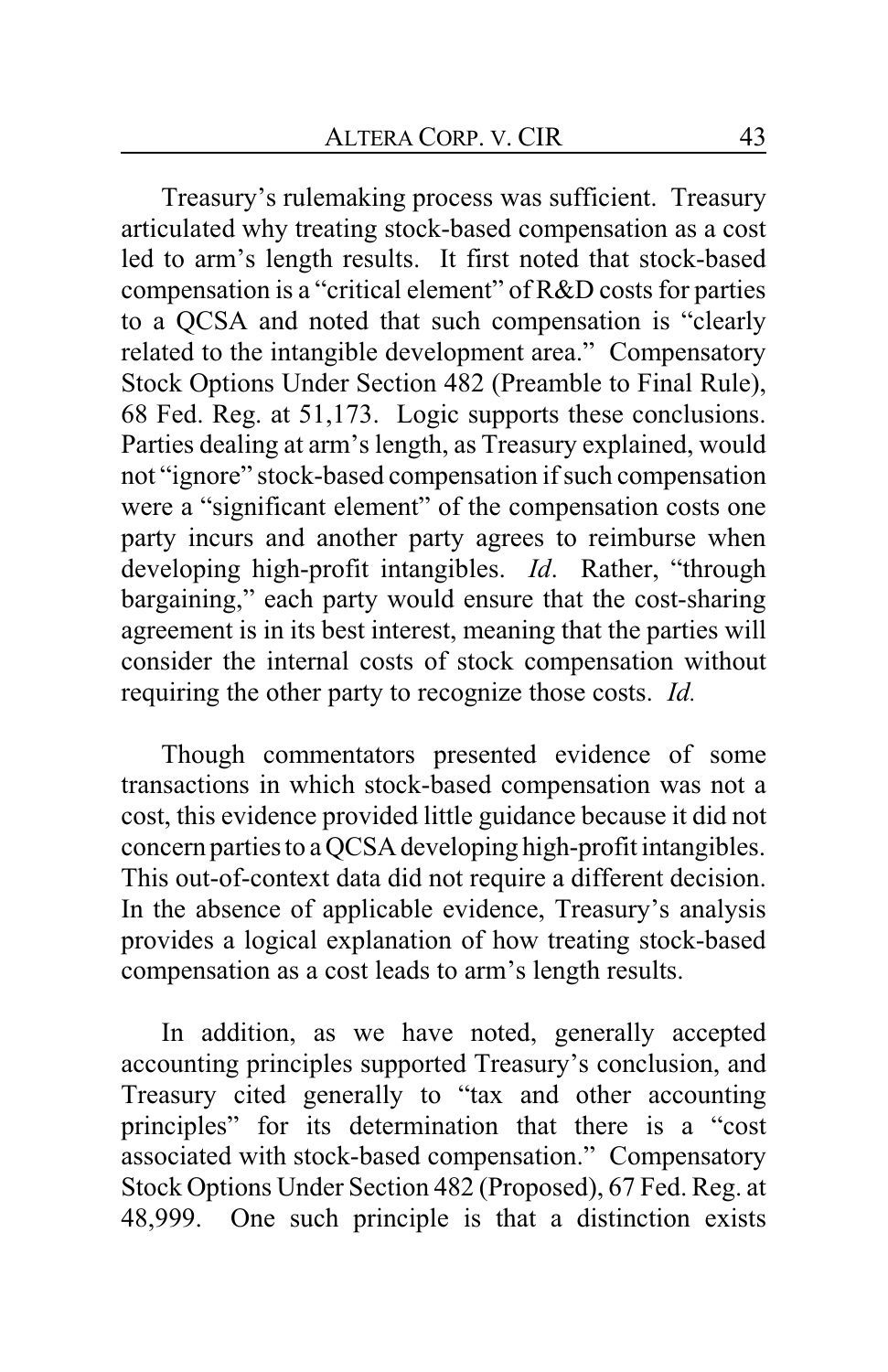Treasury's rulemaking process was sufficient. Treasury articulated why treating stock-based compensation as a cost led to arm's length results. It first noted that stock-based compensation is a "critical element" of R&D costs for parties to a QCSA and noted that such compensation is "clearly related to the intangible development area." Compensatory Stock Options Under Section 482 (Preamble to Final Rule), 68 Fed. Reg. at 51,173. Logic supports these conclusions. Parties dealing at arm's length, as Treasury explained, would not "ignore" stock-based compensation if such compensation were a "significant element" of the compensation costs one party incurs and another party agrees to reimburse when developing high-profit intangibles. *Id*. Rather, "through bargaining," each party would ensure that the cost-sharing agreement is in its best interest, meaning that the parties will consider the internal costs of stock compensation without requiring the other party to recognize those costs. *Id.*

Though commentators presented evidence of some transactions in which stock-based compensation was not a cost, this evidence provided little guidance because it did not concern parties to a QCSA developing high-profit intangibles. This out-of-context data did not require a different decision. In the absence of applicable evidence, Treasury's analysis provides a logical explanation of how treating stock-based compensation as a cost leads to arm's length results.

In addition, as we have noted, generally accepted accounting principles supported Treasury's conclusion, and Treasury cited generally to "tax and other accounting principles" for its determination that there is a "cost associated with stock-based compensation." Compensatory Stock Options Under Section 482 (Proposed), 67 Fed. Reg. at 48,999. One such principle is that a distinction exists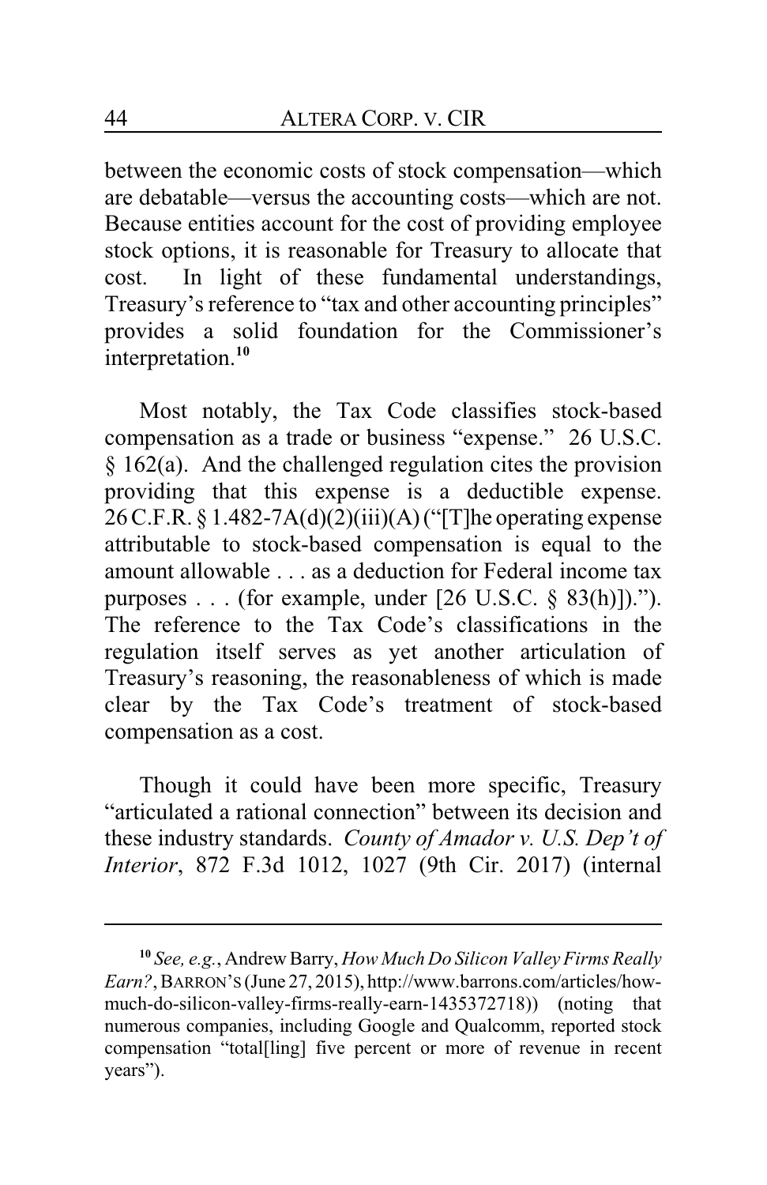between the economic costs of stock compensation—which are debatable—versus the accounting costs—which are not. Because entities account for the cost of providing employee stock options, it is reasonable for Treasury to allocate that cost. In light of these fundamental understandings, Treasury's reference to "tax and other accounting principles" provides a solid foundation for the Commissioner's interpretation.[10]

Most notably, the Tax Code classifies stock-based compensation as a trade or business "expense." 26 U.S.C. § 162(a). And the challenged regulation cites the provision providing that this expense is a deductible expense. 26 C.F.R. § 1.482-7A(d)(2)(iii)(A) ("[T]he operating expense attributable to stock-based compensation is equal to the amount allowable . . . as a deduction for Federal income tax purposes . . . (for example, under [26 U.S.C. § 83(h)])."). The reference to the Tax Code's classifications in the regulation itself serves as yet another articulation of Treasury's reasoning, the reasonableness of which is made clear by the Tax Code's treatment of stock-based compensation as a cost.

Though it could have been more specific, Treasury "articulated a rational connection" between its decision and these industry standards. *County of Amador v. U.S. Dep't of Interior*, 872 F.3d 1012, 1027 (9th Cir. 2017) (internal

---

[10] *See, e.g.*, Andrew Barry, *How Much Do Silicon Valley Firms Really Earn?*, BARRON'S (June 27, 2015), http://www.barrons.com/articles/how-much-do-silicon-valley-firms-really-earn-1435372718)) (noting that numerous companies, including Google and Qualcomm, reported stock compensation "total[ling] five percent or more of revenue in recent years").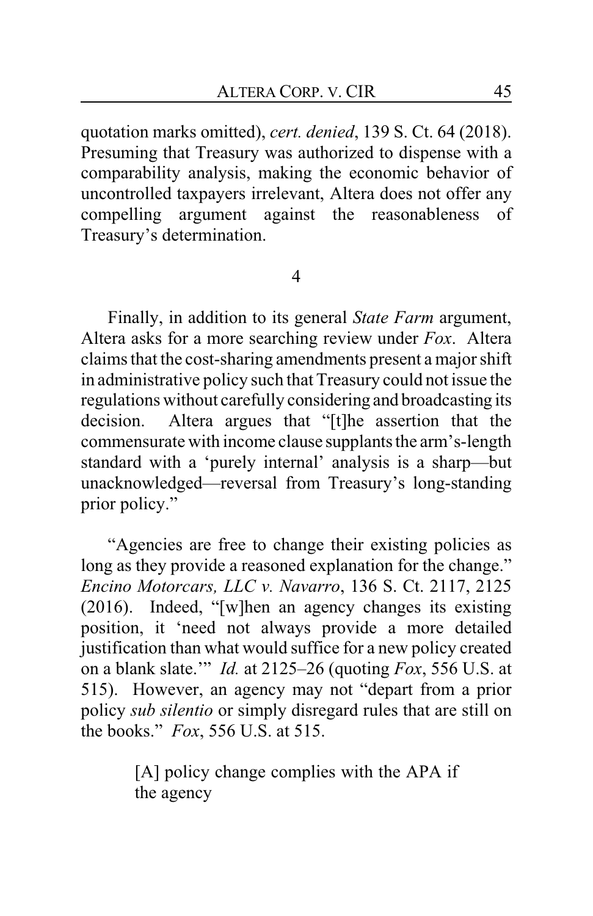quotation marks omitted), *cert. denied*, 139 S. Ct. 64 (2018). Presuming that Treasury was authorized to dispense with a comparability analysis, making the economic behavior of uncontrolled taxpayers irrelevant, Altera does not offer any compelling argument against the reasonableness of Treasury's determination.

4

Finally, in addition to its general *State Farm* argument, Altera asks for a more searching review under *Fox*. Altera claims that the cost-sharing amendments present a major shift in administrative policy such that Treasury could not issue the regulations without carefully considering and broadcasting its decision. Altera argues that "[t]he assertion that the commensurate with income clause supplants the arm's-length standard with a 'purely internal' analysis is a sharp—but unacknowledged—reversal from Treasury's long-standing prior policy."

"Agencies are free to change their existing policies as long as they provide a reasoned explanation for the change." *Encino Motorcars, LLC v. Navarro*, 136 S. Ct. 2117, 2125 (2016). Indeed, "[w]hen an agency changes its existing position, it 'need not always provide a more detailed justification than what would suffice for a new policy created on a blank slate.'" *Id.* at 2125–26 (quoting *Fox*, 556 U.S. at 515). However, an agency may not "depart from a prior policy *sub silentio* or simply disregard rules that are still on the books." *Fox*, 556 U.S. at 515.

> [A] policy change complies with the APA if the agency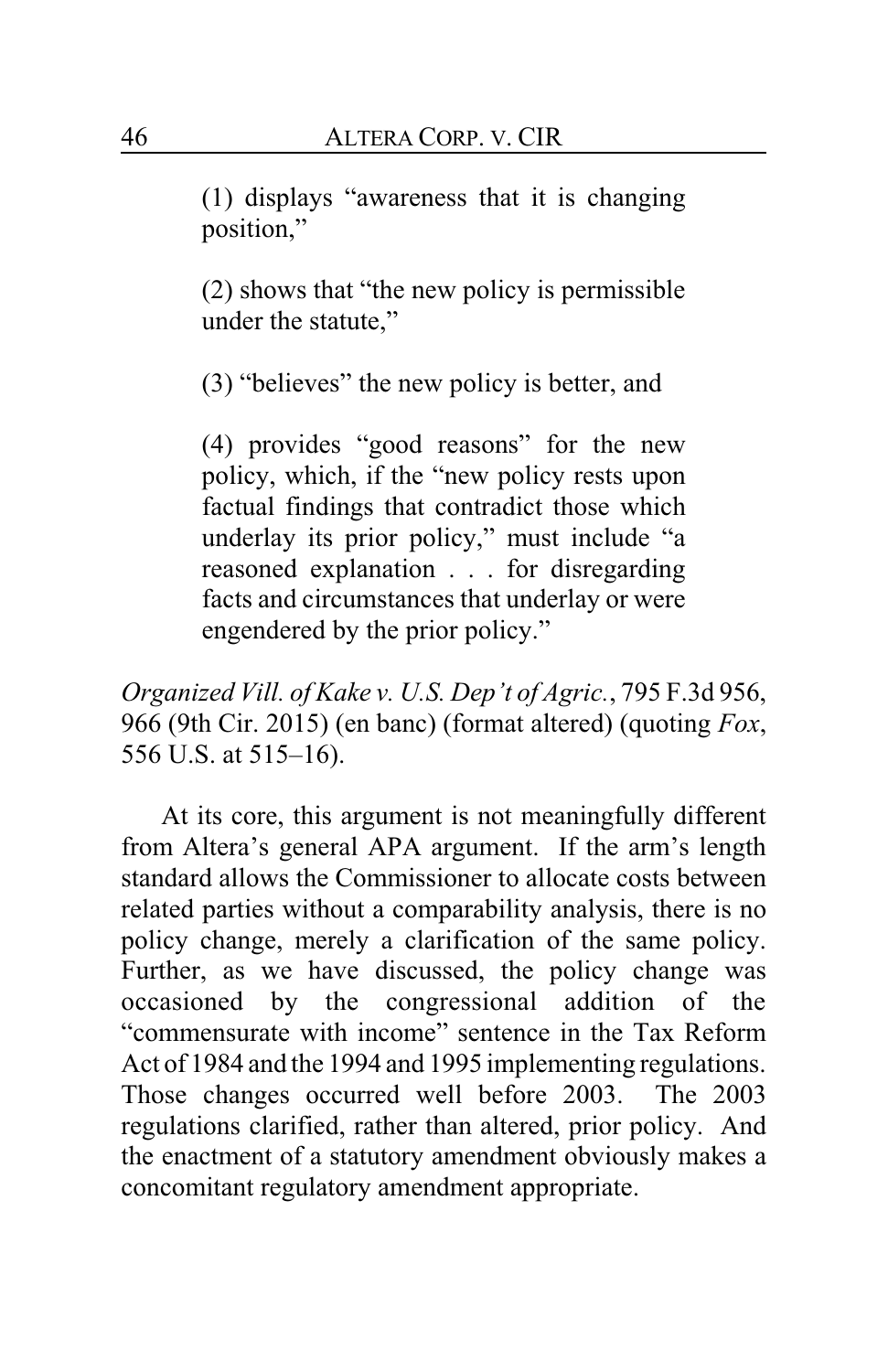> (1) displays "awareness that it is changing position,"
>
> (2) shows that "the new policy is permissible under the statute,"
>
> (3) "believes" the new policy is better, and
>
> (4) provides "good reasons" for the new policy, which, if the "new policy rests upon factual findings that contradict those which underlay its prior policy," must include "a reasoned explanation . . . for disregarding facts and circumstances that underlay or were engendered by the prior policy."

*Organized Vill. of Kake v. U.S. Dep't of Agric.*, 795 F.3d 956, 966 (9th Cir. 2015) (en banc) (format altered) (quoting *Fox*, 556 U.S. at 515–16).

At its core, this argument is not meaningfully different from Altera's general APA argument. If the arm's length standard allows the Commissioner to allocate costs between related parties without a comparability analysis, there is no policy change, merely a clarification of the same policy. Further, as we have discussed, the policy change was occasioned by the congressional addition of the "commensurate with income" sentence in the Tax Reform Act of 1984 and the 1994 and 1995 implementing regulations. Those changes occurred well before 2003. The 2003 regulations clarified, rather than altered, prior policy. And the enactment of a statutory amendment obviously makes a concomitant regulatory amendment appropriate.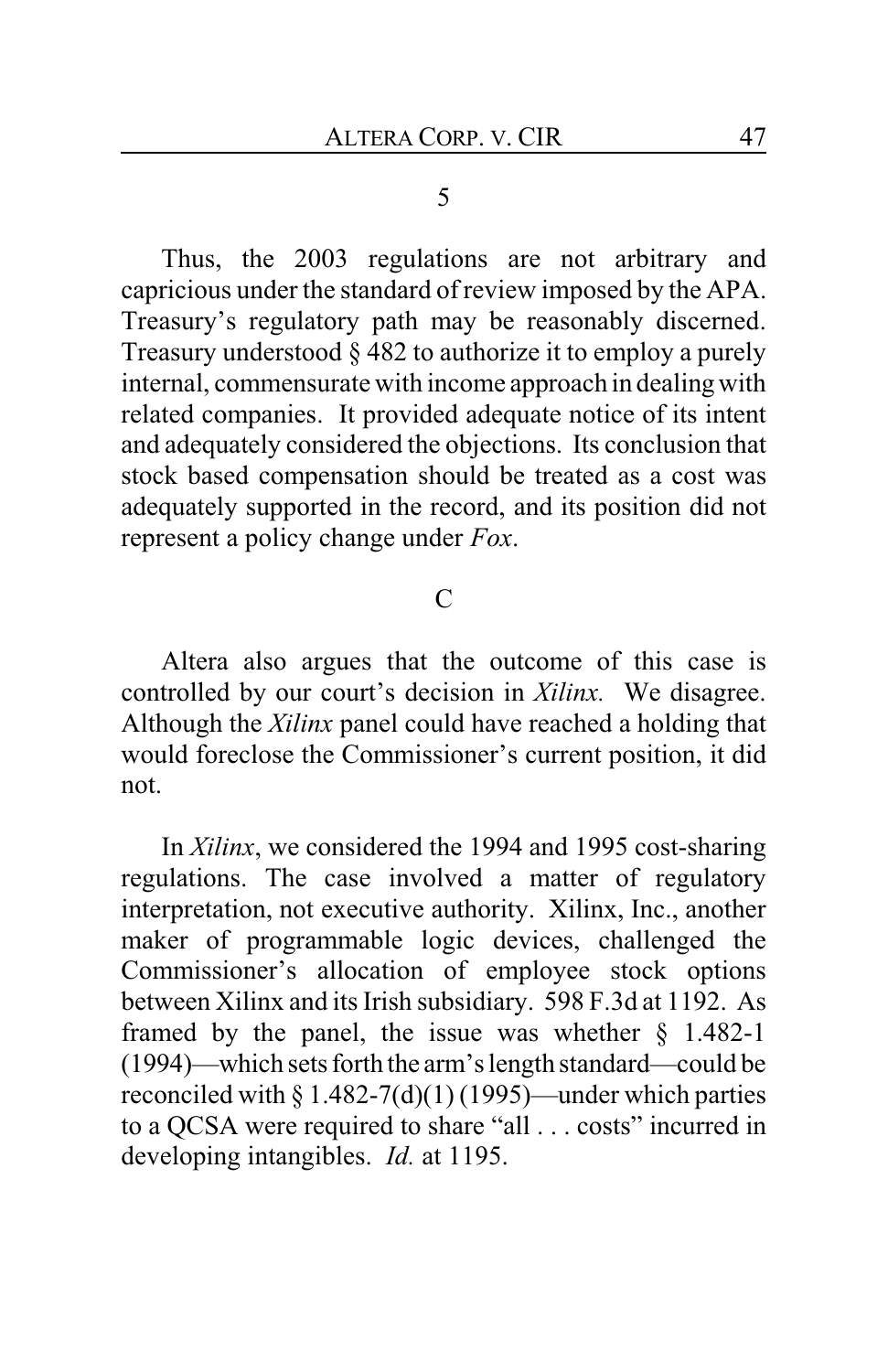5

Thus, the 2003 regulations are not arbitrary and capricious under the standard of review imposed by the APA. Treasury's regulatory path may be reasonably discerned. Treasury understood § 482 to authorize it to employ a purely internal, commensurate with income approach in dealing with related companies. It provided adequate notice of its intent and adequately considered the objections. Its conclusion that stock based compensation should be treated as a cost was adequately supported in the record, and its position did not represent a policy change under *Fox*.

C

Altera also argues that the outcome of this case is controlled by our court's decision in *Xilinx.* We disagree. Although the *Xilinx* panel could have reached a holding that would foreclose the Commissioner's current position, it did not.

In *Xilinx*, we considered the 1994 and 1995 cost-sharing regulations. The case involved a matter of regulatory interpretation, not executive authority. Xilinx, Inc., another maker of programmable logic devices, challenged the Commissioner's allocation of employee stock options between Xilinx and its Irish subsidiary. 598 F.3d at 1192. As framed by the panel, the issue was whether § 1.482-1 (1994)—which sets forth the arm's length standard—could be reconciled with § 1.482-7(d)(1) (1995)—under which parties to a QCSA were required to share "all . . . costs" incurred in developing intangibles. *Id.* at 1195.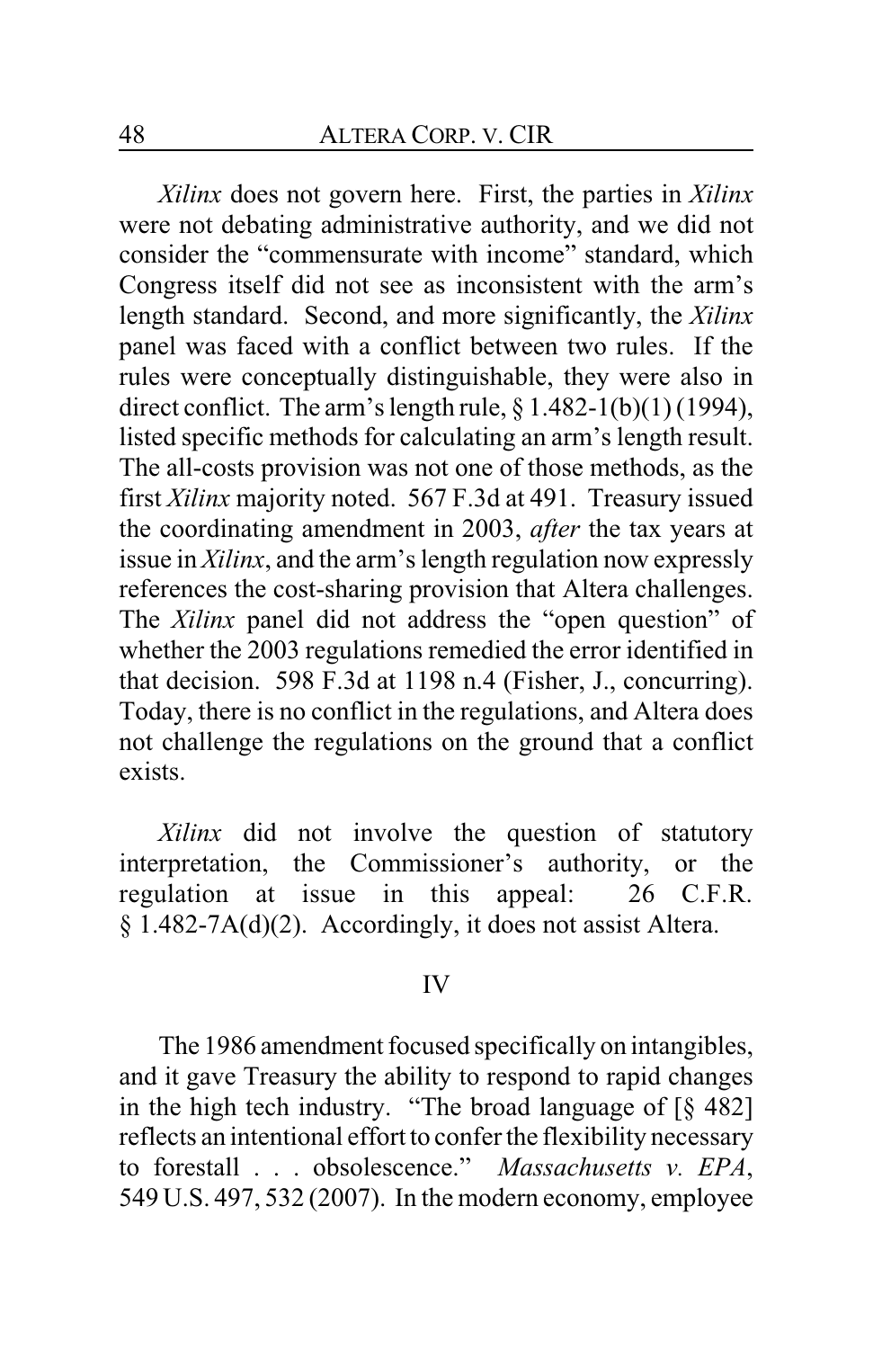*Xilinx* does not govern here. First, the parties in *Xilinx* were not debating administrative authority, and we did not consider the "commensurate with income" standard, which Congress itself did not see as inconsistent with the arm's length standard. Second, and more significantly, the *Xilinx* panel was faced with a conflict between two rules. If the rules were conceptually distinguishable, they were also in direct conflict. The arm's length rule, § 1.482-1(b)(1) (1994), listed specific methods for calculating an arm's length result. The all-costs provision was not one of those methods, as the first *Xilinx* majority noted. 567 F.3d at 491. Treasury issued the coordinating amendment in 2003, *after* the tax years at issue in *Xilinx*, and the arm's length regulation now expressly references the cost-sharing provision that Altera challenges. The *Xilinx* panel did not address the "open question" of whether the 2003 regulations remedied the error identified in that decision. 598 F.3d at 1198 n.4 (Fisher, J., concurring). Today, there is no conflict in the regulations, and Altera does not challenge the regulations on the ground that a conflict exists.

*Xilinx* did not involve the question of statutory interpretation, the Commissioner's authority, or the regulation at issue in this appeal: 26 C.F.R. § 1.482-7A(d)(2). Accordingly, it does not assist Altera.

## IV

The 1986 amendment focused specifically on intangibles, and it gave Treasury the ability to respond to rapid changes in the high tech industry. "The broad language of [§ 482] reflects an intentional effort to confer the flexibility necessary to forestall . . . obsolescence." *Massachusetts v. EPA*, 549 U.S. 497, 532 (2007). In the modern economy, employee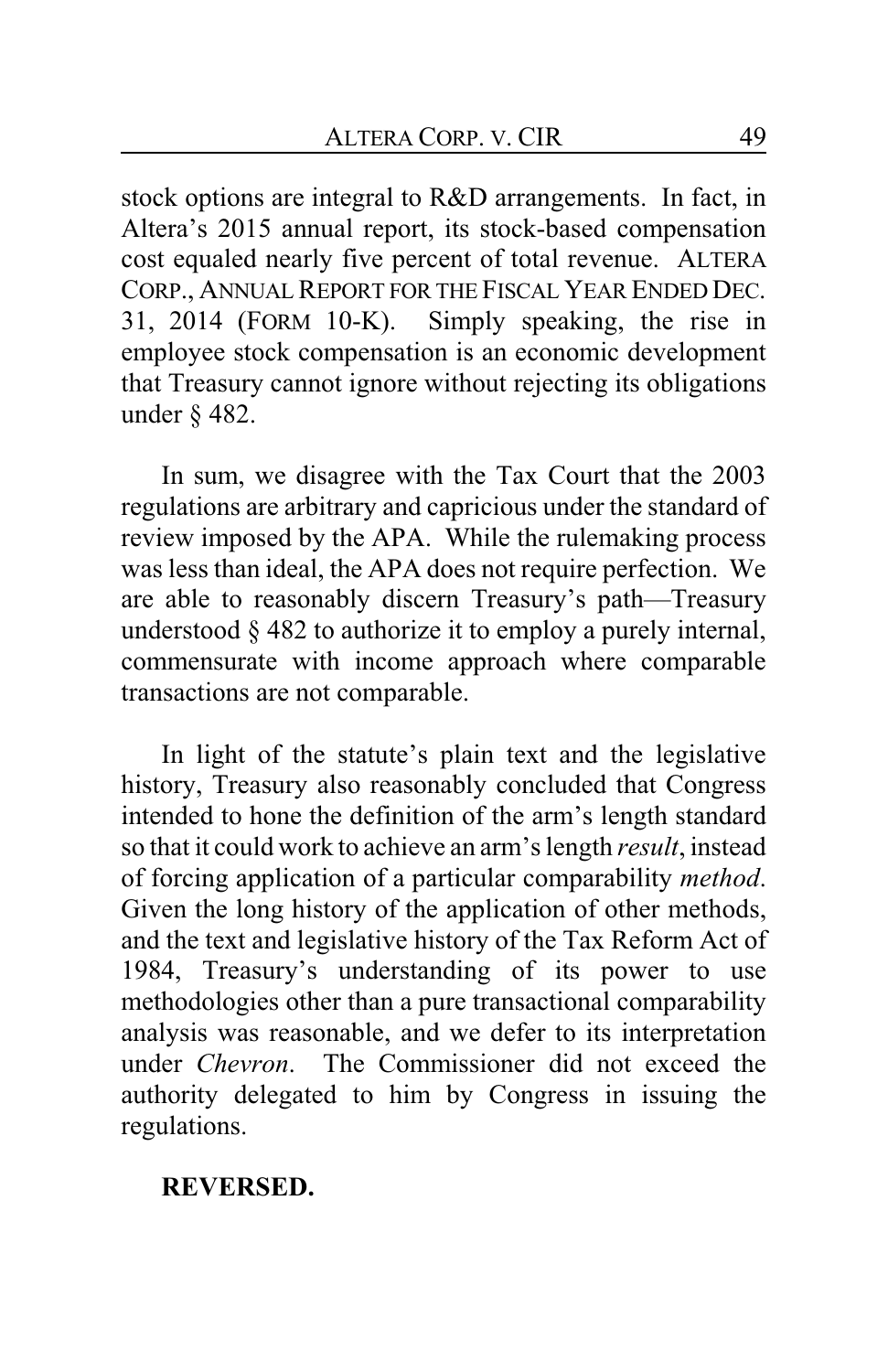stock options are integral to R&D arrangements. In fact, in Altera's 2015 annual report, its stock-based compensation cost equaled nearly five percent of total revenue. ALTERA CORP., ANNUAL REPORT FOR THE FISCAL YEAR ENDED DEC. 31, 2014 (FORM 10-K). Simply speaking, the rise in employee stock compensation is an economic development that Treasury cannot ignore without rejecting its obligations under § 482.

In sum, we disagree with the Tax Court that the 2003 regulations are arbitrary and capricious under the standard of review imposed by the APA. While the rulemaking process was less than ideal, the APA does not require perfection. We are able to reasonably discern Treasury's path—Treasury understood § 482 to authorize it to employ a purely internal, commensurate with income approach where comparable transactions are not comparable.

In light of the statute's plain text and the legislative history, Treasury also reasonably concluded that Congress intended to hone the definition of the arm's length standard so that it could work to achieve an arm's length *result*, instead of forcing application of a particular comparability *method*. Given the long history of the application of other methods, and the text and legislative history of the Tax Reform Act of 1984, Treasury's understanding of its power to use methodologies other than a pure transactional comparability analysis was reasonable, and we defer to its interpretation under *Chevron*. The Commissioner did not exceed the authority delegated to him by Congress in issuing the regulations.

**REVERSED.**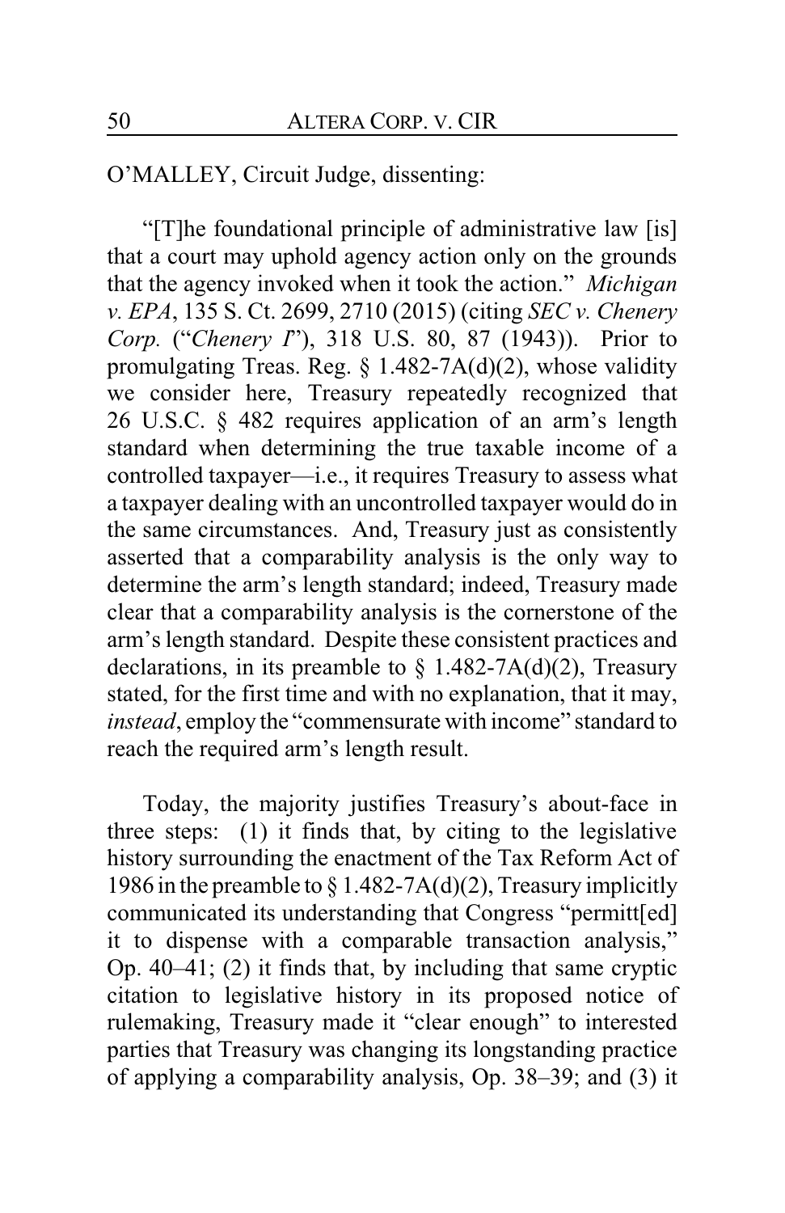O'MALLEY, Circuit Judge, dissenting:

"[T]he foundational principle of administrative law [is] that a court may uphold agency action only on the grounds that the agency invoked when it took the action." *Michigan v. EPA*, 135 S. Ct. 2699, 2710 (2015) (citing *SEC v. Chenery Corp.* ("*Chenery I*"), 318 U.S. 80, 87 (1943)). Prior to promulgating Treas. Reg. § 1.482-7A(d)(2), whose validity we consider here, Treasury repeatedly recognized that 26 U.S.C. § 482 requires application of an arm's length standard when determining the true taxable income of a controlled taxpayer—i.e., it requires Treasury to assess what a taxpayer dealing with an uncontrolled taxpayer would do in the same circumstances. And, Treasury just as consistently asserted that a comparability analysis is the only way to determine the arm's length standard; indeed, Treasury made clear that a comparability analysis is the cornerstone of the arm's length standard. Despite these consistent practices and declarations, in its preamble to § 1.482-7A(d)(2), Treasury stated, for the first time and with no explanation, that it may, *instead*, employ the "commensurate with income" standard to reach the required arm's length result.

Today, the majority justifies Treasury's about-face in three steps: (1) it finds that, by citing to the legislative history surrounding the enactment of the Tax Reform Act of 1986 in the preamble to § 1.482-7A(d)(2), Treasury implicitly communicated its understanding that Congress "permitt[ed] it to dispense with a comparable transaction analysis," Op. 40–41; (2) it finds that, by including that same cryptic citation to legislative history in its proposed notice of rulemaking, Treasury made it "clear enough" to interested parties that Treasury was changing its longstanding practice of applying a comparability analysis, Op. 38–39; and (3) it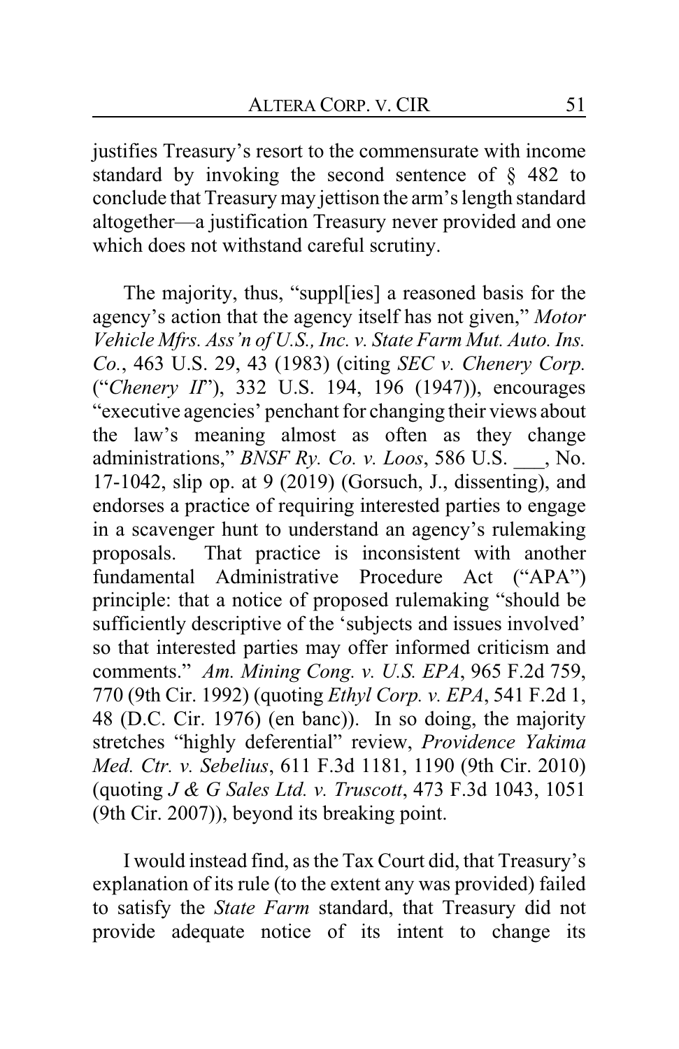justifies Treasury's resort to the commensurate with income standard by invoking the second sentence of § 482 to conclude that Treasury may jettison the arm's length standard altogether—a justification Treasury never provided and one which does not withstand careful scrutiny.

The majority, thus, "suppl[ies] a reasoned basis for the agency's action that the agency itself has not given," *Motor Vehicle Mfrs. Ass'n of U.S., Inc. v. State Farm Mut. Auto. Ins. Co.*, 463 U.S. 29, 43 (1983) (citing *SEC v. Chenery Corp.* ("*Chenery II*"), 332 U.S. 194, 196 (1947)), encourages "executive agencies' penchant for changing their views about the law's meaning almost as often as they change administrations," *BNSF Ry. Co. v. Loos*, 586 U.S. ___, No. 17-1042, slip op. at 9 (2019) (Gorsuch, J., dissenting), and endorses a practice of requiring interested parties to engage in a scavenger hunt to understand an agency's rulemaking proposals. That practice is inconsistent with another fundamental Administrative Procedure Act ("APA") principle: that a notice of proposed rulemaking "should be sufficiently descriptive of the 'subjects and issues involved' so that interested parties may offer informed criticism and comments." *Am. Mining Cong. v. U.S. EPA*, 965 F.2d 759, 770 (9th Cir. 1992) (quoting *Ethyl Corp. v. EPA*, 541 F.2d 1, 48 (D.C. Cir. 1976) (en banc)). In so doing, the majority stretches "highly deferential" review, *Providence Yakima Med. Ctr. v. Sebelius*, 611 F.3d 1181, 1190 (9th Cir. 2010) (quoting *J & G Sales Ltd. v. Truscott*, 473 F.3d 1043, 1051 (9th Cir. 2007)), beyond its breaking point.

I would instead find, as the Tax Court did, that Treasury's explanation of its rule (to the extent any was provided) failed to satisfy the *State Farm* standard, that Treasury did not provide adequate notice of its intent to change its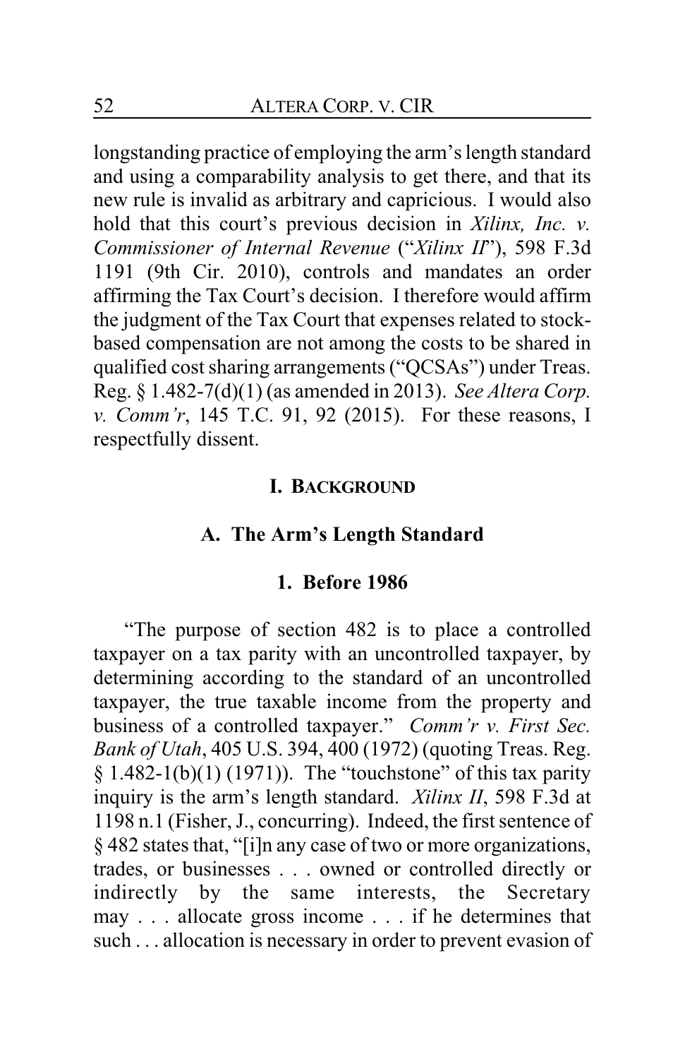longstanding practice of employing the arm's length standard and using a comparability analysis to get there, and that its new rule is invalid as arbitrary and capricious. I would also hold that this court's previous decision in *Xilinx, Inc. v. Commissioner of Internal Revenue* ("*Xilinx II*"), 598 F.3d 1191 (9th Cir. 2010), controls and mandates an order affirming the Tax Court's decision. I therefore would affirm the judgment of the Tax Court that expenses related to stock-based compensation are not among the costs to be shared in qualified cost sharing arrangements ("QCSAs") under Treas. Reg. § 1.482-7(d)(1) (as amended in 2013). *See Altera Corp. v. Comm'r*, 145 T.C. 91, 92 (2015). For these reasons, I respectfully dissent.

## I. BACKGROUND

### A. The Arm's Length Standard

#### 1. Before 1986

"The purpose of section 482 is to place a controlled taxpayer on a tax parity with an uncontrolled taxpayer, by determining according to the standard of an uncontrolled taxpayer, the true taxable income from the property and business of a controlled taxpayer." *Comm'r v. First Sec. Bank of Utah*, 405 U.S. 394, 400 (1972) (quoting Treas. Reg. § 1.482-1(b)(1) (1971)). The "touchstone" of this tax parity inquiry is the arm's length standard. *Xilinx II*, 598 F.3d at 1198 n.1 (Fisher, J., concurring). Indeed, the first sentence of § 482 states that, "[i]n any case of two or more organizations, trades, or businesses . . . owned or controlled directly or indirectly by the same interests, the Secretary may . . . allocate gross income . . . if he determines that such . . . allocation is necessary in order to prevent evasion of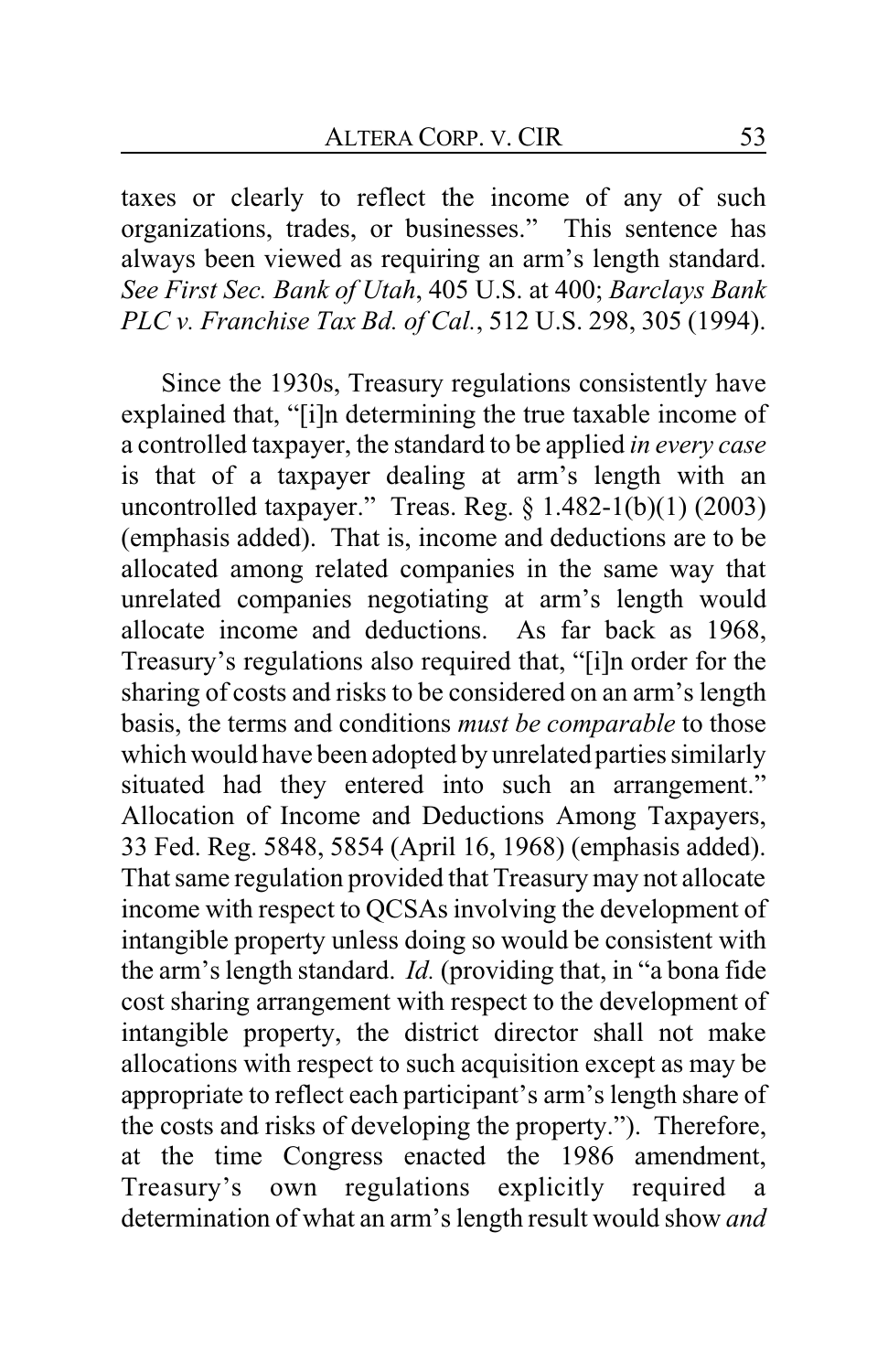taxes or clearly to reflect the income of any of such organizations, trades, or businesses." This sentence has always been viewed as requiring an arm's length standard. *See First Sec. Bank of Utah*, 405 U.S. at 400; *Barclays Bank PLC v. Franchise Tax Bd. of Cal.*, 512 U.S. 298, 305 (1994).

Since the 1930s, Treasury regulations consistently have explained that, "[i]n determining the true taxable income of a controlled taxpayer, the standard to be applied *in every case* is that of a taxpayer dealing at arm's length with an uncontrolled taxpayer." Treas. Reg. § 1.482-1(b)(1) (2003) (emphasis added). That is, income and deductions are to be allocated among related companies in the same way that unrelated companies negotiating at arm's length would allocate income and deductions. As far back as 1968, Treasury's regulations also required that, "[i]n order for the sharing of costs and risks to be considered on an arm's length basis, the terms and conditions *must be comparable* to those which would have been adopted by unrelated parties similarly situated had they entered into such an arrangement." Allocation of Income and Deductions Among Taxpayers, 33 Fed. Reg. 5848, 5854 (April 16, 1968) (emphasis added). That same regulation provided that Treasury may not allocate income with respect to QCSAs involving the development of intangible property unless doing so would be consistent with the arm's length standard. *Id.* (providing that, in "a bona fide cost sharing arrangement with respect to the development of intangible property, the district director shall not make allocations with respect to such acquisition except as may be appropriate to reflect each participant's arm's length share of the costs and risks of developing the property."). Therefore, at the time Congress enacted the 1986 amendment, Treasury's own regulations explicitly required a determination of what an arm's length result would show *and*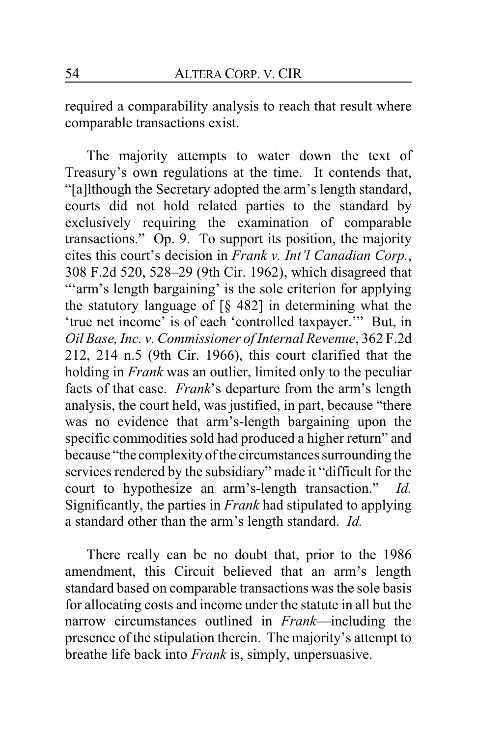required a comparability analysis to reach that result where comparable transactions exist.

The majority attempts to water down the text of Treasury's own regulations at the time. It contends that, "[a]lthough the Secretary adopted the arm's length standard, courts did not hold related parties to the standard by exclusively requiring the examination of comparable transactions." Op. 9. To support its position, the majority cites this court's decision in *Frank v. Int'l Canadian Corp.*, 308 F.2d 520, 528–29 (9th Cir. 1962), which disagreed that "'arm's length bargaining' is the sole criterion for applying the statutory language of [§ 482] in determining what the 'true net income' is of each 'controlled taxpayer.'" But, in *Oil Base, Inc. v. Commissioner of Internal Revenue*, 362 F.2d 212, 214 n.5 (9th Cir. 1966), this court clarified that the holding in *Frank* was an outlier, limited only to the peculiar facts of that case. *Frank*'s departure from the arm's length analysis, the court held, was justified, in part, because "there was no evidence that arm's-length bargaining upon the specific commodities sold had produced a higher return" and because "the complexity of the circumstances surrounding the services rendered by the subsidiary" made it "difficult for the court to hypothesize an arm's-length transaction." *Id.* Significantly, the parties in *Frank* had stipulated to applying a standard other than the arm's length standard. *Id.*

There really can be no doubt that, prior to the 1986 amendment, this Circuit believed that an arm's length standard based on comparable transactions was the sole basis for allocating costs and income under the statute in all but the narrow circumstances outlined in *Frank*—including the presence of the stipulation therein. The majority's attempt to breathe life back into *Frank* is, simply, unpersuasive.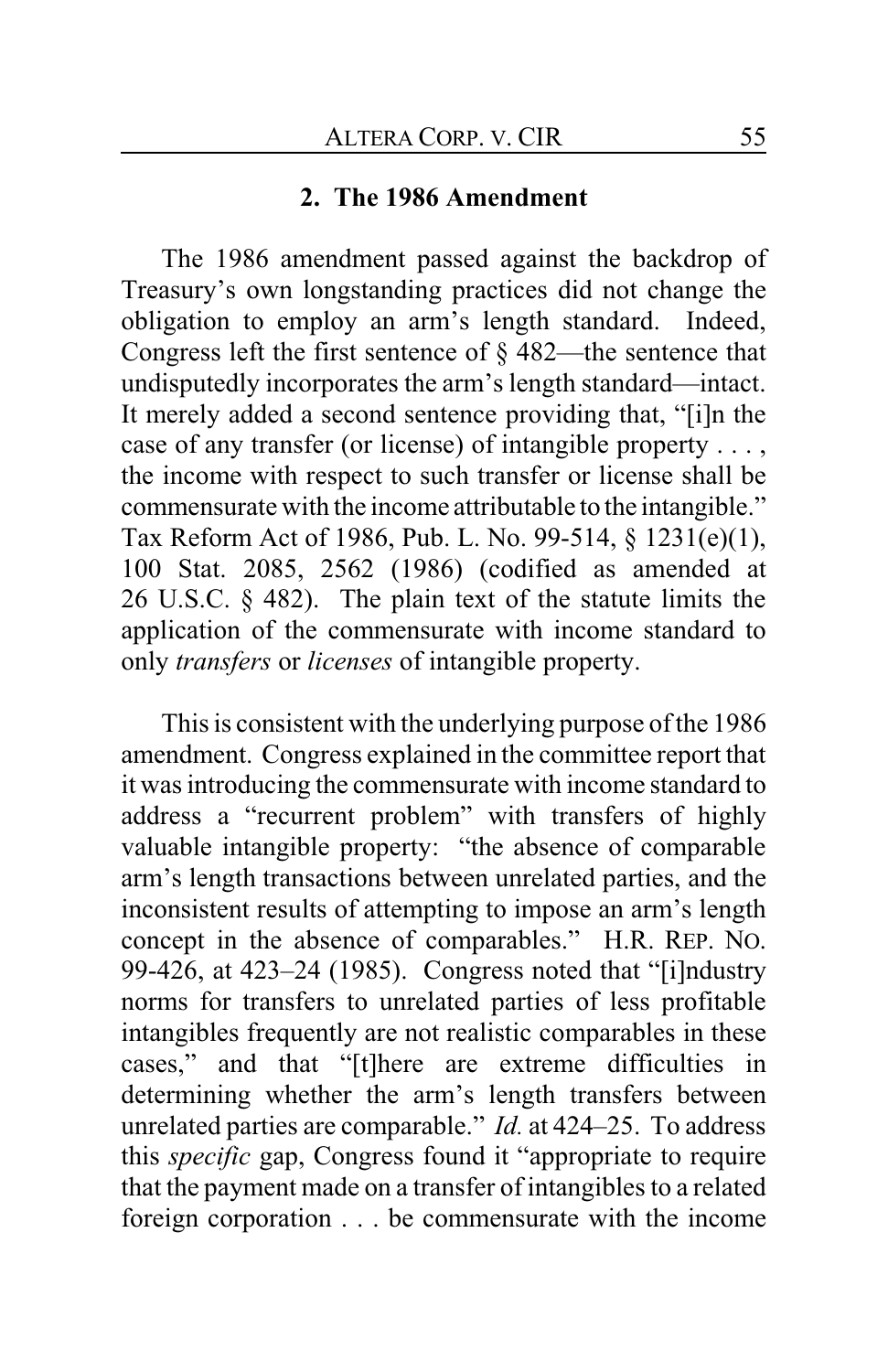### 2. The 1986 Amendment

The 1986 amendment passed against the backdrop of Treasury's own longstanding practices did not change the obligation to employ an arm's length standard. Indeed, Congress left the first sentence of § 482—the sentence that undisputedly incorporates the arm's length standard—intact. It merely added a second sentence providing that, "[i]n the case of any transfer (or license) of intangible property . . . , the income with respect to such transfer or license shall be commensurate with the income attributable to the intangible." Tax Reform Act of 1986, Pub. L. No. 99-514, § 1231(e)(1), 100 Stat. 2085, 2562 (1986) (codified as amended at 26 U.S.C. § 482). The plain text of the statute limits the application of the commensurate with income standard to only *transfers* or *licenses* of intangible property.

This is consistent with the underlying purpose of the 1986 amendment. Congress explained in the committee report that it was introducing the commensurate with income standard to address a "recurrent problem" with transfers of highly valuable intangible property: "the absence of comparable arm's length transactions between unrelated parties, and the inconsistent results of attempting to impose an arm's length concept in the absence of comparables." H.R. REP. NO. 99-426, at 423–24 (1985). Congress noted that "[i]ndustry norms for transfers to unrelated parties of less profitable intangibles frequently are not realistic comparables in these cases," and that "[t]here are extreme difficulties in determining whether the arm's length transfers between unrelated parties are comparable." *Id.* at 424–25. To address this *specific* gap, Congress found it "appropriate to require that the payment made on a transfer of intangibles to a related foreign corporation . . . be commensurate with the income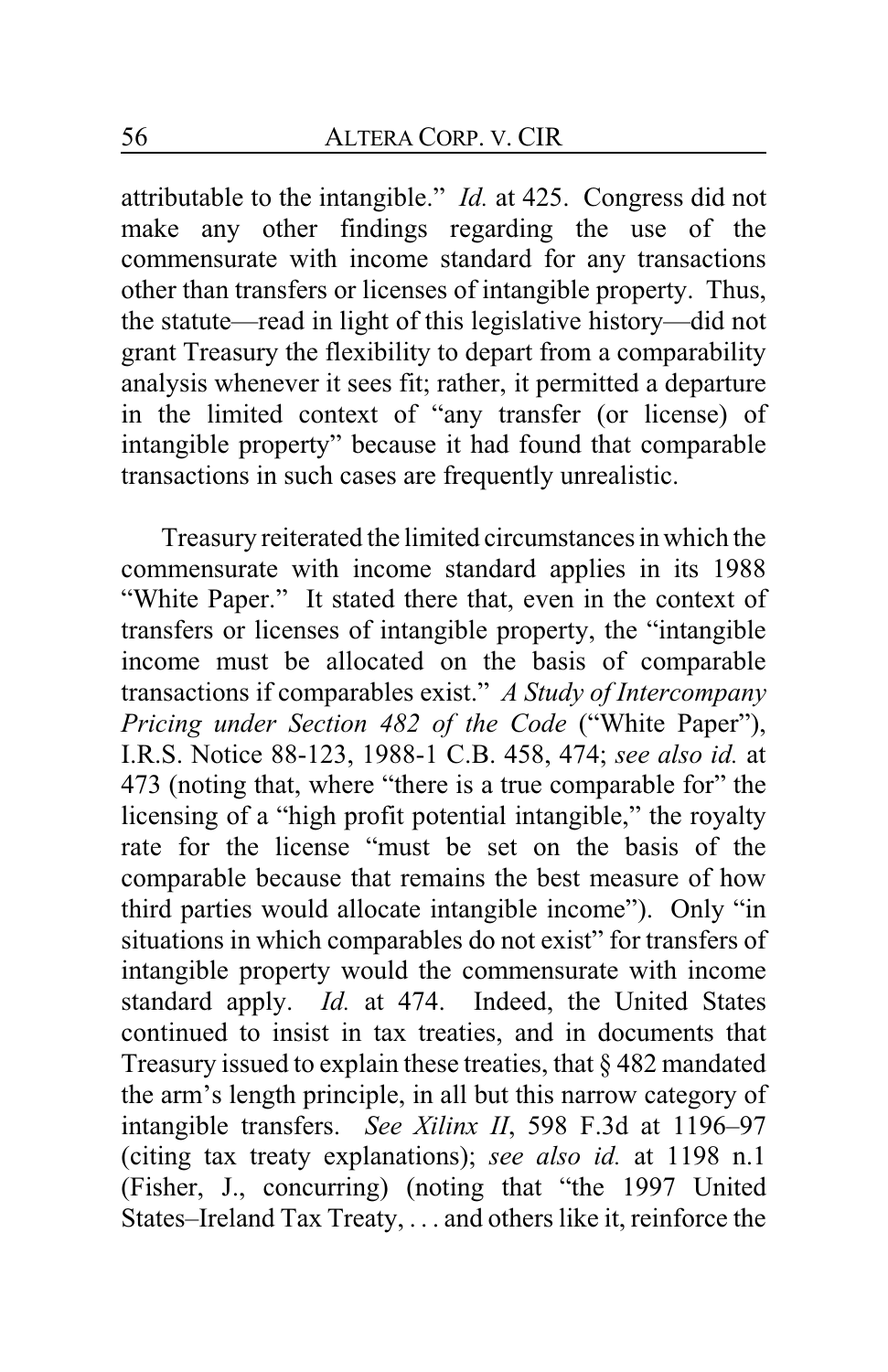attributable to the intangible." *Id.* at 425. Congress did not make any other findings regarding the use of the commensurate with income standard for any transactions other than transfers or licenses of intangible property. Thus, the statute—read in light of this legislative history—did not grant Treasury the flexibility to depart from a comparability analysis whenever it sees fit; rather, it permitted a departure in the limited context of "any transfer (or license) of intangible property" because it had found that comparable transactions in such cases are frequently unrealistic.

Treasury reiterated the limited circumstances in which the commensurate with income standard applies in its 1988 "White Paper." It stated there that, even in the context of transfers or licenses of intangible property, the "intangible income must be allocated on the basis of comparable transactions if comparables exist." *A Study of Intercompany Pricing under Section 482 of the Code* ("White Paper"), I.R.S. Notice 88-123, 1988-1 C.B. 458, 474; *see also id.* at 473 (noting that, where "there is a true comparable for" the licensing of a "high profit potential intangible," the royalty rate for the license "must be set on the basis of the comparable because that remains the best measure of how third parties would allocate intangible income"). Only "in situations in which comparables do not exist" for transfers of intangible property would the commensurate with income standard apply. *Id.* at 474. Indeed, the United States continued to insist in tax treaties, and in documents that Treasury issued to explain these treaties, that § 482 mandated the arm's length principle, in all but this narrow category of intangible transfers. *See Xilinx II*, 598 F.3d at 1196–97 (citing tax treaty explanations); *see also id.* at 1198 n.1 (Fisher, J., concurring) (noting that "the 1997 United States–Ireland Tax Treaty, . . . and others like it, reinforce the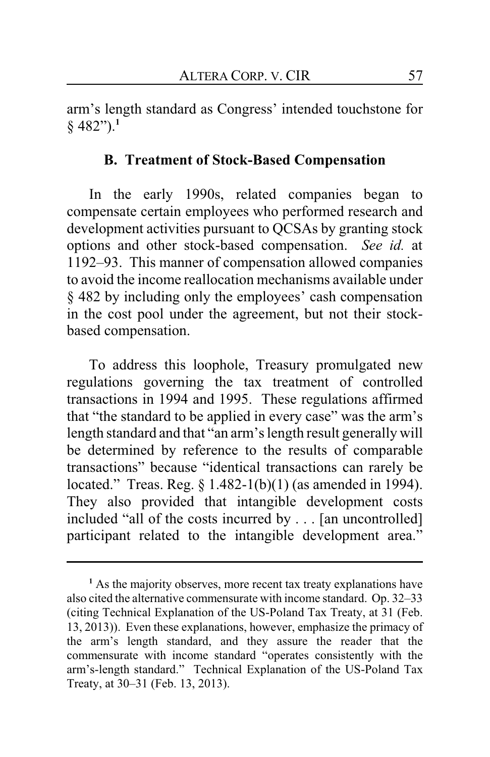arm's length standard as Congress' intended touchstone for § 482").[1]

### B. Treatment of Stock-Based Compensation

In the early 1990s, related companies began to compensate certain employees who performed research and development activities pursuant to QCSAs by granting stock options and other stock-based compensation. *See id.* at 1192–93. This manner of compensation allowed companies to avoid the income reallocation mechanisms available under § 482 by including only the employees' cash compensation in the cost pool under the agreement, but not their stock-based compensation.

To address this loophole, Treasury promulgated new regulations governing the tax treatment of controlled transactions in 1994 and 1995. These regulations affirmed that "the standard to be applied in every case" was the arm's length standard and that "an arm's length result generally will be determined by reference to the results of comparable transactions" because "identical transactions can rarely be located." Treas. Reg. § 1.482-1(b)(1) (as amended in 1994). They also provided that intangible development costs included "all of the costs incurred by . . . [an uncontrolled] participant related to the intangible development area."

---

[1] As the majority observes, more recent tax treaty explanations have also cited the alternative commensurate with income standard. Op. 32–33 (citing Technical Explanation of the US-Poland Tax Treaty, at 31 (Feb. 13, 2013)). Even these explanations, however, emphasize the primacy of the arm's length standard, and they assure the reader that the commensurate with income standard "operates consistently with the arm's-length standard." Technical Explanation of the US-Poland Tax Treaty, at 30–31 (Feb. 13, 2013).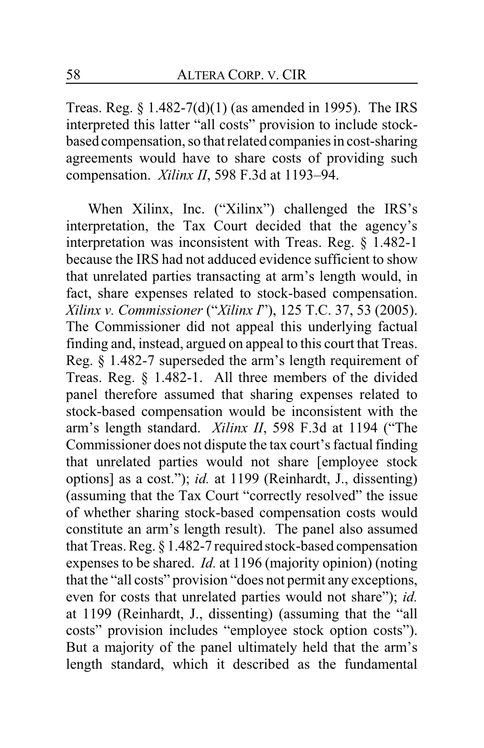Treas. Reg. § 1.482-7(d)(1) (as amended in 1995). The IRS interpreted this latter "all costs" provision to include stock-based compensation, so that related companies in cost-sharing agreements would have to share costs of providing such compensation. *Xilinx II*, 598 F.3d at 1193–94.

When Xilinx, Inc. ("Xilinx") challenged the IRS's interpretation, the Tax Court decided that the agency's interpretation was inconsistent with Treas. Reg. § 1.482-1 because the IRS had not adduced evidence sufficient to show that unrelated parties transacting at arm's length would, in fact, share expenses related to stock-based compensation. *Xilinx v. Commissioner* ("*Xilinx I*"), 125 T.C. 37, 53 (2005). The Commissioner did not appeal this underlying factual finding and, instead, argued on appeal to this court that Treas. Reg. § 1.482-7 superseded the arm's length requirement of Treas. Reg. § 1.482-1. All three members of the divided panel therefore assumed that sharing expenses related to stock-based compensation would be inconsistent with the arm's length standard. *Xilinx II*, 598 F.3d at 1194 ("The Commissioner does not dispute the tax court's factual finding that unrelated parties would not share [employee stock options] as a cost."); *id.* at 1199 (Reinhardt, J., dissenting) (assuming that the Tax Court "correctly resolved" the issue of whether sharing stock-based compensation costs would constitute an arm's length result). The panel also assumed that Treas. Reg. § 1.482-7 required stock-based compensation expenses to be shared. *Id.* at 1196 (majority opinion) (noting that the "all costs" provision "does not permit any exceptions, even for costs that unrelated parties would not share"); *id.* at 1199 (Reinhardt, J., dissenting) (assuming that the "all costs" provision includes "employee stock option costs"). But a majority of the panel ultimately held that the arm's length standard, which it described as the fundamental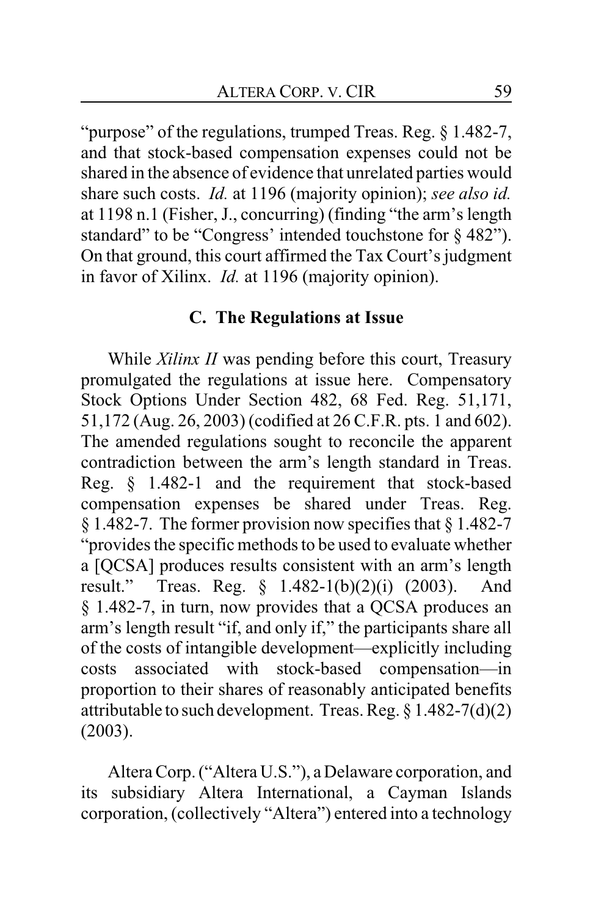"purpose" of the regulations, trumped Treas. Reg. § 1.482-7, and that stock-based compensation expenses could not be shared in the absence of evidence that unrelated parties would share such costs. *Id.* at 1196 (majority opinion); *see also id.* at 1198 n.1 (Fisher, J., concurring) (finding "the arm's length standard" to be "Congress' intended touchstone for § 482"). On that ground, this court affirmed the Tax Court's judgment in favor of Xilinx. *Id.* at 1196 (majority opinion).

### C. The Regulations at Issue

While *Xilinx II* was pending before this court, Treasury promulgated the regulations at issue here. Compensatory Stock Options Under Section 482, 68 Fed. Reg. 51,171, 51,172 (Aug. 26, 2003) (codified at 26 C.F.R. pts. 1 and 602). The amended regulations sought to reconcile the apparent contradiction between the arm's length standard in Treas. Reg. § 1.482-1 and the requirement that stock-based compensation expenses be shared under Treas. Reg. § 1.482-7. The former provision now specifies that § 1.482-7 "provides the specific methods to be used to evaluate whether a [QCSA] produces results consistent with an arm's length result." Treas. Reg. § 1.482-1(b)(2)(i) (2003). And § 1.482-7, in turn, now provides that a QCSA produces an arm's length result "if, and only if," the participants share all of the costs of intangible development—explicitly including costs associated with stock-based compensation—in proportion to their shares of reasonably anticipated benefits attributable to such development. Treas. Reg. § 1.482-7(d)(2) (2003).

Altera Corp. ("Altera U.S."), a Delaware corporation, and its subsidiary Altera International, a Cayman Islands corporation, (collectively "Altera") entered into a technology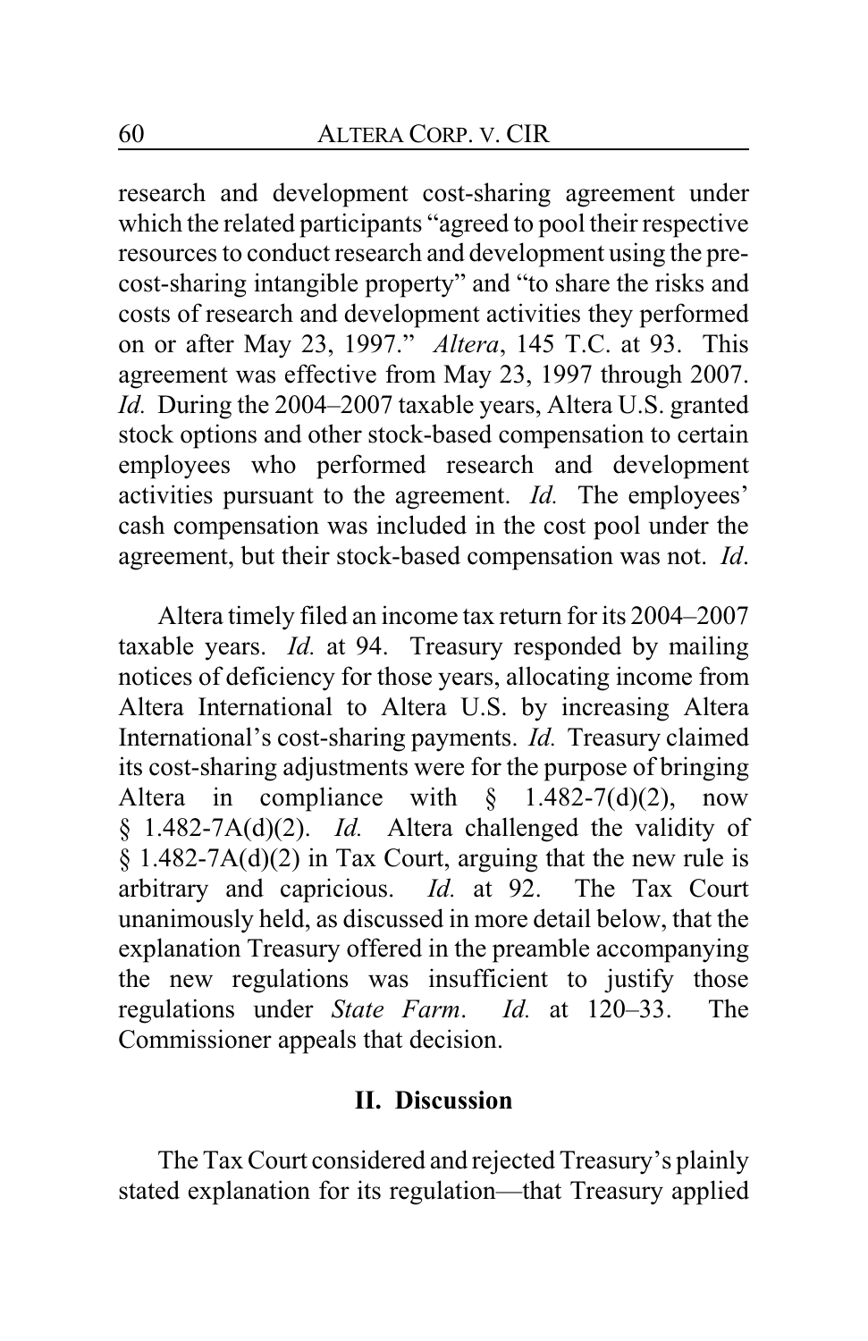research and development cost-sharing agreement under which the related participants "agreed to pool their respective resources to conduct research and development using the pre-cost-sharing intangible property" and "to share the risks and costs of research and development activities they performed on or after May 23, 1997." *Altera*, 145 T.C. at 93. This agreement was effective from May 23, 1997 through 2007. *Id.* During the 2004–2007 taxable years, Altera U.S. granted stock options and other stock-based compensation to certain employees who performed research and development activities pursuant to the agreement. *Id.* The employees' cash compensation was included in the cost pool under the agreement, but their stock-based compensation was not. *Id*.

Altera timely filed an income tax return for its 2004–2007 taxable years. *Id.* at 94. Treasury responded by mailing notices of deficiency for those years, allocating income from Altera International to Altera U.S. by increasing Altera International's cost-sharing payments. *Id.* Treasury claimed its cost-sharing adjustments were for the purpose of bringing Altera in compliance with § 1.482-7(d)(2), now § 1.482-7A(d)(2). *Id.* Altera challenged the validity of § 1.482-7A(d)(2) in Tax Court, arguing that the new rule is arbitrary and capricious. *Id.* at 92. The Tax Court unanimously held, as discussed in more detail below, that the explanation Treasury offered in the preamble accompanying the new regulations was insufficient to justify those regulations under *State Farm*. *Id.* at 120–33. The Commissioner appeals that decision.

## II. Discussion

The Tax Court considered and rejected Treasury's plainly stated explanation for its regulation—that Treasury applied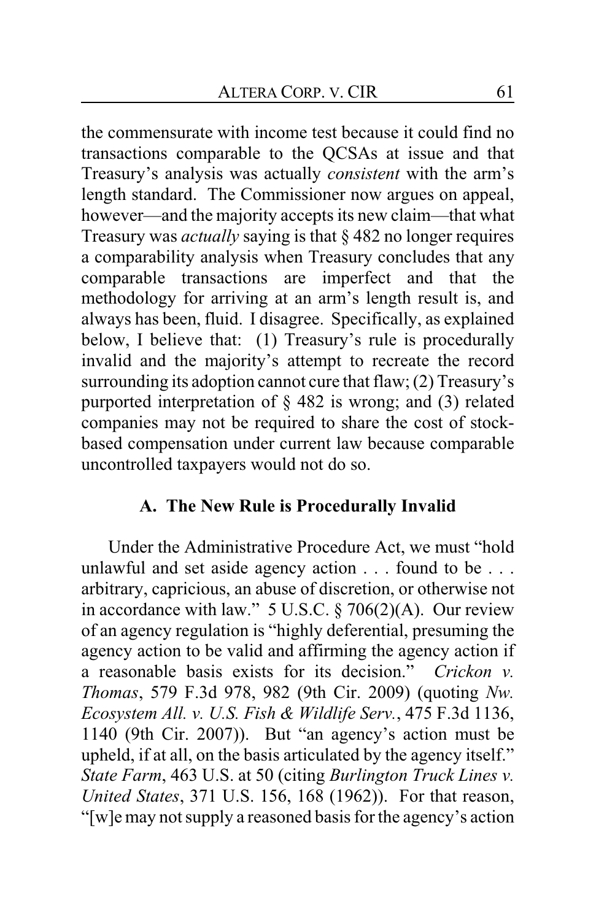the commensurate with income test because it could find no transactions comparable to the QCSAs at issue and that Treasury's analysis was actually *consistent* with the arm's length standard. The Commissioner now argues on appeal, however—and the majority accepts its new claim—that what Treasury was *actually* saying is that § 482 no longer requires a comparability analysis when Treasury concludes that any comparable transactions are imperfect and that the methodology for arriving at an arm's length result is, and always has been, fluid. I disagree. Specifically, as explained below, I believe that: (1) Treasury's rule is procedurally invalid and the majority's attempt to recreate the record surrounding its adoption cannot cure that flaw; (2) Treasury's purported interpretation of § 482 is wrong; and (3) related companies may not be required to share the cost of stock-based compensation under current law because comparable uncontrolled taxpayers would not do so.

### A. The New Rule is Procedurally Invalid

Under the Administrative Procedure Act, we must "hold unlawful and set aside agency action . . . found to be . . . arbitrary, capricious, an abuse of discretion, or otherwise not in accordance with law." 5 U.S.C. § 706(2)(A). Our review of an agency regulation is "highly deferential, presuming the agency action to be valid and affirming the agency action if a reasonable basis exists for its decision." *Crickon v. Thomas*, 579 F.3d 978, 982 (9th Cir. 2009) (quoting *Nw. Ecosystem All. v. U.S. Fish & Wildlife Serv.*, 475 F.3d 1136, 1140 (9th Cir. 2007)). But "an agency's action must be upheld, if at all, on the basis articulated by the agency itself." *State Farm*, 463 U.S. at 50 (citing *Burlington Truck Lines v. United States*, 371 U.S. 156, 168 (1962)). For that reason, "[w]e may not supply a reasoned basis for the agency's action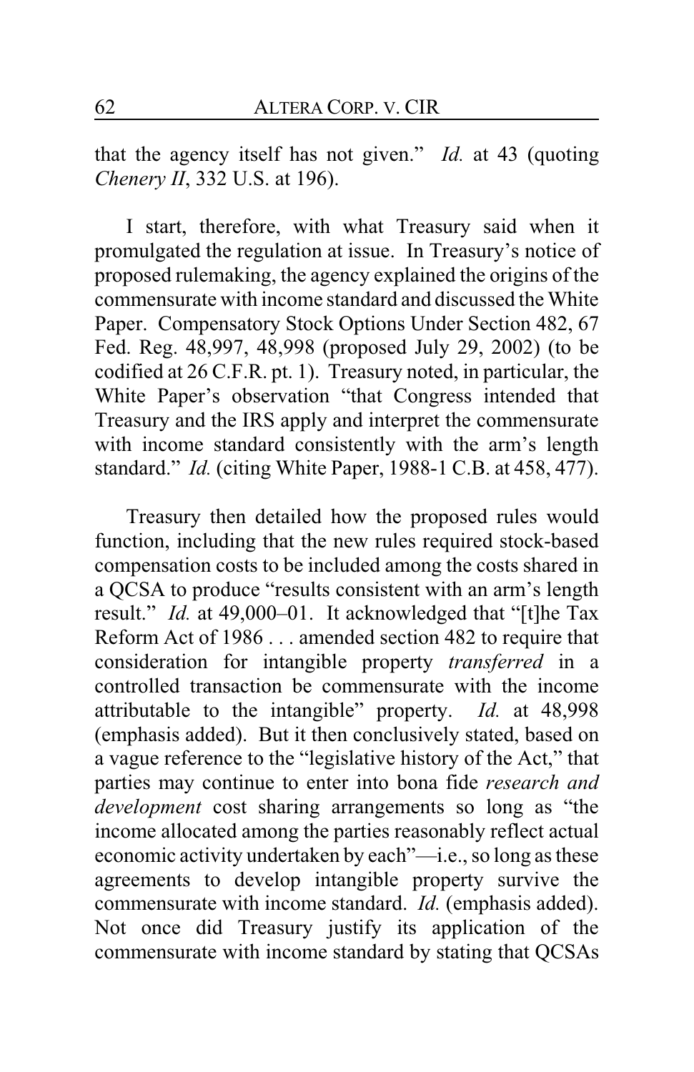that the agency itself has not given." *Id.* at 43 (quoting *Chenery II*, 332 U.S. at 196).

I start, therefore, with what Treasury said when it promulgated the regulation at issue. In Treasury's notice of proposed rulemaking, the agency explained the origins of the commensurate with income standard and discussed the White Paper. Compensatory Stock Options Under Section 482, 67 Fed. Reg. 48,997, 48,998 (proposed July 29, 2002) (to be codified at 26 C.F.R. pt. 1). Treasury noted, in particular, the White Paper's observation "that Congress intended that Treasury and the IRS apply and interpret the commensurate with income standard consistently with the arm's length standard." *Id.* (citing White Paper, 1988-1 C.B. at 458, 477).

Treasury then detailed how the proposed rules would function, including that the new rules required stock-based compensation costs to be included among the costs shared in a QCSA to produce "results consistent with an arm's length result." *Id.* at 49,000–01. It acknowledged that "[t]he Tax Reform Act of 1986 . . . amended section 482 to require that consideration for intangible property *transferred* in a controlled transaction be commensurate with the income attributable to the intangible" property. *Id.* at 48,998 (emphasis added). But it then conclusively stated, based on a vague reference to the "legislative history of the Act," that parties may continue to enter into bona fide *research and development* cost sharing arrangements so long as "the income allocated among the parties reasonably reflect actual economic activity undertaken by each"—i.e., so long as these agreements to develop intangible property survive the commensurate with income standard. *Id.* (emphasis added). Not once did Treasury justify its application of the commensurate with income standard by stating that QCSAs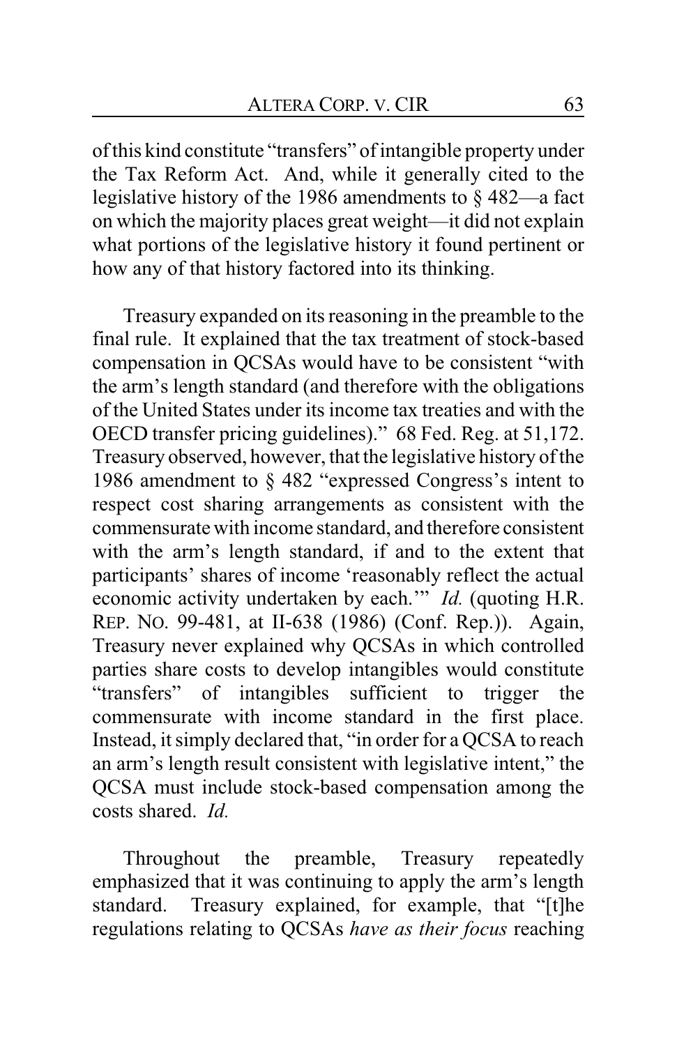of this kind constitute "transfers" of intangible property under the Tax Reform Act. And, while it generally cited to the legislative history of the 1986 amendments to § 482—a fact on which the majority places great weight—it did not explain what portions of the legislative history it found pertinent or how any of that history factored into its thinking.

Treasury expanded on its reasoning in the preamble to the final rule. It explained that the tax treatment of stock-based compensation in QCSAs would have to be consistent "with the arm's length standard (and therefore with the obligations of the United States under its income tax treaties and with the OECD transfer pricing guidelines)." 68 Fed. Reg. at 51,172. Treasury observed, however, that the legislative history of the 1986 amendment to § 482 "expressed Congress's intent to respect cost sharing arrangements as consistent with the commensurate with income standard, and therefore consistent with the arm's length standard, if and to the extent that participants' shares of income 'reasonably reflect the actual economic activity undertaken by each.'" *Id.* (quoting H.R. REP. NO. 99-481, at II-638 (1986) (Conf. Rep.)). Again, Treasury never explained why QCSAs in which controlled parties share costs to develop intangibles would constitute "transfers" of intangibles sufficient to trigger the commensurate with income standard in the first place. Instead, it simply declared that, "in order for a QCSA to reach an arm's length result consistent with legislative intent," the QCSA must include stock-based compensation among the costs shared. *Id.*

Throughout the preamble, Treasury repeatedly emphasized that it was continuing to apply the arm's length standard. Treasury explained, for example, that "[t]he regulations relating to QCSAs *have as their focus* reaching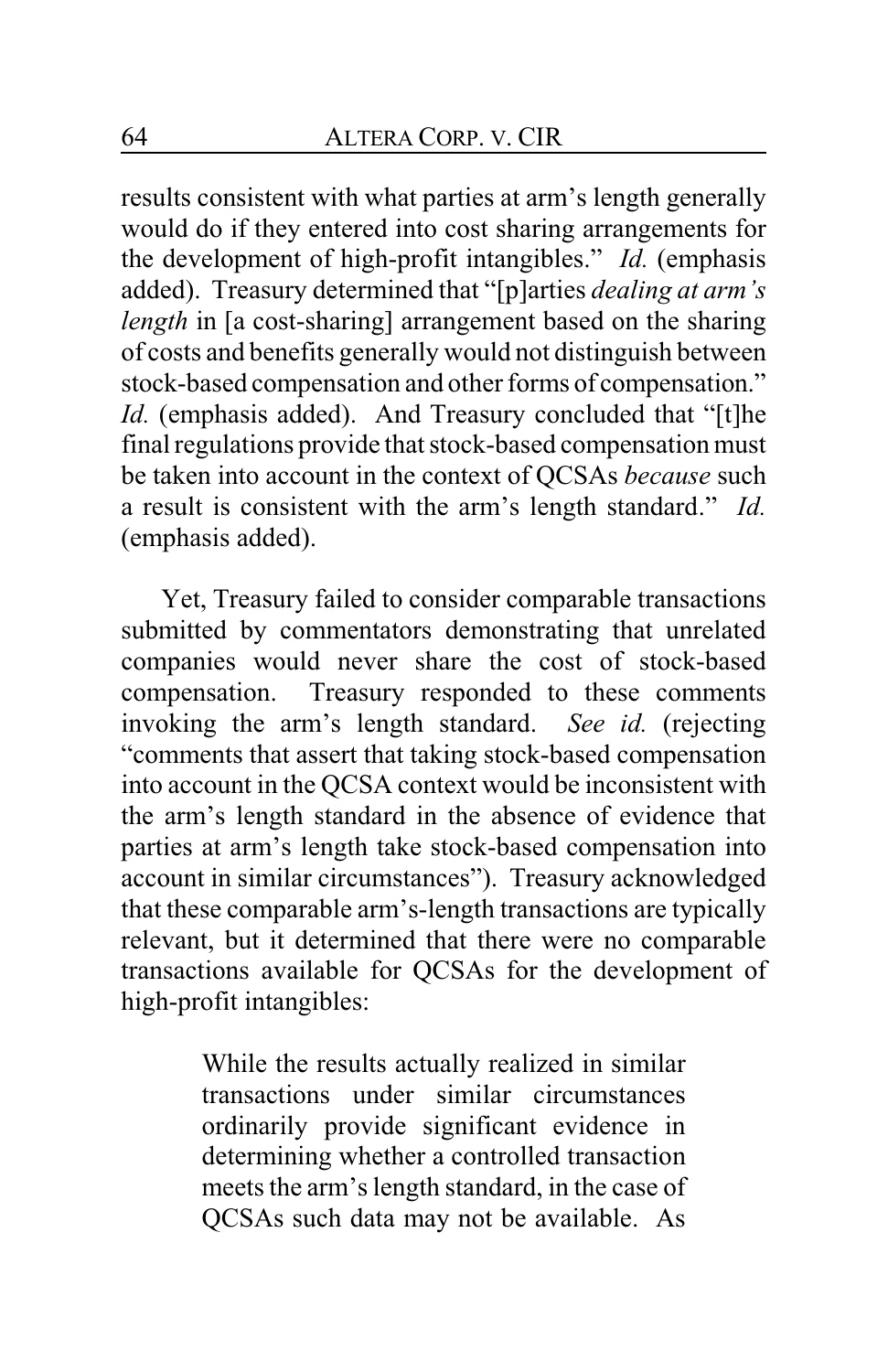results consistent with what parties at arm's length generally would do if they entered into cost sharing arrangements for the development of high-profit intangibles." *Id.* (emphasis added). Treasury determined that "[p]arties *dealing at arm's length* in [a cost-sharing] arrangement based on the sharing of costs and benefits generally would not distinguish between stock-based compensation and other forms of compensation." *Id.* (emphasis added). And Treasury concluded that "[t]he final regulations provide that stock-based compensation must be taken into account in the context of QCSAs *because* such a result is consistent with the arm's length standard." *Id.* (emphasis added).

Yet, Treasury failed to consider comparable transactions submitted by commentators demonstrating that unrelated companies would never share the cost of stock-based compensation. Treasury responded to these comments invoking the arm's length standard. *See id.* (rejecting "comments that assert that taking stock-based compensation into account in the QCSA context would be inconsistent with the arm's length standard in the absence of evidence that parties at arm's length take stock-based compensation into account in similar circumstances"). Treasury acknowledged that these comparable arm's-length transactions are typically relevant, but it determined that there were no comparable transactions available for QCSAs for the development of high-profit intangibles:

> While the results actually realized in similar transactions under similar circumstances ordinarily provide significant evidence in determining whether a controlled transaction meets the arm's length standard, in the case of QCSAs such data may not be available. As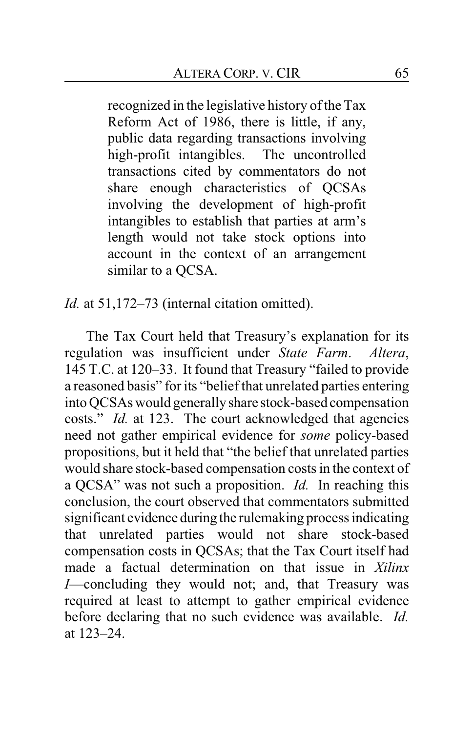> recognized in the legislative history of the Tax Reform Act of 1986, there is little, if any, public data regarding transactions involving high-profit intangibles. The uncontrolled transactions cited by commentators do not share enough characteristics of QCSAs involving the development of high-profit intangibles to establish that parties at arm's length would not take stock options into account in the context of an arrangement similar to a QCSA.

*Id.* at 51,172–73 (internal citation omitted).

The Tax Court held that Treasury's explanation for its regulation was insufficient under *State Farm*. *Altera*, 145 T.C. at 120–33. It found that Treasury "failed to provide a reasoned basis" for its "belief that unrelated parties entering into QCSAs would generally share stock-based compensation costs." *Id.* at 123. The court acknowledged that agencies need not gather empirical evidence for *some* policy-based propositions, but it held that "the belief that unrelated parties would share stock-based compensation costs in the context of a QCSA" was not such a proposition. *Id.* In reaching this conclusion, the court observed that commentators submitted significant evidence during the rulemaking process indicating that unrelated parties would not share stock-based compensation costs in QCSAs; that the Tax Court itself had made a factual determination on that issue in *Xilinx I*—concluding they would not; and, that Treasury was required at least to attempt to gather empirical evidence before declaring that no such evidence was available. *Id.* at 123–24.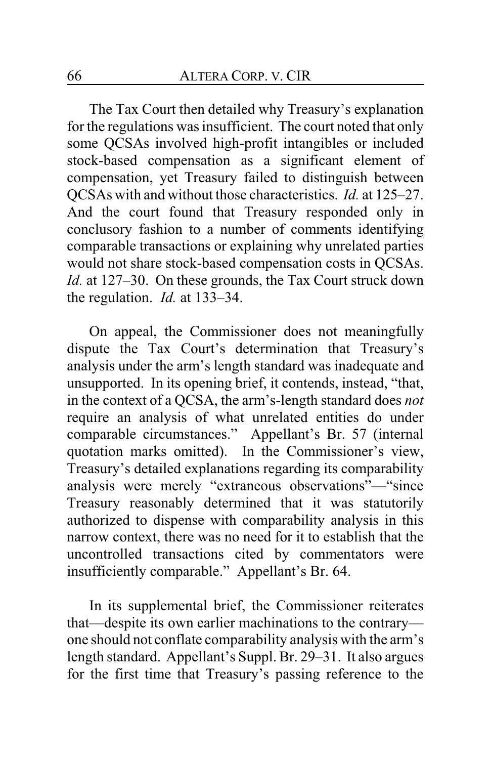The Tax Court then detailed why Treasury's explanation for the regulations was insufficient. The court noted that only some QCSAs involved high-profit intangibles or included stock-based compensation as a significant element of compensation, yet Treasury failed to distinguish between QCSAs with and without those characteristics. *Id.* at 125–27. And the court found that Treasury responded only in conclusory fashion to a number of comments identifying comparable transactions or explaining why unrelated parties would not share stock-based compensation costs in QCSAs. *Id.* at 127–30. On these grounds, the Tax Court struck down the regulation. *Id.* at 133–34.

On appeal, the Commissioner does not meaningfully dispute the Tax Court's determination that Treasury's analysis under the arm's length standard was inadequate and unsupported. In its opening brief, it contends, instead, "that, in the context of a QCSA, the arm's-length standard does *not* require an analysis of what unrelated entities do under comparable circumstances." Appellant's Br. 57 (internal quotation marks omitted). In the Commissioner's view, Treasury's detailed explanations regarding its comparability analysis were merely "extraneous observations"—"since Treasury reasonably determined that it was statutorily authorized to dispense with comparability analysis in this narrow context, there was no need for it to establish that the uncontrolled transactions cited by commentators were insufficiently comparable." Appellant's Br. 64.

In its supplemental brief, the Commissioner reiterates that—despite its own earlier machinations to the contrary—one should not conflate comparability analysis with the arm's length standard. Appellant's Suppl. Br. 29–31. It also argues for the first time that Treasury's passing reference to the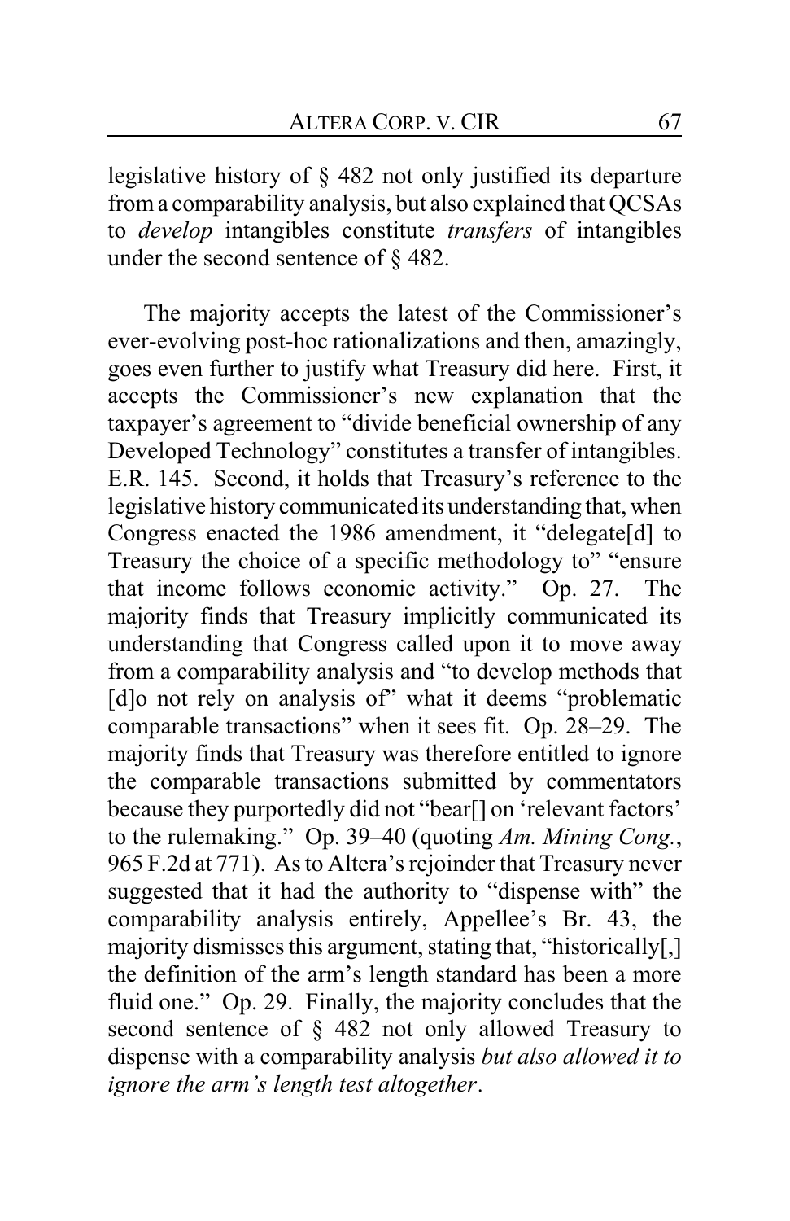legislative history of § 482 not only justified its departure from a comparability analysis, but also explained that QCSAs to *develop* intangibles constitute *transfers* of intangibles under the second sentence of § 482.

The majority accepts the latest of the Commissioner's ever-evolving post-hoc rationalizations and then, amazingly, goes even further to justify what Treasury did here. First, it accepts the Commissioner's new explanation that the taxpayer's agreement to "divide beneficial ownership of any Developed Technology" constitutes a transfer of intangibles. E.R. 145. Second, it holds that Treasury's reference to the legislative history communicated its understanding that, when Congress enacted the 1986 amendment, it "delegate[d] to Treasury the choice of a specific methodology to" "ensure that income follows economic activity." Op. 27. The majority finds that Treasury implicitly communicated its understanding that Congress called upon it to move away from a comparability analysis and "to develop methods that [d]o not rely on analysis of" what it deems "problematic comparable transactions" when it sees fit. Op. 28–29. The majority finds that Treasury was therefore entitled to ignore the comparable transactions submitted by commentators because they purportedly did not "bear[] on 'relevant factors' to the rulemaking." Op. 39–40 (quoting *Am. Mining Cong.*, 965 F.2d at 771). As to Altera's rejoinder that Treasury never suggested that it had the authority to "dispense with" the comparability analysis entirely, Appellee's Br. 43, the majority dismisses this argument, stating that, "historically[,] the definition of the arm's length standard has been a more fluid one." Op. 29. Finally, the majority concludes that the second sentence of § 482 not only allowed Treasury to dispense with a comparability analysis *but also allowed it to ignore the arm's length test altogether*.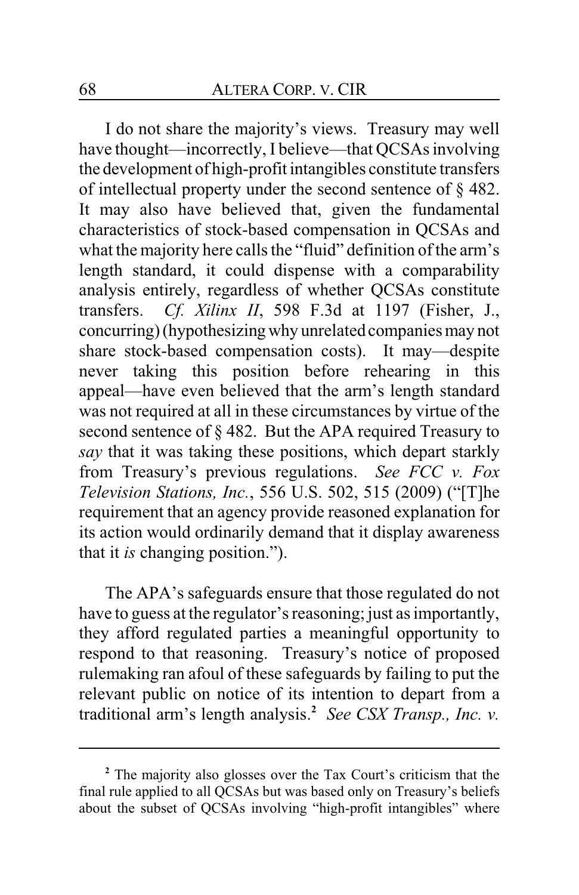I do not share the majority's views. Treasury may well have thought—incorrectly, I believe—that QCSAs involving the development of high-profit intangibles constitute transfers of intellectual property under the second sentence of § 482. It may also have believed that, given the fundamental characteristics of stock-based compensation in QCSAs and what the majority here calls the "fluid" definition of the arm's length standard, it could dispense with a comparability analysis entirely, regardless of whether QCSAs constitute transfers. *Cf. Xilinx II*, 598 F.3d at 1197 (Fisher, J., concurring) (hypothesizing why unrelated companies may not share stock-based compensation costs). It may—despite never taking this position before rehearing in this appeal—have even believed that the arm's length standard was not required at all in these circumstances by virtue of the second sentence of § 482. But the APA required Treasury to *say* that it was taking these positions, which depart starkly from Treasury's previous regulations. *See FCC v. Fox Television Stations, Inc.*, 556 U.S. 502, 515 (2009) ("[T]he requirement that an agency provide reasoned explanation for its action would ordinarily demand that it display awareness that it *is* changing position.").

The APA's safeguards ensure that those regulated do not have to guess at the regulator's reasoning; just as importantly, they afford regulated parties a meaningful opportunity to respond to that reasoning. Treasury's notice of proposed rulemaking ran afoul of these safeguards by failing to put the relevant public on notice of its intention to depart from a traditional arm's length analysis.[2] *See CSX Transp., Inc. v.*

---

[2] The majority also glosses over the Tax Court's criticism that the final rule applied to all QCSAs but was based only on Treasury's beliefs about the subset of QCSAs involving "high-profit intangibles" where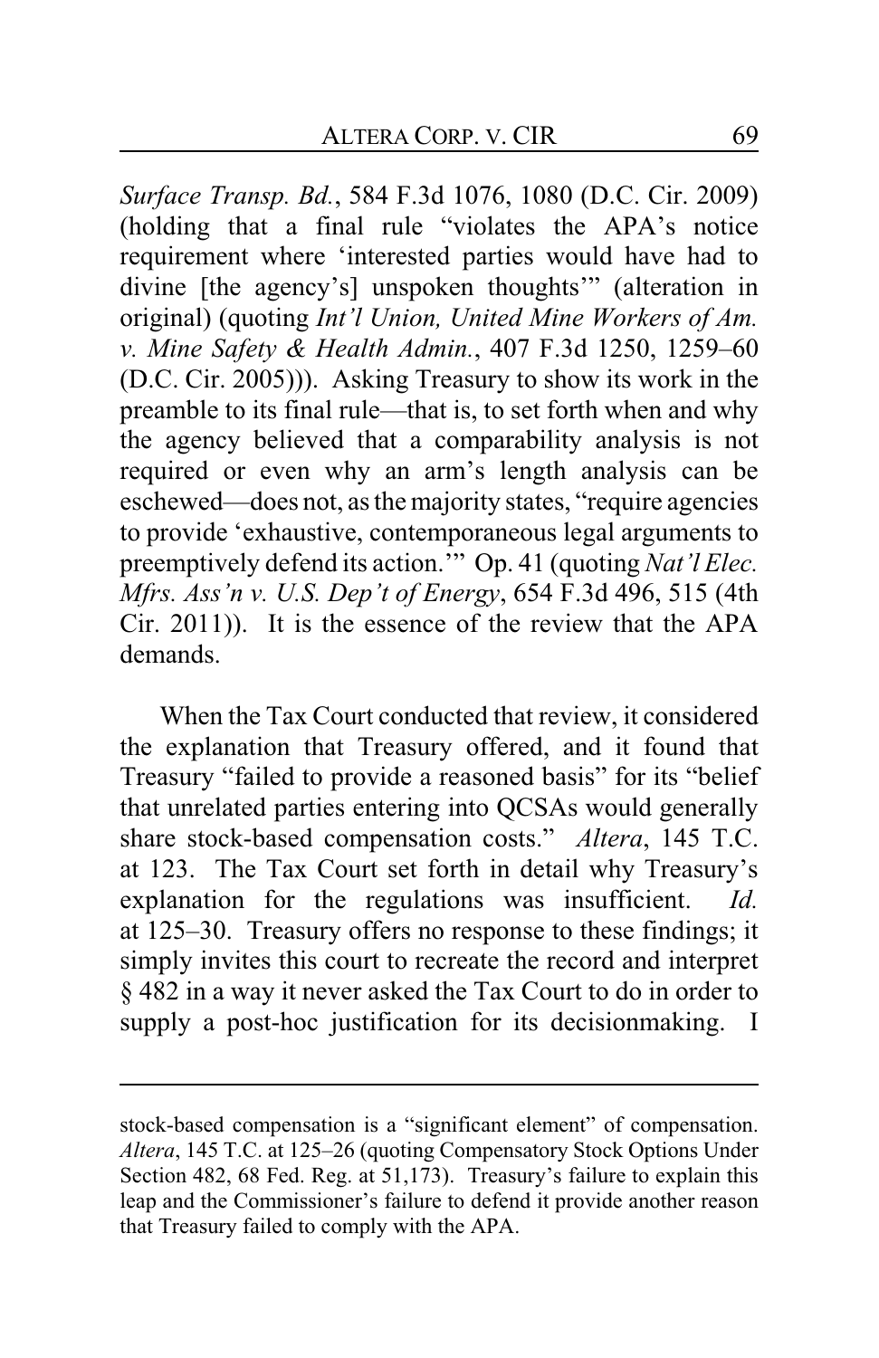*Surface Transp. Bd.*, 584 F.3d 1076, 1080 (D.C. Cir. 2009) (holding that a final rule "violates the APA's notice requirement where 'interested parties would have had to divine [the agency's] unspoken thoughts'" (alteration in original) (quoting *Int'l Union, United Mine Workers of Am. v. Mine Safety & Health Admin.*, 407 F.3d 1250, 1259–60 (D.C. Cir. 2005))). Asking Treasury to show its work in the preamble to its final rule—that is, to set forth when and why the agency believed that a comparability analysis is not required or even why an arm's length analysis can be eschewed—does not, as the majority states, "require agencies to provide 'exhaustive, contemporaneous legal arguments to preemptively defend its action.'" Op. 41 (quoting *Nat'l Elec. Mfrs. Ass'n v. U.S. Dep't of Energy*, 654 F.3d 496, 515 (4th Cir. 2011)). It is the essence of the review that the APA demands.

When the Tax Court conducted that review, it considered the explanation that Treasury offered, and it found that Treasury "failed to provide a reasoned basis" for its "belief that unrelated parties entering into QCSAs would generally share stock-based compensation costs." *Altera*, 145 T.C. at 123. The Tax Court set forth in detail why Treasury's explanation for the regulations was insufficient. *Id.* at 125–30. Treasury offers no response to these findings; it simply invites this court to recreate the record and interpret § 482 in a way it never asked the Tax Court to do in order to supply a post-hoc justification for its decisionmaking. I

---

stock-based compensation is a "significant element" of compensation. *Altera*, 145 T.C. at 125–26 (quoting Compensatory Stock Options Under Section 482, 68 Fed. Reg. at 51,173). Treasury's failure to explain this leap and the Commissioner's failure to defend it provide another reason that Treasury failed to comply with the APA.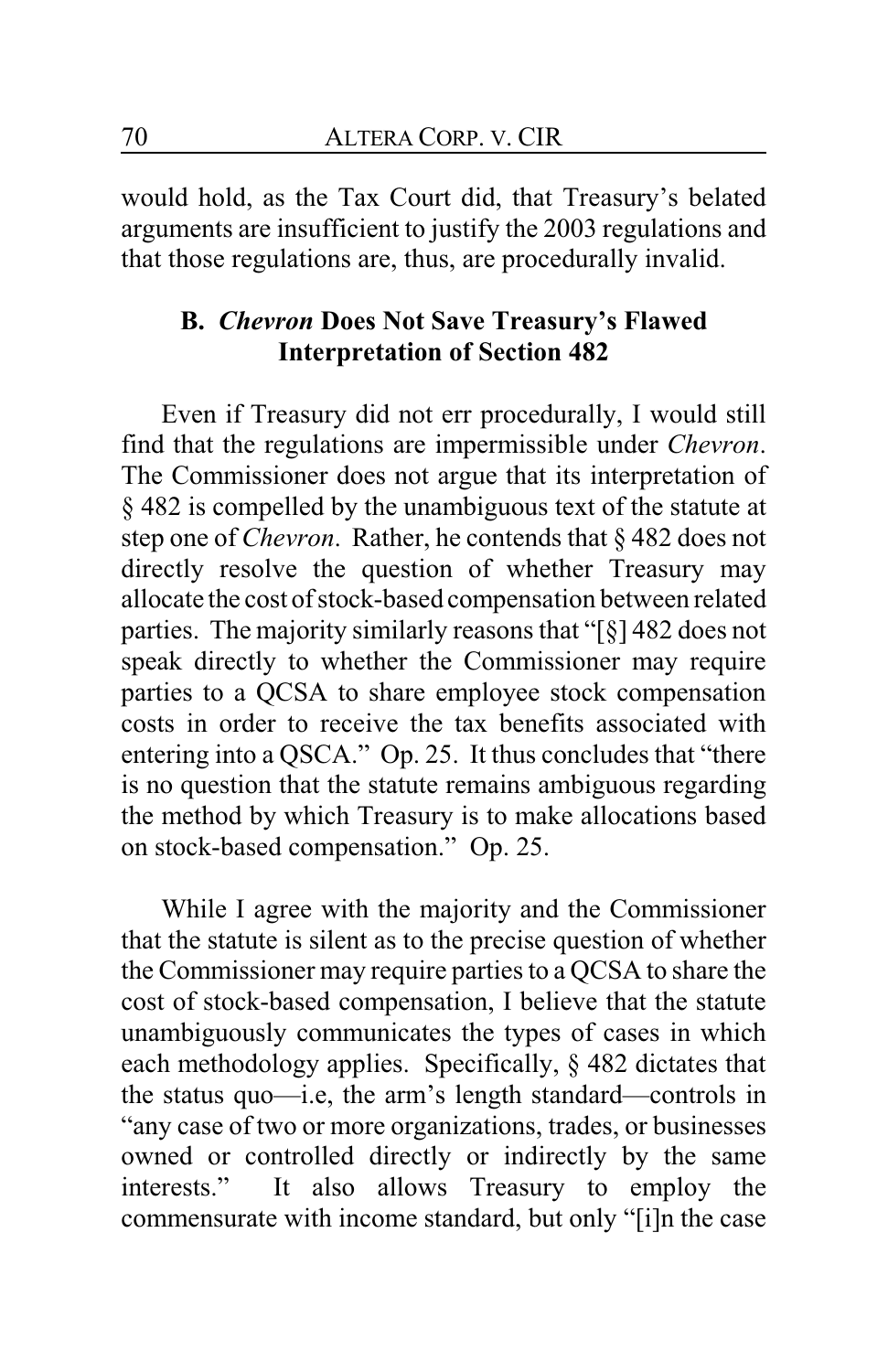would hold, as the Tax Court did, that Treasury's belated arguments are insufficient to justify the 2003 regulations and that those regulations are, thus, are procedurally invalid.

### B. *Chevron* Does Not Save Treasury's Flawed Interpretation of Section 482

Even if Treasury did not err procedurally, I would still find that the regulations are impermissible under *Chevron*. The Commissioner does not argue that its interpretation of § 482 is compelled by the unambiguous text of the statute at step one of *Chevron*. Rather, he contends that § 482 does not directly resolve the question of whether Treasury may allocate the cost of stock-based compensation between related parties. The majority similarly reasons that "[§] 482 does not speak directly to whether the Commissioner may require parties to a QCSA to share employee stock compensation costs in order to receive the tax benefits associated with entering into a QSCA." Op. 25. It thus concludes that "there is no question that the statute remains ambiguous regarding the method by which Treasury is to make allocations based on stock-based compensation." Op. 25.

While I agree with the majority and the Commissioner that the statute is silent as to the precise question of whether the Commissioner may require parties to a QCSA to share the cost of stock-based compensation, I believe that the statute unambiguously communicates the types of cases in which each methodology applies. Specifically, § 482 dictates that the status quo—i.e, the arm's length standard—controls in "any case of two or more organizations, trades, or businesses owned or controlled directly or indirectly by the same interests." It also allows Treasury to employ the commensurate with income standard, but only "[i]n the case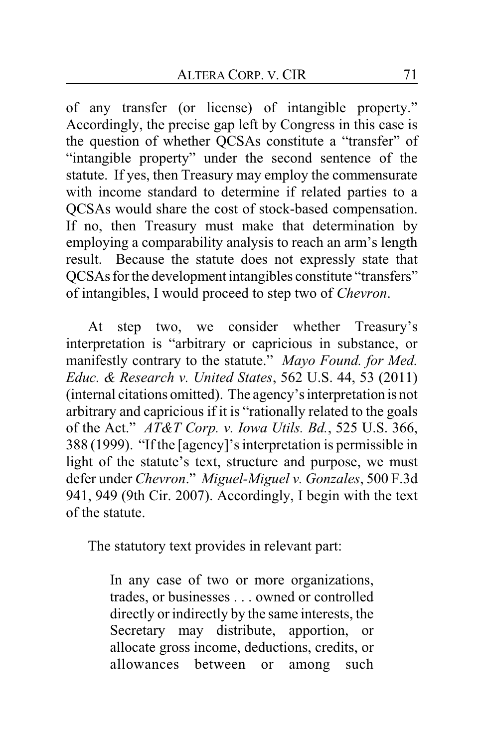of any transfer (or license) of intangible property." Accordingly, the precise gap left by Congress in this case is the question of whether QCSAs constitute a "transfer" of "intangible property" under the second sentence of the statute. If yes, then Treasury may employ the commensurate with income standard to determine if related parties to a QCSAs would share the cost of stock-based compensation. If no, then Treasury must make that determination by employing a comparability analysis to reach an arm's length result. Because the statute does not expressly state that QCSAs for the development intangibles constitute "transfers" of intangibles, I would proceed to step two of *Chevron*.

At step two, we consider whether Treasury's interpretation is "arbitrary or capricious in substance, or manifestly contrary to the statute." *Mayo Found. for Med. Educ. & Research v. United States*, 562 U.S. 44, 53 (2011) (internal citations omitted). The agency's interpretation is not arbitrary and capricious if it is "rationally related to the goals of the Act." *AT&T Corp. v. Iowa Utils. Bd.*, 525 U.S. 366, 388 (1999). "If the [agency]'s interpretation is permissible in light of the statute's text, structure and purpose, we must defer under *Chevron*." *Miguel-Miguel v. Gonzales*, 500 F.3d 941, 949 (9th Cir. 2007). Accordingly, I begin with the text of the statute.

The statutory text provides in relevant part:

> In any case of two or more organizations, trades, or businesses . . . owned or controlled directly or indirectly by the same interests, the Secretary may distribute, apportion, or allocate gross income, deductions, credits, or allowances between or among such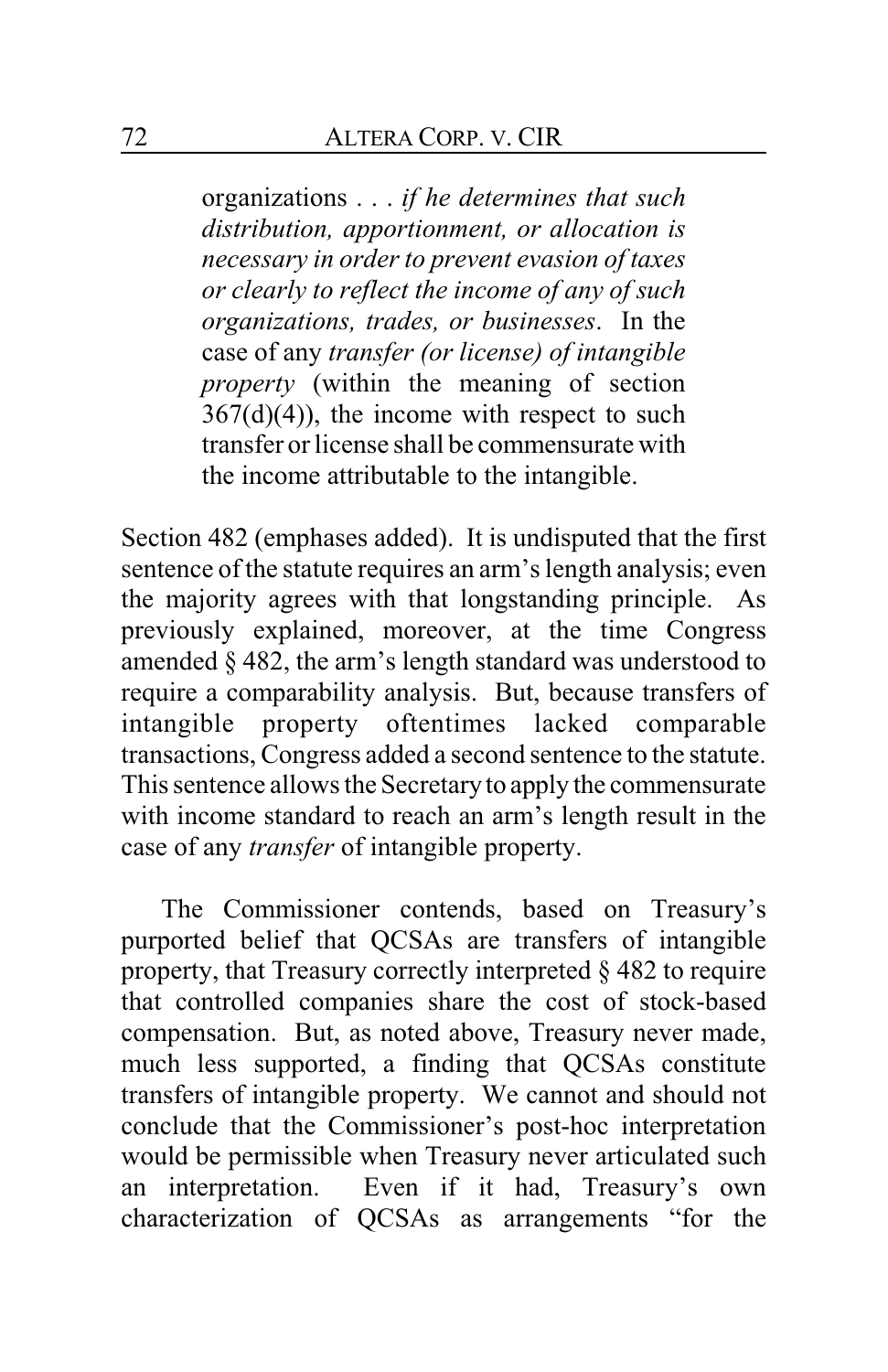> organizations . . . *if he determines that such distribution, apportionment, or allocation is necessary in order to prevent evasion of taxes or clearly to reflect the income of any of such organizations, trades, or businesses*. In the case of any *transfer (or license) of intangible property* (within the meaning of section 367(d)(4)), the income with respect to such transfer or license shall be commensurate with the income attributable to the intangible.

Section 482 (emphases added). It is undisputed that the first sentence of the statute requires an arm's length analysis; even the majority agrees with that longstanding principle. As previously explained, moreover, at the time Congress amended § 482, the arm's length standard was understood to require a comparability analysis. But, because transfers of intangible property oftentimes lacked comparable transactions, Congress added a second sentence to the statute. This sentence allows the Secretary to apply the commensurate with income standard to reach an arm's length result in the case of any *transfer* of intangible property.

The Commissioner contends, based on Treasury's purported belief that QCSAs are transfers of intangible property, that Treasury correctly interpreted § 482 to require that controlled companies share the cost of stock-based compensation. But, as noted above, Treasury never made, much less supported, a finding that QCSAs constitute transfers of intangible property. We cannot and should not conclude that the Commissioner's post-hoc interpretation would be permissible when Treasury never articulated such an interpretation. Even if it had, Treasury's own characterization of QCSAs as arrangements "for the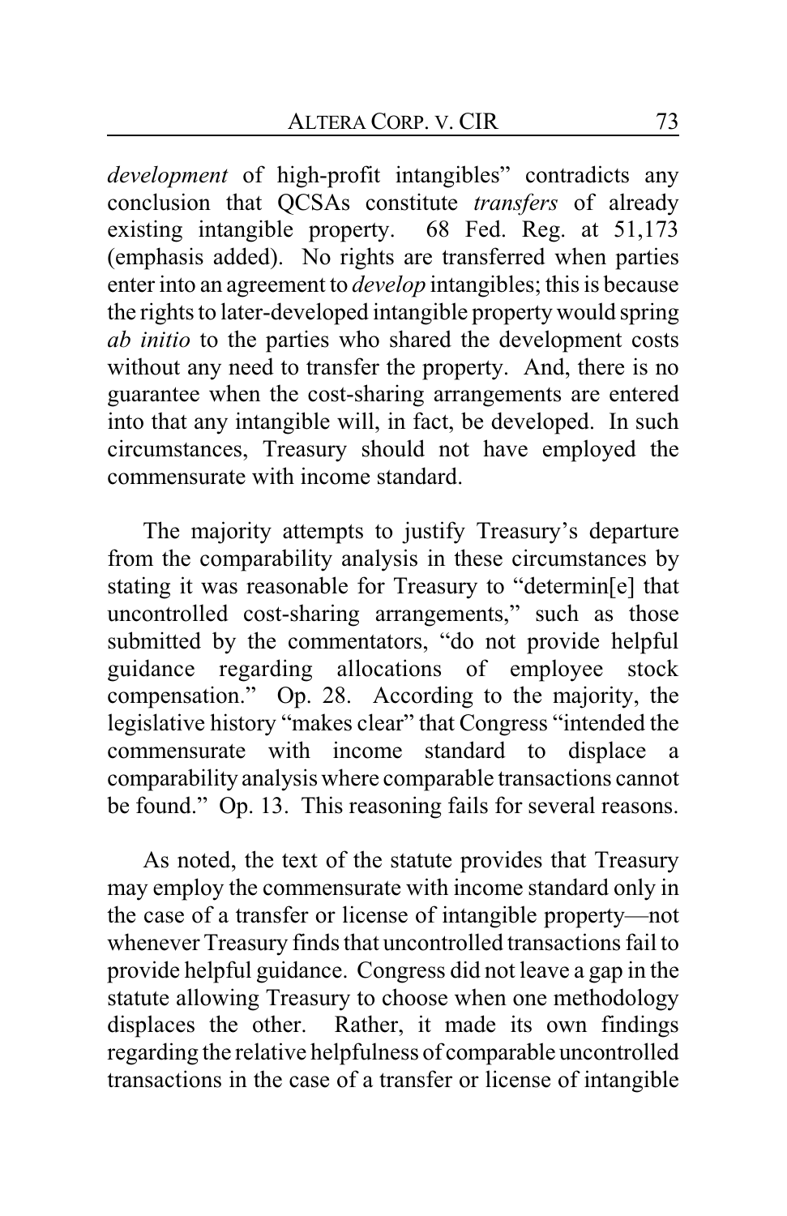*development* of high-profit intangibles" contradicts any conclusion that QCSAs constitute *transfers* of already existing intangible property. 68 Fed. Reg. at 51,173 (emphasis added). No rights are transferred when parties enter into an agreement to *develop* intangibles; this is because the rights to later-developed intangible property would spring *ab initio* to the parties who shared the development costs without any need to transfer the property. And, there is no guarantee when the cost-sharing arrangements are entered into that any intangible will, in fact, be developed. In such circumstances, Treasury should not have employed the commensurate with income standard.

The majority attempts to justify Treasury's departure from the comparability analysis in these circumstances by stating it was reasonable for Treasury to "determin[e] that uncontrolled cost-sharing arrangements," such as those submitted by the commentators, "do not provide helpful guidance regarding allocations of employee stock compensation." Op. 28. According to the majority, the legislative history "makes clear" that Congress "intended the commensurate with income standard to displace a comparability analysis where comparable transactions cannot be found." Op. 13. This reasoning fails for several reasons.

As noted, the text of the statute provides that Treasury may employ the commensurate with income standard only in the case of a transfer or license of intangible property—not whenever Treasury finds that uncontrolled transactions fail to provide helpful guidance. Congress did not leave a gap in the statute allowing Treasury to choose when one methodology displaces the other. Rather, it made its own findings regarding the relative helpfulness of comparable uncontrolled transactions in the case of a transfer or license of intangible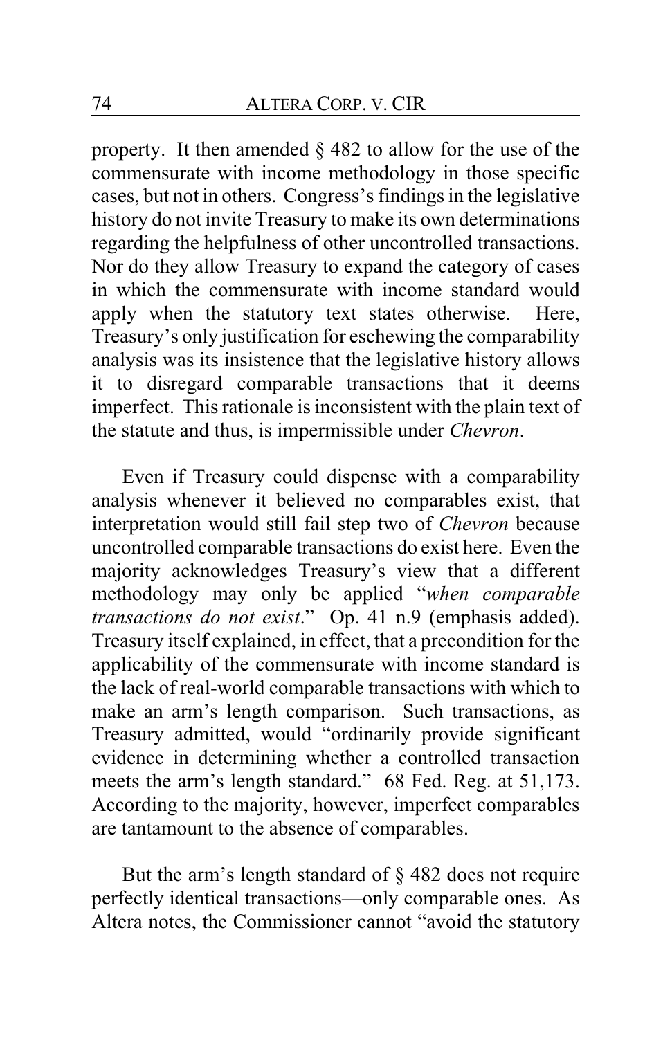property. It then amended § 482 to allow for the use of the commensurate with income methodology in those specific cases, but not in others. Congress's findings in the legislative history do not invite Treasury to make its own determinations regarding the helpfulness of other uncontrolled transactions. Nor do they allow Treasury to expand the category of cases in which the commensurate with income standard would apply when the statutory text states otherwise. Here, Treasury's only justification for eschewing the comparability analysis was its insistence that the legislative history allows it to disregard comparable transactions that it deems imperfect. This rationale is inconsistent with the plain text of the statute and thus, is impermissible under *Chevron*.

Even if Treasury could dispense with a comparability analysis whenever it believed no comparables exist, that interpretation would still fail step two of *Chevron* because uncontrolled comparable transactions do exist here. Even the majority acknowledges Treasury's view that a different methodology may only be applied "*when comparable transactions do not exist*." Op. 41 n.9 (emphasis added). Treasury itself explained, in effect, that a precondition for the applicability of the commensurate with income standard is the lack of real-world comparable transactions with which to make an arm's length comparison. Such transactions, as Treasury admitted, would "ordinarily provide significant evidence in determining whether a controlled transaction meets the arm's length standard." 68 Fed. Reg. at 51,173. According to the majority, however, imperfect comparables are tantamount to the absence of comparables.

But the arm's length standard of § 482 does not require perfectly identical transactions—only comparable ones. As Altera notes, the Commissioner cannot "avoid the statutory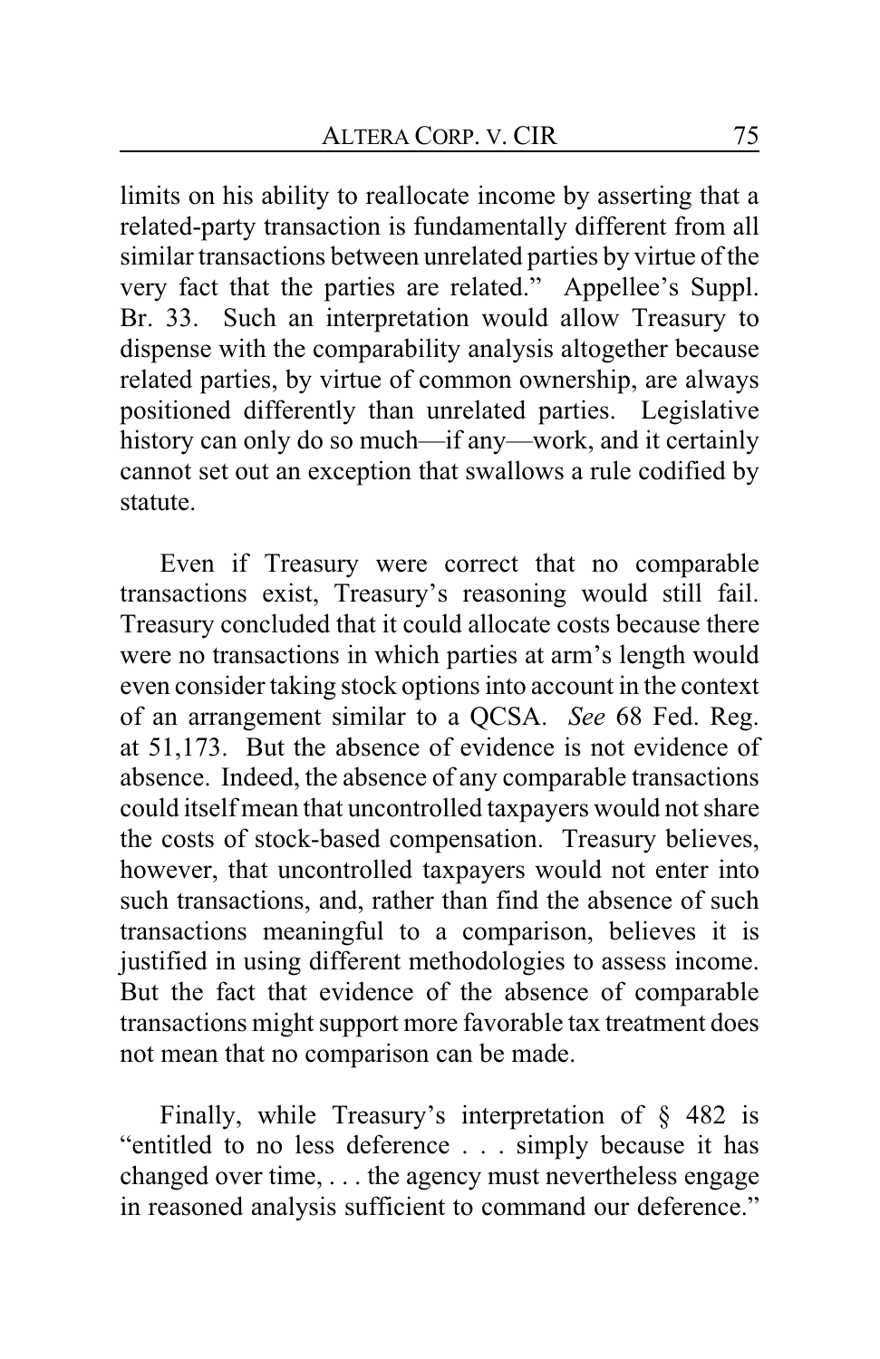limits on his ability to reallocate income by asserting that a related-party transaction is fundamentally different from all similar transactions between unrelated parties by virtue of the very fact that the parties are related." Appellee's Suppl. Br. 33. Such an interpretation would allow Treasury to dispense with the comparability analysis altogether because related parties, by virtue of common ownership, are always positioned differently than unrelated parties. Legislative history can only do so much—if any—work, and it certainly cannot set out an exception that swallows a rule codified by statute.

Even if Treasury were correct that no comparable transactions exist, Treasury's reasoning would still fail. Treasury concluded that it could allocate costs because there were no transactions in which parties at arm's length would even consider taking stock options into account in the context of an arrangement similar to a QCSA. *See* 68 Fed. Reg. at 51,173. But the absence of evidence is not evidence of absence. Indeed, the absence of any comparable transactions could itself mean that uncontrolled taxpayers would not share the costs of stock-based compensation. Treasury believes, however, that uncontrolled taxpayers would not enter into such transactions, and, rather than find the absence of such transactions meaningful to a comparison, believes it is justified in using different methodologies to assess income. But the fact that evidence of the absence of comparable transactions might support more favorable tax treatment does not mean that no comparison can be made.

Finally, while Treasury's interpretation of § 482 is "entitled to no less deference . . . simply because it has changed over time, . . . the agency must nevertheless engage in reasoned analysis sufficient to command our deference."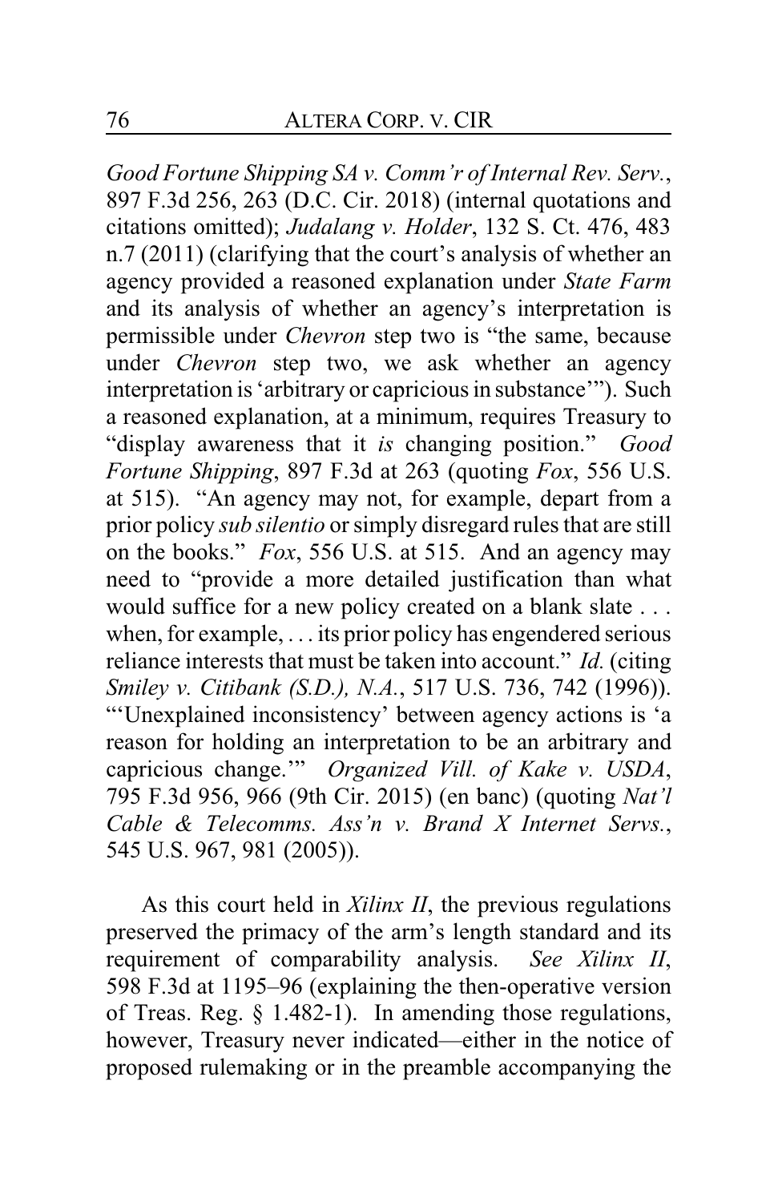*Good Fortune Shipping SA v. Comm'r of Internal Rev. Serv.*, 897 F.3d 256, 263 (D.C. Cir. 2018) (internal quotations and citations omitted); *Judalang v. Holder*, 132 S. Ct. 476, 483 n.7 (2011) (clarifying that the court's analysis of whether an agency provided a reasoned explanation under *State Farm* and its analysis of whether an agency's interpretation is permissible under *Chevron* step two is "the same, because under *Chevron* step two, we ask whether an agency interpretation is 'arbitrary or capricious in substance'"). Such a reasoned explanation, at a minimum, requires Treasury to "display awareness that it *is* changing position." *Good Fortune Shipping*, 897 F.3d at 263 (quoting *Fox*, 556 U.S. at 515). "An agency may not, for example, depart from a prior policy *sub silentio* or simply disregard rules that are still on the books." *Fox*, 556 U.S. at 515. And an agency may need to "provide a more detailed justification than what would suffice for a new policy created on a blank slate . . . when, for example, . . . its prior policy has engendered serious reliance interests that must be taken into account." *Id.* (citing *Smiley v. Citibank (S.D.), N.A.*, 517 U.S. 736, 742 (1996)). "'Unexplained inconsistency' between agency actions is 'a reason for holding an interpretation to be an arbitrary and capricious change.'" *Organized Vill. of Kake v. USDA*, 795 F.3d 956, 966 (9th Cir. 2015) (en banc) (quoting *Nat'l Cable & Telecomms. Ass'n v. Brand X Internet Servs.*, 545 U.S. 967, 981 (2005)).

As this court held in *Xilinx II*, the previous regulations preserved the primacy of the arm's length standard and its requirement of comparability analysis. *See Xilinx II*, 598 F.3d at 1195–96 (explaining the then-operative version of Treas. Reg. § 1.482-1). In amending those regulations, however, Treasury never indicated—either in the notice of proposed rulemaking or in the preamble accompanying the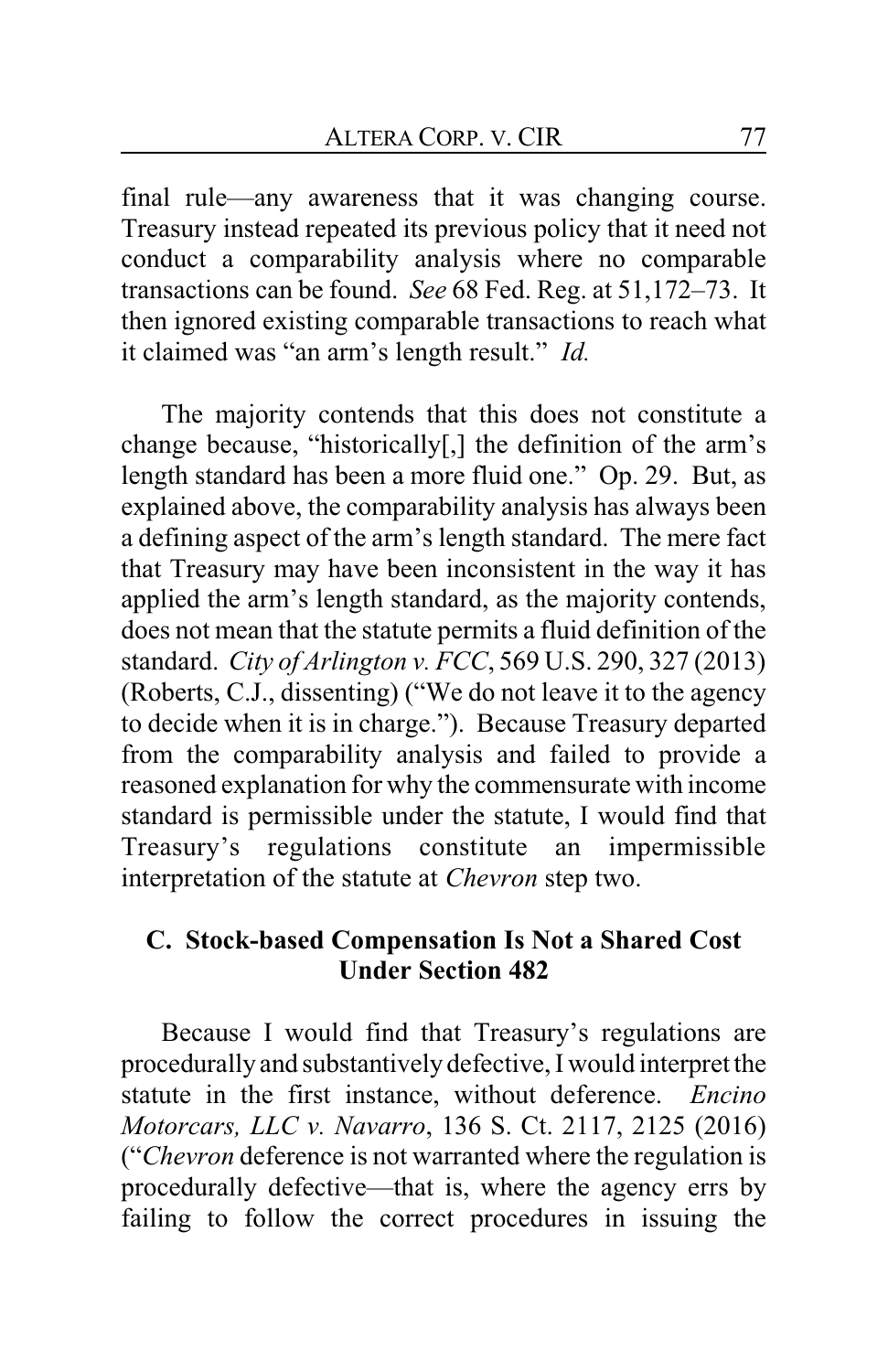final rule—any awareness that it was changing course. Treasury instead repeated its previous policy that it need not conduct a comparability analysis where no comparable transactions can be found. *See* 68 Fed. Reg. at 51,172–73. It then ignored existing comparable transactions to reach what it claimed was "an arm's length result." *Id.*

The majority contends that this does not constitute a change because, "historically[,] the definition of the arm's length standard has been a more fluid one." Op. 29. But, as explained above, the comparability analysis has always been a defining aspect of the arm's length standard. The mere fact that Treasury may have been inconsistent in the way it has applied the arm's length standard, as the majority contends, does not mean that the statute permits a fluid definition of the standard. *City of Arlington v. FCC*, 569 U.S. 290, 327 (2013) (Roberts, C.J., dissenting) ("We do not leave it to the agency to decide when it is in charge."). Because Treasury departed from the comparability analysis and failed to provide a reasoned explanation for why the commensurate with income standard is permissible under the statute, I would find that Treasury's regulations constitute an impermissible interpretation of the statute at *Chevron* step two.

### C. Stock-based Compensation Is Not a Shared Cost Under Section 482

Because I would find that Treasury's regulations are procedurally and substantively defective, I would interpret the statute in the first instance, without deference. *Encino Motorcars, LLC v. Navarro*, 136 S. Ct. 2117, 2125 (2016) ("*Chevron* deference is not warranted where the regulation is procedurally defective—that is, where the agency errs by failing to follow the correct procedures in issuing the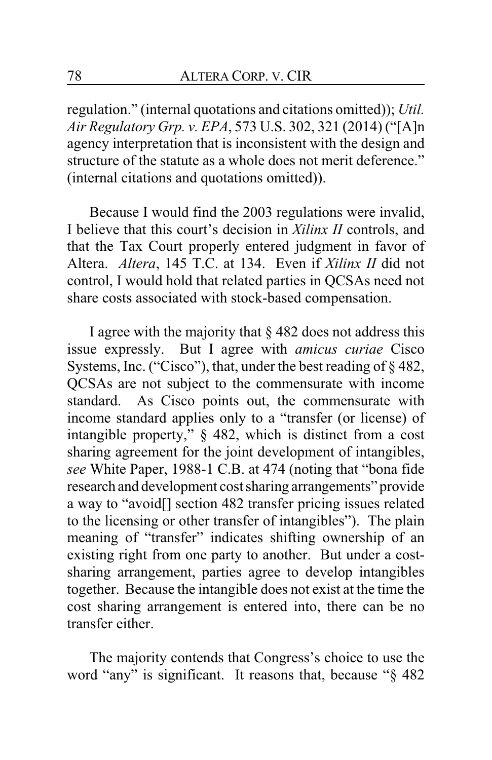regulation." (internal quotations and citations omitted)); *Util. Air Regulatory Grp. v. EPA*, 573 U.S. 302, 321 (2014) ("[A]n agency interpretation that is inconsistent with the design and structure of the statute as a whole does not merit deference." (internal citations and quotations omitted)).

Because I would find the 2003 regulations were invalid, I believe that this court's decision in *Xilinx II* controls, and that the Tax Court properly entered judgment in favor of Altera. *Altera*, 145 T.C. at 134. Even if *Xilinx II* did not control, I would hold that related parties in QCSAs need not share costs associated with stock-based compensation.

I agree with the majority that § 482 does not address this issue expressly. But I agree with *amicus curiae* Cisco Systems, Inc. ("Cisco"), that, under the best reading of § 482, QCSAs are not subject to the commensurate with income standard. As Cisco points out, the commensurate with income standard applies only to a "transfer (or license) of intangible property," § 482, which is distinct from a cost sharing agreement for the joint development of intangibles, *see* White Paper, 1988-1 C.B. at 474 (noting that "bona fide research and development cost sharing arrangements" provide a way to "avoid[] section 482 transfer pricing issues related to the licensing or other transfer of intangibles"). The plain meaning of "transfer" indicates shifting ownership of an existing right from one party to another. But under a cost-sharing arrangement, parties agree to develop intangibles together. Because the intangible does not exist at the time the cost sharing arrangement is entered into, there can be no transfer either.

The majority contends that Congress's choice to use the word "any" is significant. It reasons that, because "§ 482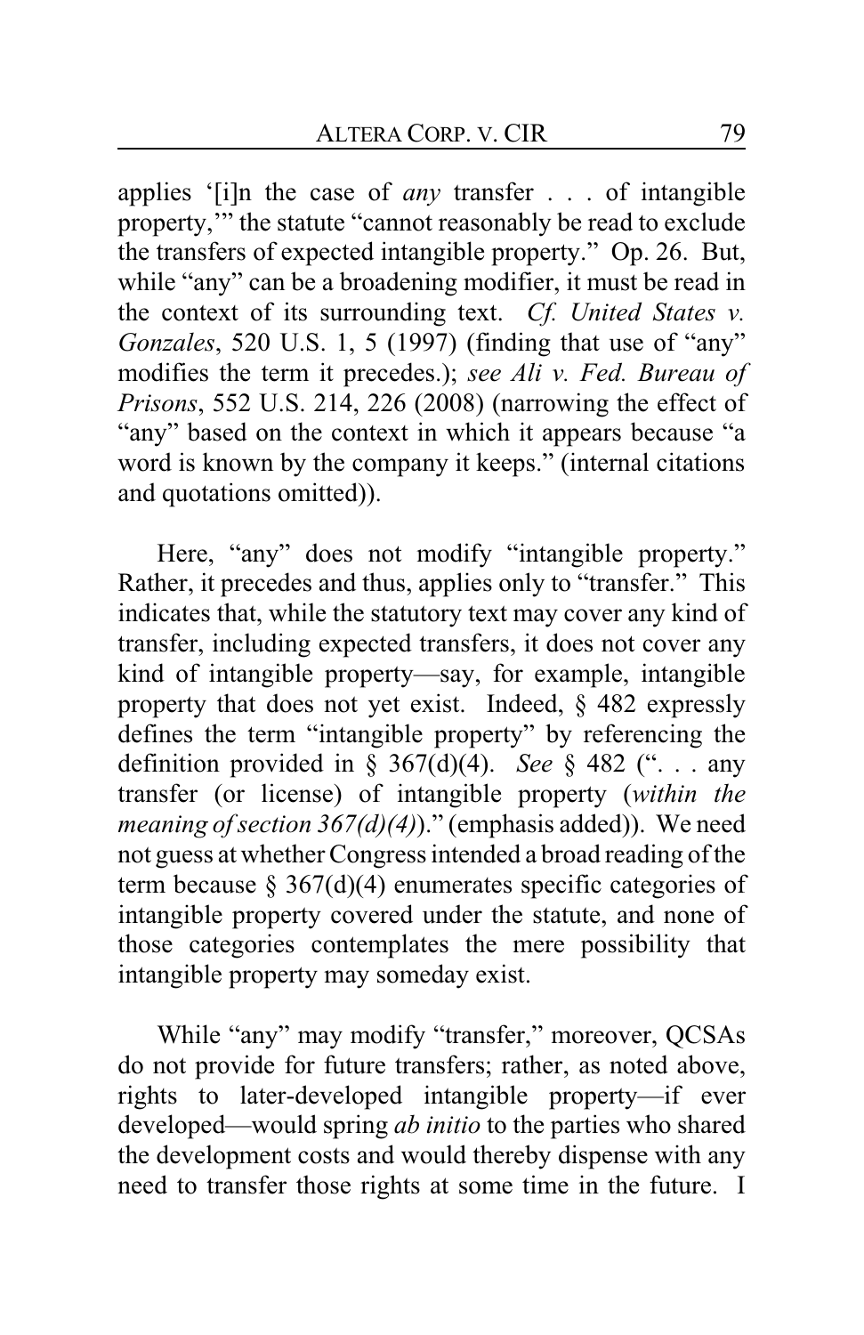applies '[i]n the case of *any* transfer . . . of intangible property,'" the statute "cannot reasonably be read to exclude the transfers of expected intangible property." Op. 26. But, while "any" can be a broadening modifier, it must be read in the context of its surrounding text. *Cf. United States v. Gonzales*, 520 U.S. 1, 5 (1997) (finding that use of "any" modifies the term it precedes.); *see Ali v. Fed. Bureau of Prisons*, 552 U.S. 214, 226 (2008) (narrowing the effect of "any" based on the context in which it appears because "a word is known by the company it keeps." (internal citations and quotations omitted)).

Here, "any" does not modify "intangible property." Rather, it precedes and thus, applies only to "transfer." This indicates that, while the statutory text may cover any kind of transfer, including expected transfers, it does not cover any kind of intangible property—say, for example, intangible property that does not yet exist. Indeed, § 482 expressly defines the term "intangible property" by referencing the definition provided in § 367(d)(4). *See* § 482 (". . . any transfer (or license) of intangible property (*within the meaning of section 367(d)(4)*)." (emphasis added)). We need not guess at whether Congress intended a broad reading of the term because § 367(d)(4) enumerates specific categories of intangible property covered under the statute, and none of those categories contemplates the mere possibility that intangible property may someday exist.

While "any" may modify "transfer," moreover, QCSAs do not provide for future transfers; rather, as noted above, rights to later-developed intangible property—if ever developed—would spring *ab initio* to the parties who shared the development costs and would thereby dispense with any need to transfer those rights at some time in the future. I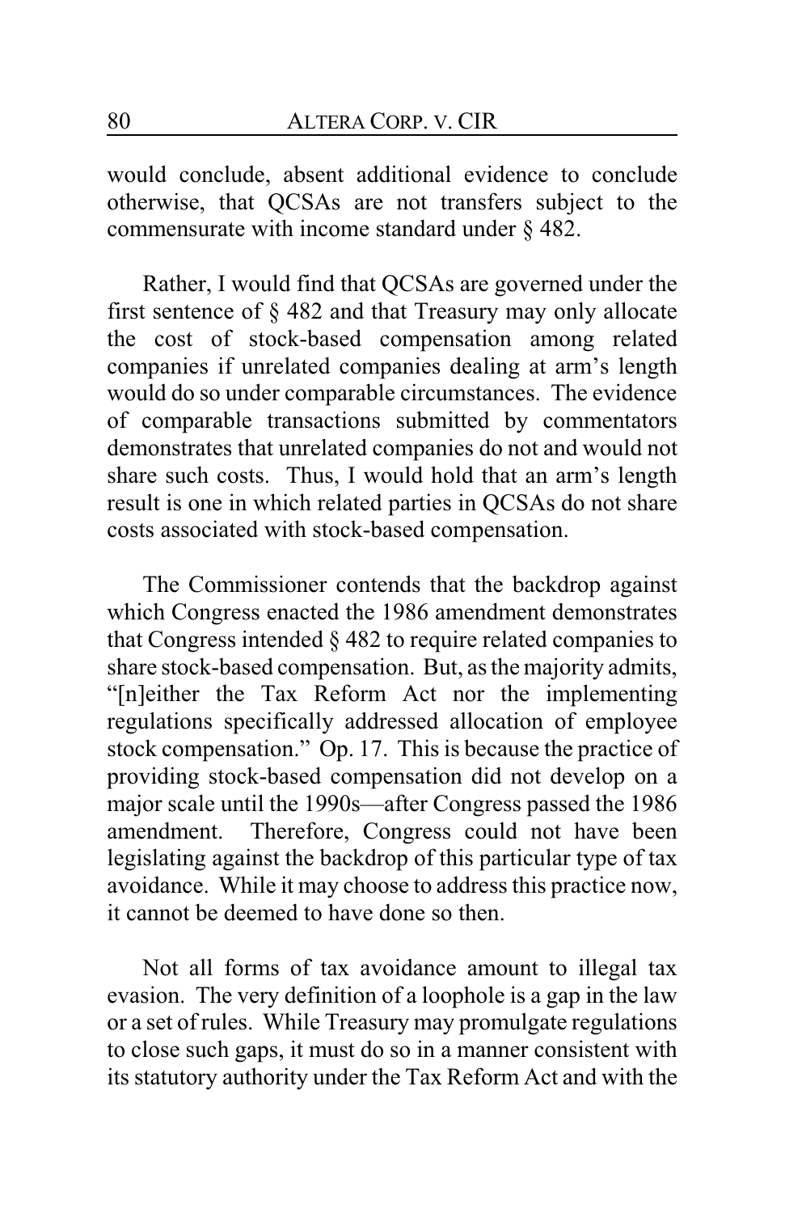would conclude, absent additional evidence to conclude otherwise, that QCSAs are not transfers subject to the commensurate with income standard under § 482.

Rather, I would find that QCSAs are governed under the first sentence of § 482 and that Treasury may only allocate the cost of stock-based compensation among related companies if unrelated companies dealing at arm's length would do so under comparable circumstances. The evidence of comparable transactions submitted by commentators demonstrates that unrelated companies do not and would not share such costs. Thus, I would hold that an arm's length result is one in which related parties in QCSAs do not share costs associated with stock-based compensation.

The Commissioner contends that the backdrop against which Congress enacted the 1986 amendment demonstrates that Congress intended § 482 to require related companies to share stock-based compensation. But, as the majority admits, "[n]either the Tax Reform Act nor the implementing regulations specifically addressed allocation of employee stock compensation." Op. 17. This is because the practice of providing stock-based compensation did not develop on a major scale until the 1990s—after Congress passed the 1986 amendment. Therefore, Congress could not have been legislating against the backdrop of this particular type of tax avoidance. While it may choose to address this practice now, it cannot be deemed to have done so then.

Not all forms of tax avoidance amount to illegal tax evasion. The very definition of a loophole is a gap in the law or a set of rules. While Treasury may promulgate regulations to close such gaps, it must do so in a manner consistent with its statutory authority under the Tax Reform Act and with the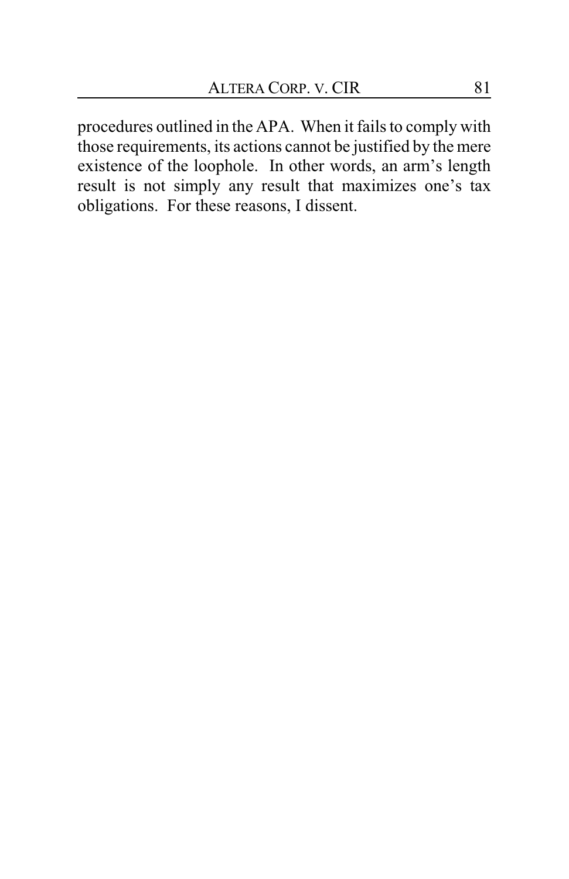procedures outlined in the APA. When it fails to comply with those requirements, its actions cannot be justified by the mere existence of the loophole. In other words, an arm's length result is not simply any result that maximizes one's tax obligations. For these reasons, I dissent.